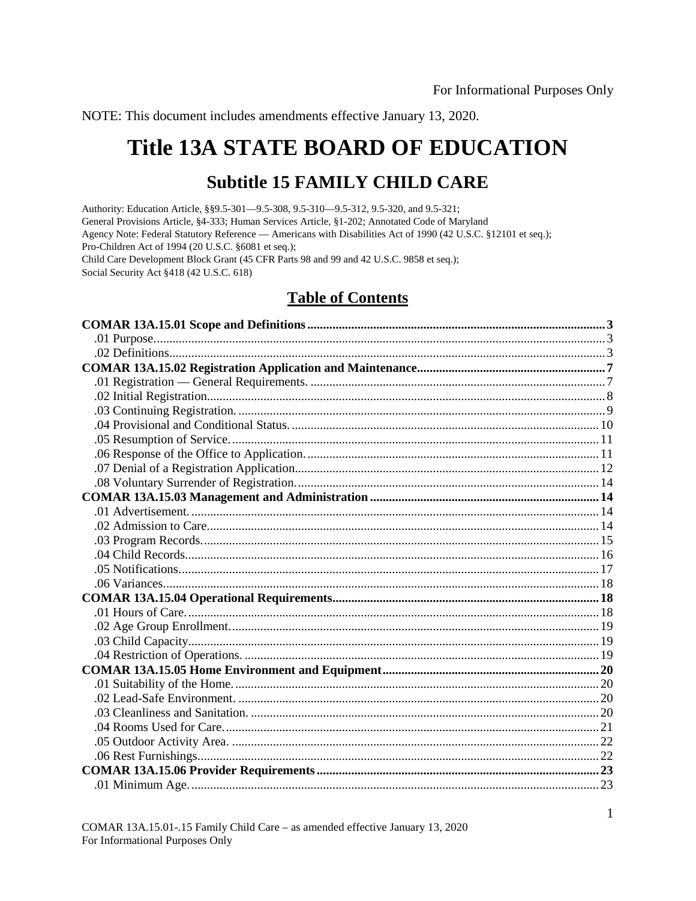For Informational Purposes Only

NOTE: This document includes amendments effective January 13, 2020.

# Title 13A STATE BOARD OF EDUCATION

## Subtitle 15 FAMILY CHILD CARE

Authority: Education Article, §§9.5-301—9.5-308, 9.5-310—9.5-312, 9.5-320, and 9.5-321;
General Provisions Article, §4-333; Human Services Article, §1-202; Annotated Code of Maryland
Agency Note: Federal Statutory Reference — Americans with Disabilities Act of 1990 (42 U.S.C. §12101 et seq.);
Pro-Children Act of 1994 (20 U.S.C. §6081 et seq.);
Child Care Development Block Grant (45 CFR Parts 98 and 99 and 42 U.S.C. 9858 et seq.);
Social Security Act §418 (42 U.S.C. 618)

## Table of Contents

**COMAR 13A.15.01 Scope and Definitions** .......... **3**
- .01 Purpose .......... 3
- .02 Definitions .......... 3

**COMAR 13A.15.02 Registration Application and Maintenance** .......... **7**
- .01 Registration — General Requirements. .......... 7
- .02 Initial Registration .......... 8
- .03 Continuing Registration. .......... 9
- .04 Provisional and Conditional Status. .......... 10
- .05 Resumption of Service. .......... 11
- .06 Response of the Office to Application. .......... 11
- .07 Denial of a Registration Application .......... 12
- .08 Voluntary Surrender of Registration. .......... 14

**COMAR 13A.15.03 Management and Administration** .......... **14**
- .01 Advertisement. .......... 14
- .02 Admission to Care .......... 14
- .03 Program Records. .......... 15
- .04 Child Records .......... 16
- .05 Notifications .......... 17
- .06 Variances .......... 18

**COMAR 13A.15.04 Operational Requirements** .......... **18**
- .01 Hours of Care. .......... 18
- .02 Age Group Enrollment. .......... 19
- .03 Child Capacity .......... 19
- .04 Restriction of Operations. .......... 19

**COMAR 13A.15.05 Home Environment and Equipment** .......... **20**
- .01 Suitability of the Home. .......... 20
- .02 Lead-Safe Environment. .......... 20
- .03 Cleanliness and Sanitation. .......... 20
- .04 Rooms Used for Care. .......... 21
- .05 Outdoor Activity Area. .......... 22
- .06 Rest Furnishings .......... 22

**COMAR 13A.15.06 Provider Requirements** .......... **23**
- .01 Minimum Age. .......... 23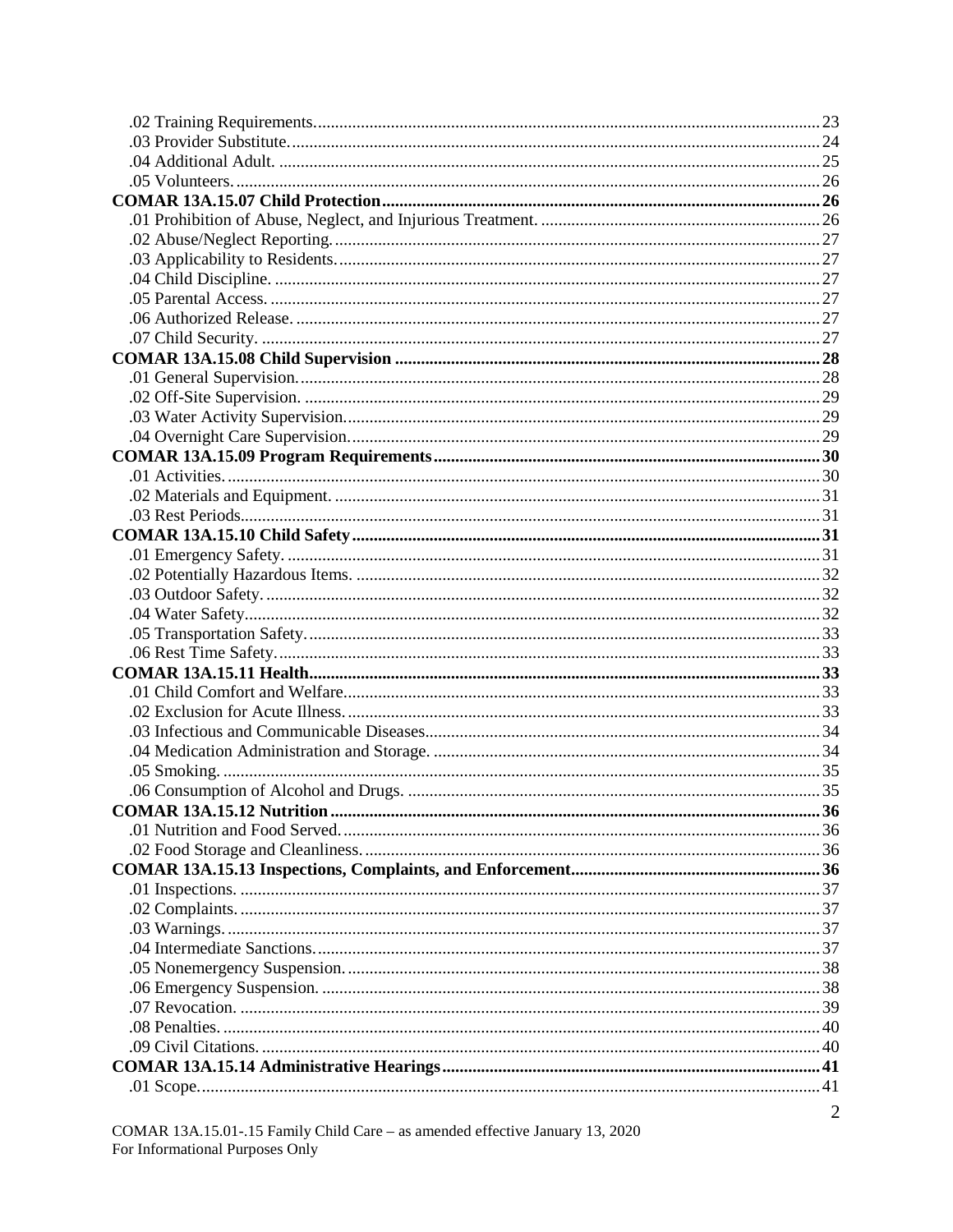.02 Training Requirements. 23
.03 Provider Substitute. 24
.04 Additional Adult. 25
.05 Volunteers. 26

**COMAR 13A.15.07 Child Protection** 26
.01 Prohibition of Abuse, Neglect, and Injurious Treatment. 26
.02 Abuse/Neglect Reporting. 27
.03 Applicability to Residents. 27
.04 Child Discipline. 27
.05 Parental Access. 27
.06 Authorized Release. 27
.07 Child Security. 27

**COMAR 13A.15.08 Child Supervision** 28
.01 General Supervision. 28
.02 Off-Site Supervision. 29
.03 Water Activity Supervision. 29
.04 Overnight Care Supervision. 29

**COMAR 13A.15.09 Program Requirements** 30
.01 Activities. 30
.02 Materials and Equipment. 31
.03 Rest Periods. 31

**COMAR 13A.15.10 Child Safety** 31
.01 Emergency Safety. 31
.02 Potentially Hazardous Items. 32
.03 Outdoor Safety. 32
.04 Water Safety. 32
.05 Transportation Safety. 33
.06 Rest Time Safety. 33

**COMAR 13A.15.11 Health** 33
.01 Child Comfort and Welfare. 33
.02 Exclusion for Acute Illness. 33
.03 Infectious and Communicable Diseases. 34
.04 Medication Administration and Storage. 34
.05 Smoking. 35
.06 Consumption of Alcohol and Drugs. 35

**COMAR 13A.15.12 Nutrition** 36
.01 Nutrition and Food Served. 36
.02 Food Storage and Cleanliness. 36

**COMAR 13A.15.13 Inspections, Complaints, and Enforcement** 36
.01 Inspections. 37
.02 Complaints. 37
.03 Warnings. 37
.04 Intermediate Sanctions. 37
.05 Nonemergency Suspension. 38
.06 Emergency Suspension. 38
.07 Revocation. 39
.08 Penalties. 40
.09 Civil Citations. 40

**COMAR 13A.15.14 Administrative Hearings** 41
.01 Scope. 41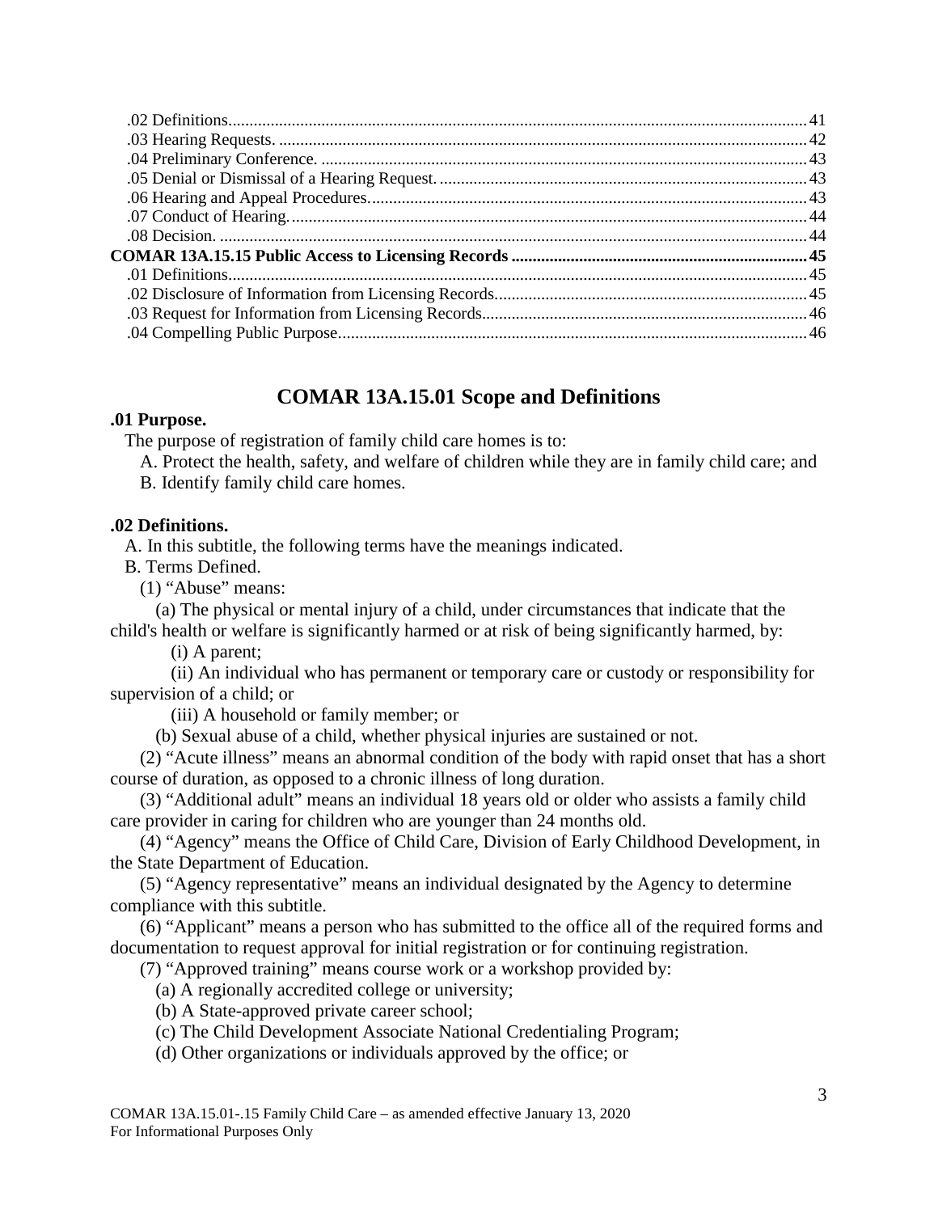.02 Definitions. 41
.03 Hearing Requests. 42
.04 Preliminary Conference. 43
.05 Denial or Dismissal of a Hearing Request. 43
.06 Hearing and Appeal Procedures. 43
.07 Conduct of Hearing. 44
.08 Decision. 44
**COMAR 13A.15.15 Public Access to Licensing Records 45**
.01 Definitions. 45
.02 Disclosure of Information from Licensing Records. 45
.03 Request for Information from Licensing Records. 46
.04 Compelling Public Purpose. 46

## COMAR 13A.15.01 Scope and Definitions

**.01 Purpose.**

The purpose of registration of family child care homes is to:

A. Protect the health, safety, and welfare of children while they are in family child care; and

B. Identify family child care homes.

**.02 Definitions.**

A. In this subtitle, the following terms have the meanings indicated.

B. Terms Defined.

(1) "Abuse" means:

(a) The physical or mental injury of a child, under circumstances that indicate that the child's health or welfare is significantly harmed or at risk of being significantly harmed, by:

(i) A parent;

(ii) An individual who has permanent or temporary care or custody or responsibility for supervision of a child; or

(iii) A household or family member; or

(b) Sexual abuse of a child, whether physical injuries are sustained or not.

(2) "Acute illness" means an abnormal condition of the body with rapid onset that has a short course of duration, as opposed to a chronic illness of long duration.

(3) "Additional adult" means an individual 18 years old or older who assists a family child care provider in caring for children who are younger than 24 months old.

(4) "Agency" means the Office of Child Care, Division of Early Childhood Development, in the State Department of Education.

(5) "Agency representative" means an individual designated by the Agency to determine compliance with this subtitle.

(6) "Applicant" means a person who has submitted to the office all of the required forms and documentation to request approval for initial registration or for continuing registration.

(7) "Approved training" means course work or a workshop provided by:

(a) A regionally accredited college or university;

(b) A State-approved private career school;

(c) The Child Development Associate National Credentialing Program;

(d) Other organizations or individuals approved by the office; or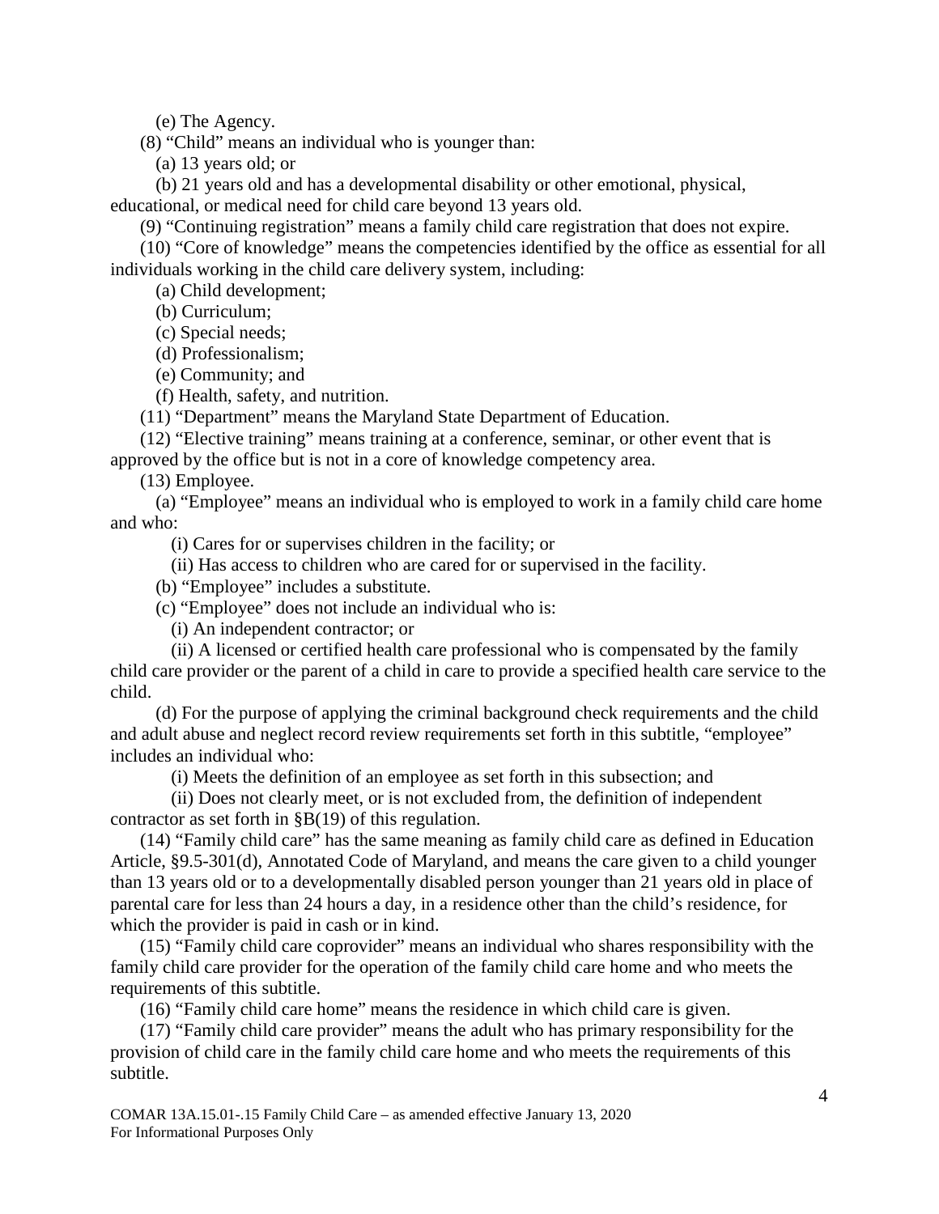(e) The Agency.

(8) "Child" means an individual who is younger than:

(a) 13 years old; or

(b) 21 years old and has a developmental disability or other emotional, physical, educational, or medical need for child care beyond 13 years old.

(9) "Continuing registration" means a family child care registration that does not expire.

(10) "Core of knowledge" means the competencies identified by the office as essential for all individuals working in the child care delivery system, including:

(a) Child development;

(b) Curriculum;

(c) Special needs;

(d) Professionalism;

(e) Community; and

(f) Health, safety, and nutrition.

(11) "Department" means the Maryland State Department of Education.

(12) "Elective training" means training at a conference, seminar, or other event that is approved by the office but is not in a core of knowledge competency area.

(13) Employee.

(a) "Employee" means an individual who is employed to work in a family child care home and who:

(i) Cares for or supervises children in the facility; or

(ii) Has access to children who are cared for or supervised in the facility.

(b) "Employee" includes a substitute.

(c) "Employee" does not include an individual who is:

(i) An independent contractor; or

(ii) A licensed or certified health care professional who is compensated by the family child care provider or the parent of a child in care to provide a specified health care service to the child.

(d) For the purpose of applying the criminal background check requirements and the child and adult abuse and neglect record review requirements set forth in this subtitle, "employee" includes an individual who:

(i) Meets the definition of an employee as set forth in this subsection; and

(ii) Does not clearly meet, or is not excluded from, the definition of independent contractor as set forth in §B(19) of this regulation.

(14) "Family child care" has the same meaning as family child care as defined in Education Article, §9.5-301(d), Annotated Code of Maryland, and means the care given to a child younger than 13 years old or to a developmentally disabled person younger than 21 years old in place of parental care for less than 24 hours a day, in a residence other than the child's residence, for which the provider is paid in cash or in kind.

(15) "Family child care coprovider" means an individual who shares responsibility with the family child care provider for the operation of the family child care home and who meets the requirements of this subtitle.

(16) "Family child care home" means the residence in which child care is given.

(17) "Family child care provider" means the adult who has primary responsibility for the provision of child care in the family child care home and who meets the requirements of this subtitle.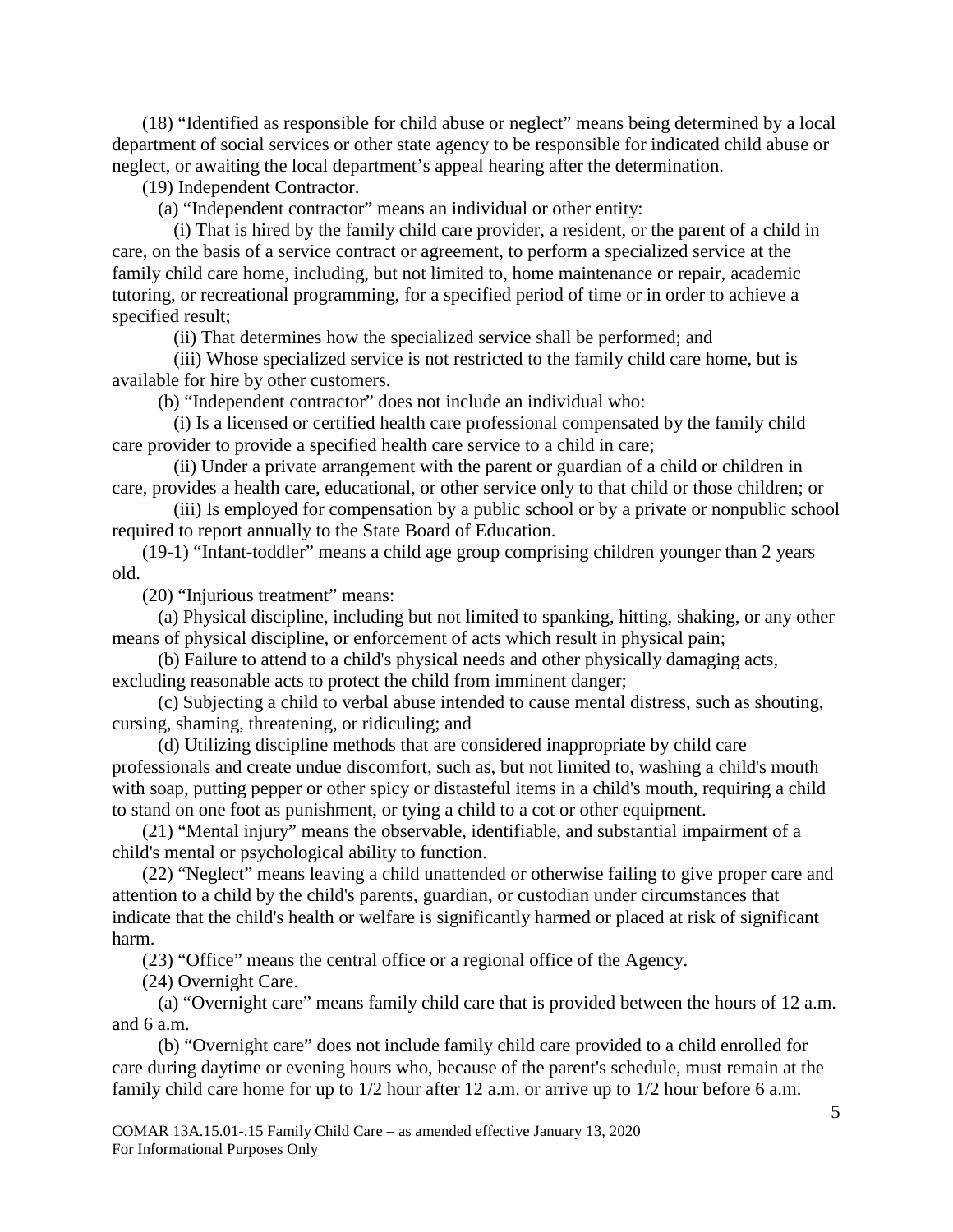(18) "Identified as responsible for child abuse or neglect" means being determined by a local department of social services or other state agency to be responsible for indicated child abuse or neglect, or awaiting the local department's appeal hearing after the determination.

(19) Independent Contractor.

(a) "Independent contractor" means an individual or other entity:

(i) That is hired by the family child care provider, a resident, or the parent of a child in care, on the basis of a service contract or agreement, to perform a specialized service at the family child care home, including, but not limited to, home maintenance or repair, academic tutoring, or recreational programming, for a specified period of time or in order to achieve a specified result;

(ii) That determines how the specialized service shall be performed; and

(iii) Whose specialized service is not restricted to the family child care home, but is available for hire by other customers.

(b) "Independent contractor" does not include an individual who:

(i) Is a licensed or certified health care professional compensated by the family child care provider to provide a specified health care service to a child in care;

(ii) Under a private arrangement with the parent or guardian of a child or children in care, provides a health care, educational, or other service only to that child or those children; or

(iii) Is employed for compensation by a public school or by a private or nonpublic school required to report annually to the State Board of Education.

(19-1) "Infant-toddler" means a child age group comprising children younger than 2 years old.

(20) "Injurious treatment" means:

(a) Physical discipline, including but not limited to spanking, hitting, shaking, or any other means of physical discipline, or enforcement of acts which result in physical pain;

(b) Failure to attend to a child's physical needs and other physically damaging acts, excluding reasonable acts to protect the child from imminent danger;

(c) Subjecting a child to verbal abuse intended to cause mental distress, such as shouting, cursing, shaming, threatening, or ridiculing; and

(d) Utilizing discipline methods that are considered inappropriate by child care professionals and create undue discomfort, such as, but not limited to, washing a child's mouth with soap, putting pepper or other spicy or distasteful items in a child's mouth, requiring a child to stand on one foot as punishment, or tying a child to a cot or other equipment.

(21) "Mental injury" means the observable, identifiable, and substantial impairment of a child's mental or psychological ability to function.

(22) "Neglect" means leaving a child unattended or otherwise failing to give proper care and attention to a child by the child's parents, guardian, or custodian under circumstances that indicate that the child's health or welfare is significantly harmed or placed at risk of significant harm.

(23) "Office" means the central office or a regional office of the Agency.

(24) Overnight Care.

(a) "Overnight care" means family child care that is provided between the hours of 12 a.m. and 6 a.m.

(b) "Overnight care" does not include family child care provided to a child enrolled for care during daytime or evening hours who, because of the parent's schedule, must remain at the family child care home for up to 1/2 hour after 12 a.m. or arrive up to 1/2 hour before 6 a.m.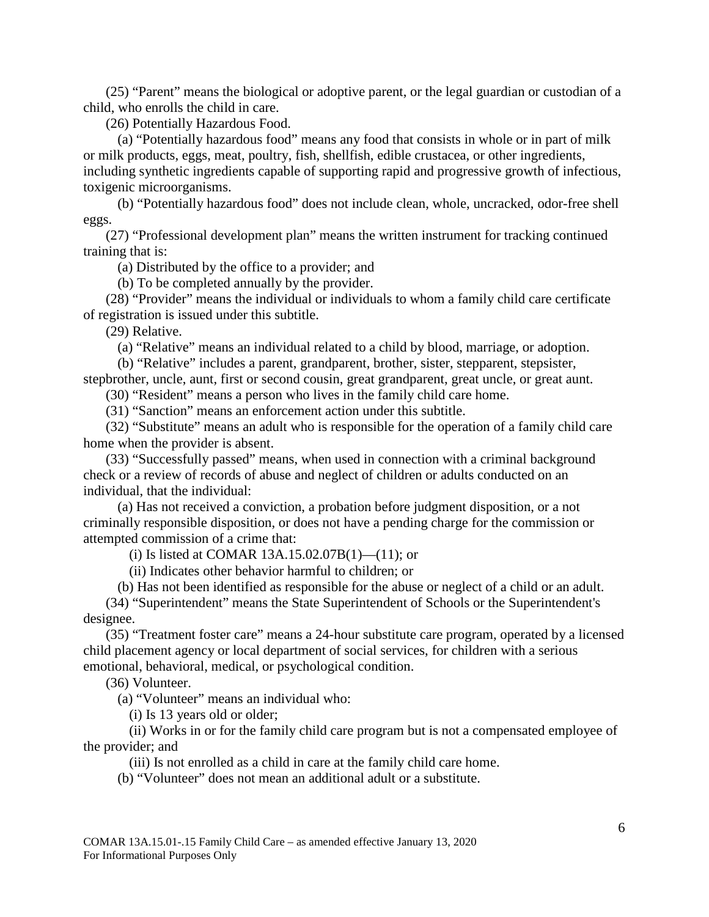(25) “Parent” means the biological or adoptive parent, or the legal guardian or custodian of a child, who enrolls the child in care.

(26) Potentially Hazardous Food.

(a) “Potentially hazardous food” means any food that consists in whole or in part of milk or milk products, eggs, meat, poultry, fish, shellfish, edible crustacea, or other ingredients, including synthetic ingredients capable of supporting rapid and progressive growth of infectious, toxigenic microorganisms.

(b) “Potentially hazardous food” does not include clean, whole, uncracked, odor-free shell eggs.

(27) “Professional development plan” means the written instrument for tracking continued training that is:

(a) Distributed by the office to a provider; and

(b) To be completed annually by the provider.

(28) “Provider” means the individual or individuals to whom a family child care certificate of registration is issued under this subtitle.

(29) Relative.

(a) “Relative” means an individual related to a child by blood, marriage, or adoption.

(b) “Relative” includes a parent, grandparent, brother, sister, stepparent, stepsister, stepbrother, uncle, aunt, first or second cousin, great grandparent, great uncle, or great aunt.

(30) “Resident” means a person who lives in the family child care home.

(31) “Sanction” means an enforcement action under this subtitle.

(32) “Substitute” means an adult who is responsible for the operation of a family child care home when the provider is absent.

(33) “Successfully passed” means, when used in connection with a criminal background check or a review of records of abuse and neglect of children or adults conducted on an individual, that the individual:

(a) Has not received a conviction, a probation before judgment disposition, or a not criminally responsible disposition, or does not have a pending charge for the commission or attempted commission of a crime that:

(i) Is listed at COMAR 13A.15.02.07B(1)—(11); or

(ii) Indicates other behavior harmful to children; or

(b) Has not been identified as responsible for the abuse or neglect of a child or an adult.

(34) “Superintendent” means the State Superintendent of Schools or the Superintendent's designee.

(35) “Treatment foster care” means a 24-hour substitute care program, operated by a licensed child placement agency or local department of social services, for children with a serious emotional, behavioral, medical, or psychological condition.

(36) Volunteer.

(a) “Volunteer” means an individual who:

(i) Is 13 years old or older;

(ii) Works in or for the family child care program but is not a compensated employee of the provider; and

(iii) Is not enrolled as a child in care at the family child care home.

(b) “Volunteer” does not mean an additional adult or a substitute.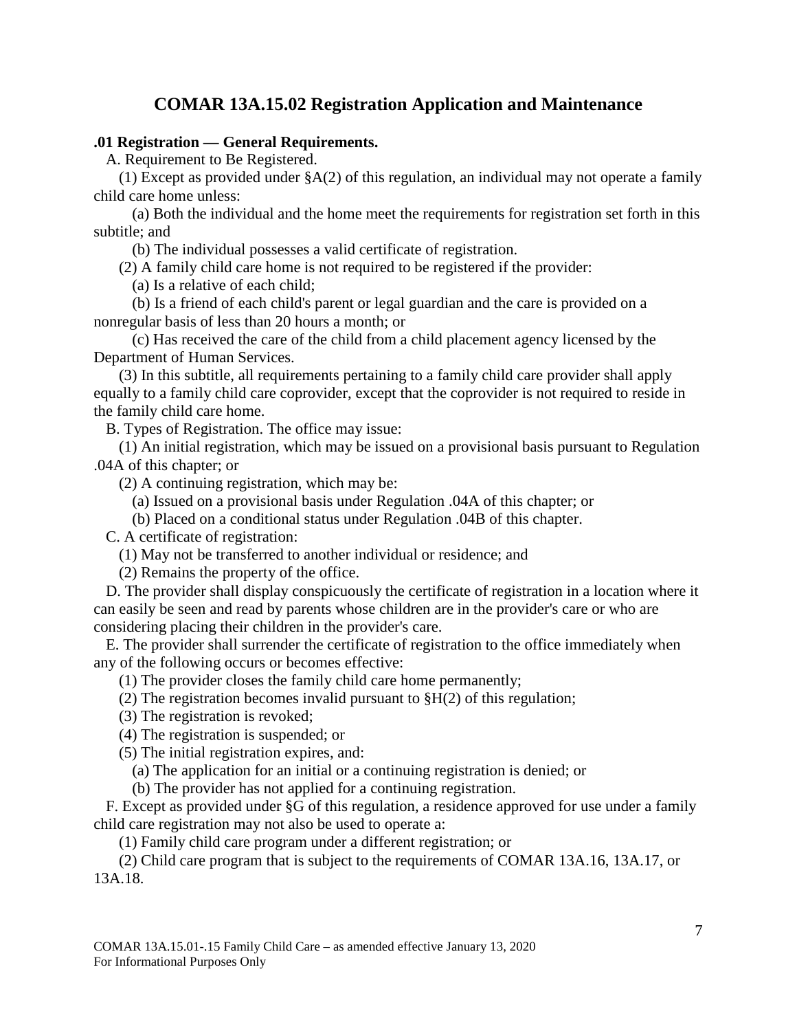# COMAR 13A.15.02 Registration Application and Maintenance

**.01 Registration — General Requirements.**

A. Requirement to Be Registered.

(1) Except as provided under §A(2) of this regulation, an individual may not operate a family child care home unless:

(a) Both the individual and the home meet the requirements for registration set forth in this subtitle; and

(b) The individual possesses a valid certificate of registration.

(2) A family child care home is not required to be registered if the provider:

(a) Is a relative of each child;

(b) Is a friend of each child's parent or legal guardian and the care is provided on a nonregular basis of less than 20 hours a month; or

(c) Has received the care of the child from a child placement agency licensed by the Department of Human Services.

(3) In this subtitle, all requirements pertaining to a family child care provider shall apply equally to a family child care coprovider, except that the coprovider is not required to reside in the family child care home.

B. Types of Registration. The office may issue:

(1) An initial registration, which may be issued on a provisional basis pursuant to Regulation .04A of this chapter; or

(2) A continuing registration, which may be:

(a) Issued on a provisional basis under Regulation .04A of this chapter; or

(b) Placed on a conditional status under Regulation .04B of this chapter.

C. A certificate of registration:

(1) May not be transferred to another individual or residence; and

(2) Remains the property of the office.

D. The provider shall display conspicuously the certificate of registration in a location where it can easily be seen and read by parents whose children are in the provider's care or who are considering placing their children in the provider's care.

E. The provider shall surrender the certificate of registration to the office immediately when any of the following occurs or becomes effective:

(1) The provider closes the family child care home permanently;

(2) The registration becomes invalid pursuant to §H(2) of this regulation;

(3) The registration is revoked;

(4) The registration is suspended; or

(5) The initial registration expires, and:

(a) The application for an initial or a continuing registration is denied; or

(b) The provider has not applied for a continuing registration.

F. Except as provided under §G of this regulation, a residence approved for use under a family child care registration may not also be used to operate a:

(1) Family child care program under a different registration; or

(2) Child care program that is subject to the requirements of COMAR 13A.16, 13A.17, or 13A.18.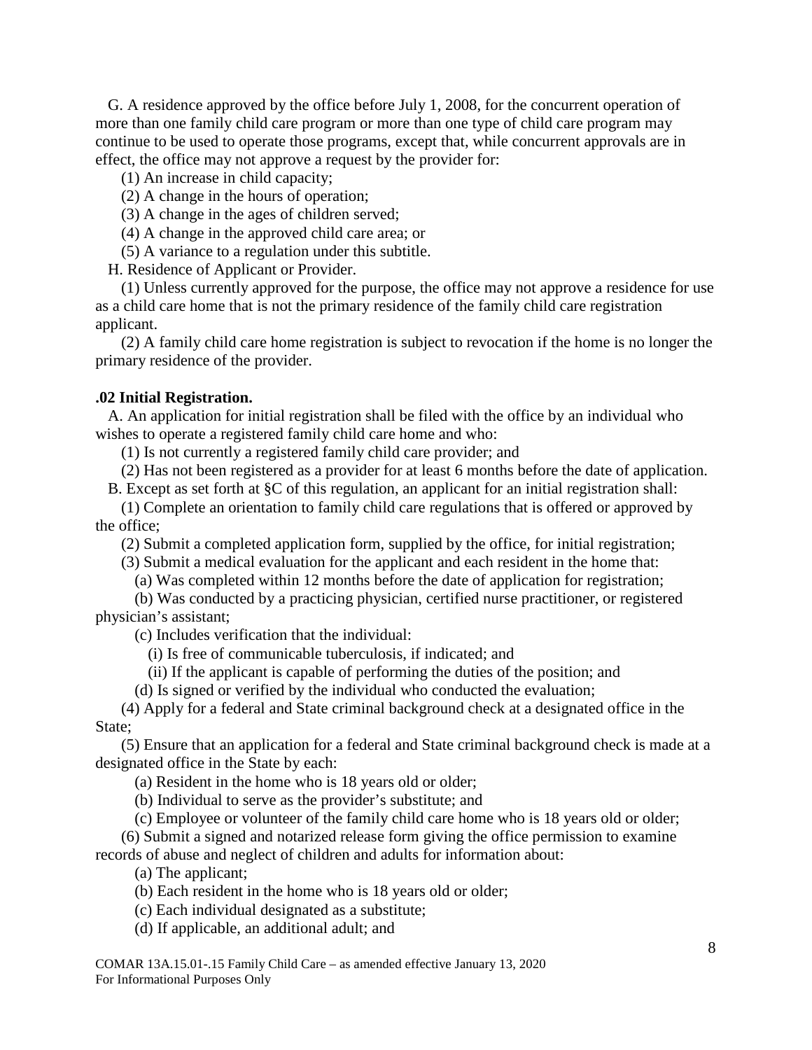G. A residence approved by the office before July 1, 2008, for the concurrent operation of more than one family child care program or more than one type of child care program may continue to be used to operate those programs, except that, while concurrent approvals are in effect, the office may not approve a request by the provider for:

(1) An increase in child capacity;

(2) A change in the hours of operation;

(3) A change in the ages of children served;

(4) A change in the approved child care area; or

(5) A variance to a regulation under this subtitle.

H. Residence of Applicant or Provider.

(1) Unless currently approved for the purpose, the office may not approve a residence for use as a child care home that is not the primary residence of the family child care registration applicant.

(2) A family child care home registration is subject to revocation if the home is no longer the primary residence of the provider.

**.02 Initial Registration.**

A. An application for initial registration shall be filed with the office by an individual who wishes to operate a registered family child care home and who:

(1) Is not currently a registered family child care provider; and

(2) Has not been registered as a provider for at least 6 months before the date of application.

B. Except as set forth at §C of this regulation, an applicant for an initial registration shall:

(1) Complete an orientation to family child care regulations that is offered or approved by the office;

(2) Submit a completed application form, supplied by the office, for initial registration;

(3) Submit a medical evaluation for the applicant and each resident in the home that:

(a) Was completed within 12 months before the date of application for registration;

(b) Was conducted by a practicing physician, certified nurse practitioner, or registered physician's assistant;

(c) Includes verification that the individual:

(i) Is free of communicable tuberculosis, if indicated; and

(ii) If the applicant is capable of performing the duties of the position; and

(d) Is signed or verified by the individual who conducted the evaluation;

(4) Apply for a federal and State criminal background check at a designated office in the State;

(5) Ensure that an application for a federal and State criminal background check is made at a designated office in the State by each:

(a) Resident in the home who is 18 years old or older;

(b) Individual to serve as the provider's substitute; and

(c) Employee or volunteer of the family child care home who is 18 years old or older;

(6) Submit a signed and notarized release form giving the office permission to examine records of abuse and neglect of children and adults for information about:

(a) The applicant;

(b) Each resident in the home who is 18 years old or older;

(c) Each individual designated as a substitute;

(d) If applicable, an additional adult; and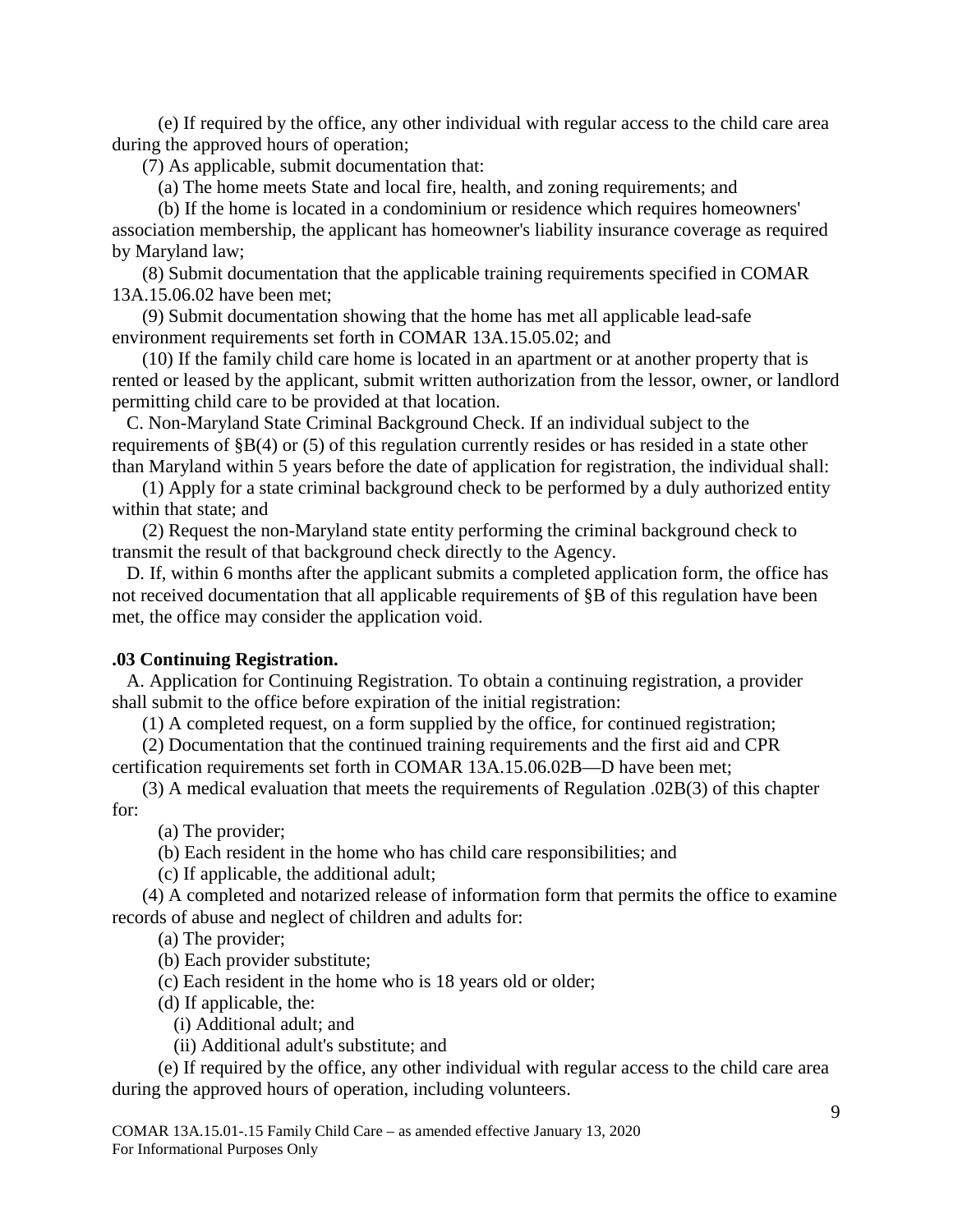(e) If required by the office, any other individual with regular access to the child care area during the approved hours of operation;

(7) As applicable, submit documentation that:

(a) The home meets State and local fire, health, and zoning requirements; and

(b) If the home is located in a condominium or residence which requires homeowners' association membership, the applicant has homeowner's liability insurance coverage as required by Maryland law;

(8) Submit documentation that the applicable training requirements specified in COMAR 13A.15.06.02 have been met;

(9) Submit documentation showing that the home has met all applicable lead-safe environment requirements set forth in COMAR 13A.15.05.02; and

(10) If the family child care home is located in an apartment or at another property that is rented or leased by the applicant, submit written authorization from the lessor, owner, or landlord permitting child care to be provided at that location.

C. Non-Maryland State Criminal Background Check. If an individual subject to the requirements of §B(4) or (5) of this regulation currently resides or has resided in a state other than Maryland within 5 years before the date of application for registration, the individual shall:

(1) Apply for a state criminal background check to be performed by a duly authorized entity within that state; and

(2) Request the non-Maryland state entity performing the criminal background check to transmit the result of that background check directly to the Agency.

D. If, within 6 months after the applicant submits a completed application form, the office has not received documentation that all applicable requirements of §B of this regulation have been met, the office may consider the application void.

**.03 Continuing Registration.**

A. Application for Continuing Registration. To obtain a continuing registration, a provider shall submit to the office before expiration of the initial registration:

(1) A completed request, on a form supplied by the office, for continued registration;

(2) Documentation that the continued training requirements and the first aid and CPR certification requirements set forth in COMAR 13A.15.06.02B—D have been met;

(3) A medical evaluation that meets the requirements of Regulation .02B(3) of this chapter for:

(a) The provider;

(b) Each resident in the home who has child care responsibilities; and

(c) If applicable, the additional adult;

(4) A completed and notarized release of information form that permits the office to examine records of abuse and neglect of children and adults for:

(a) The provider;

(b) Each provider substitute;

(c) Each resident in the home who is 18 years old or older;

(d) If applicable, the:

(i) Additional adult; and

(ii) Additional adult's substitute; and

(e) If required by the office, any other individual with regular access to the child care area during the approved hours of operation, including volunteers.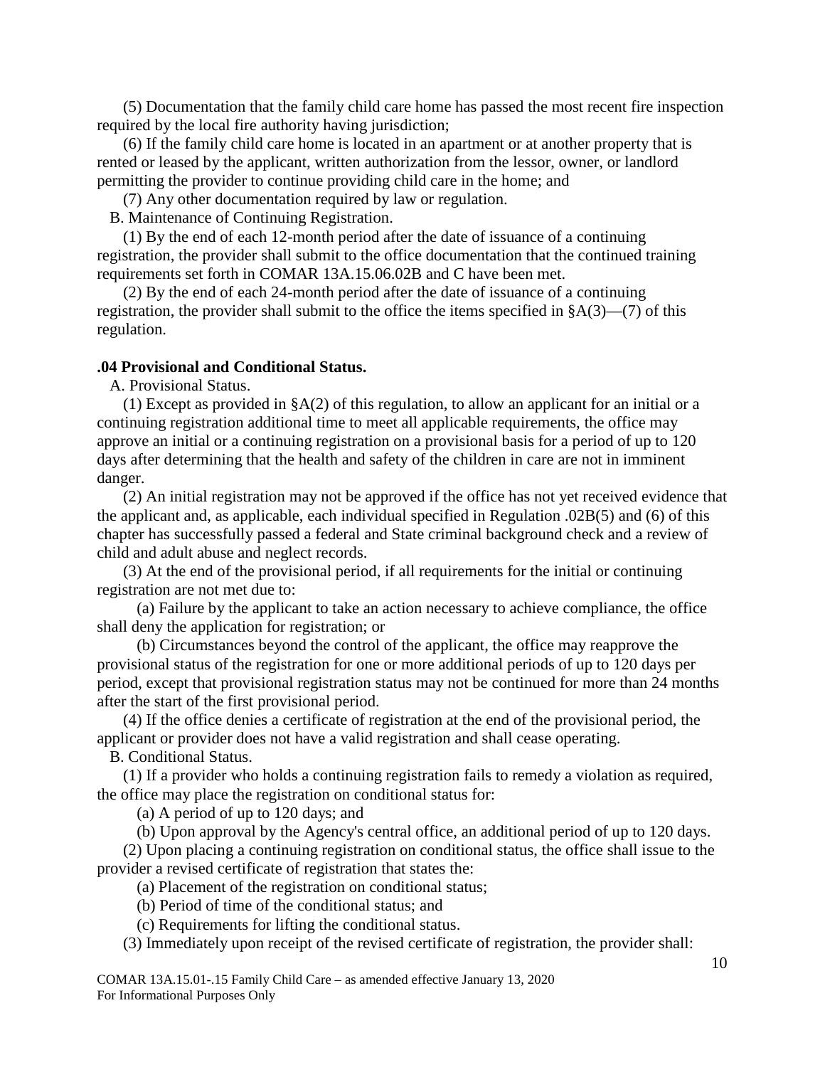(5) Documentation that the family child care home has passed the most recent fire inspection required by the local fire authority having jurisdiction;

(6) If the family child care home is located in an apartment or at another property that is rented or leased by the applicant, written authorization from the lessor, owner, or landlord permitting the provider to continue providing child care in the home; and

(7) Any other documentation required by law or regulation.

B. Maintenance of Continuing Registration.

(1) By the end of each 12-month period after the date of issuance of a continuing registration, the provider shall submit to the office documentation that the continued training requirements set forth in COMAR 13A.15.06.02B and C have been met.

(2) By the end of each 24-month period after the date of issuance of a continuing registration, the provider shall submit to the office the items specified in §A(3)—(7) of this regulation.

**.04 Provisional and Conditional Status.**

A. Provisional Status.

(1) Except as provided in §A(2) of this regulation, to allow an applicant for an initial or a continuing registration additional time to meet all applicable requirements, the office may approve an initial or a continuing registration on a provisional basis for a period of up to 120 days after determining that the health and safety of the children in care are not in imminent danger.

(2) An initial registration may not be approved if the office has not yet received evidence that the applicant and, as applicable, each individual specified in Regulation .02B(5) and (6) of this chapter has successfully passed a federal and State criminal background check and a review of child and adult abuse and neglect records.

(3) At the end of the provisional period, if all requirements for the initial or continuing registration are not met due to:

(a) Failure by the applicant to take an action necessary to achieve compliance, the office shall deny the application for registration; or

(b) Circumstances beyond the control of the applicant, the office may reapprove the provisional status of the registration for one or more additional periods of up to 120 days per period, except that provisional registration status may not be continued for more than 24 months after the start of the first provisional period.

(4) If the office denies a certificate of registration at the end of the provisional period, the applicant or provider does not have a valid registration and shall cease operating.

B. Conditional Status.

(1) If a provider who holds a continuing registration fails to remedy a violation as required, the office may place the registration on conditional status for:

(a) A period of up to 120 days; and

(b) Upon approval by the Agency's central office, an additional period of up to 120 days.

(2) Upon placing a continuing registration on conditional status, the office shall issue to the provider a revised certificate of registration that states the:

(a) Placement of the registration on conditional status;

(b) Period of time of the conditional status; and

(c) Requirements for lifting the conditional status.

(3) Immediately upon receipt of the revised certificate of registration, the provider shall: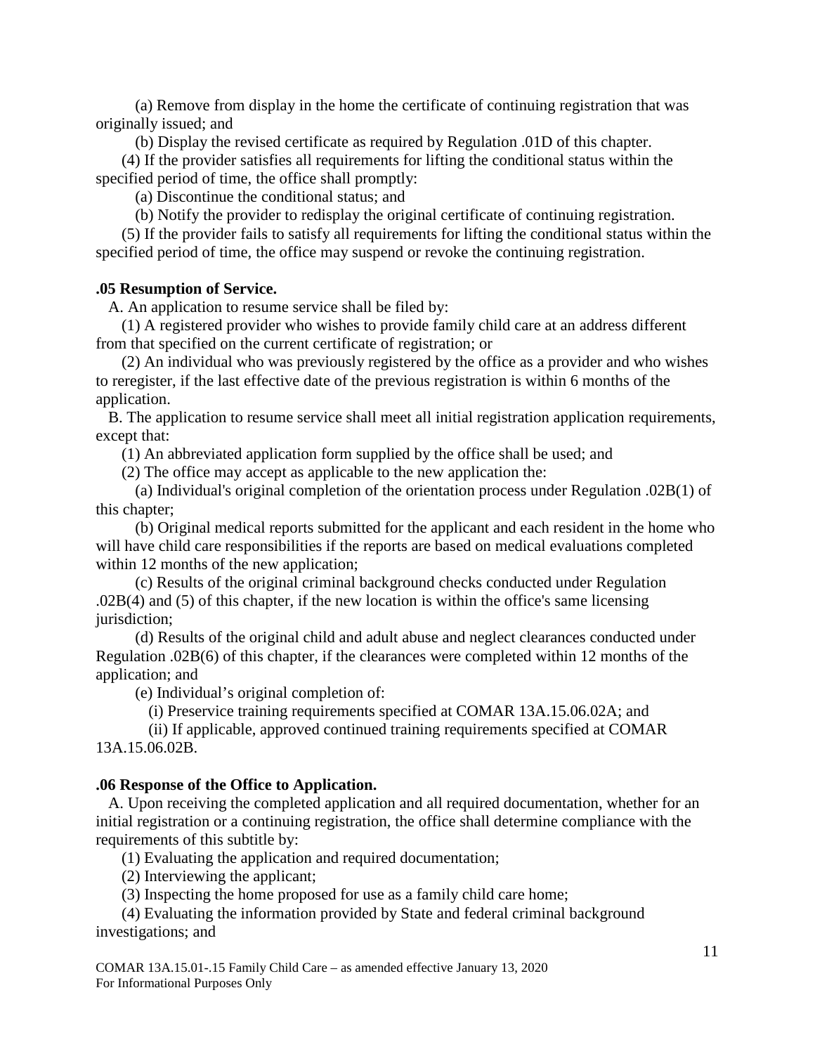(a) Remove from display in the home the certificate of continuing registration that was originally issued; and

(b) Display the revised certificate as required by Regulation .01D of this chapter.

(4) If the provider satisfies all requirements for lifting the conditional status within the specified period of time, the office shall promptly:

(a) Discontinue the conditional status; and

(b) Notify the provider to redisplay the original certificate of continuing registration.

(5) If the provider fails to satisfy all requirements for lifting the conditional status within the specified period of time, the office may suspend or revoke the continuing registration.

**.05 Resumption of Service.**

A. An application to resume service shall be filed by:

(1) A registered provider who wishes to provide family child care at an address different from that specified on the current certificate of registration; or

(2) An individual who was previously registered by the office as a provider and who wishes to reregister, if the last effective date of the previous registration is within 6 months of the application.

B. The application to resume service shall meet all initial registration application requirements, except that:

(1) An abbreviated application form supplied by the office shall be used; and

(2) The office may accept as applicable to the new application the:

(a) Individual's original completion of the orientation process under Regulation .02B(1) of this chapter;

(b) Original medical reports submitted for the applicant and each resident in the home who will have child care responsibilities if the reports are based on medical evaluations completed within 12 months of the new application;

(c) Results of the original criminal background checks conducted under Regulation .02B(4) and (5) of this chapter, if the new location is within the office's same licensing jurisdiction;

(d) Results of the original child and adult abuse and neglect clearances conducted under Regulation .02B(6) of this chapter, if the clearances were completed within 12 months of the application; and

(e) Individual's original completion of:

(i) Preservice training requirements specified at COMAR 13A.15.06.02A; and

(ii) If applicable, approved continued training requirements specified at COMAR 13A.15.06.02B.

**.06 Response of the Office to Application.**

A. Upon receiving the completed application and all required documentation, whether for an initial registration or a continuing registration, the office shall determine compliance with the requirements of this subtitle by:

(1) Evaluating the application and required documentation;

(2) Interviewing the applicant;

(3) Inspecting the home proposed for use as a family child care home;

(4) Evaluating the information provided by State and federal criminal background investigations; and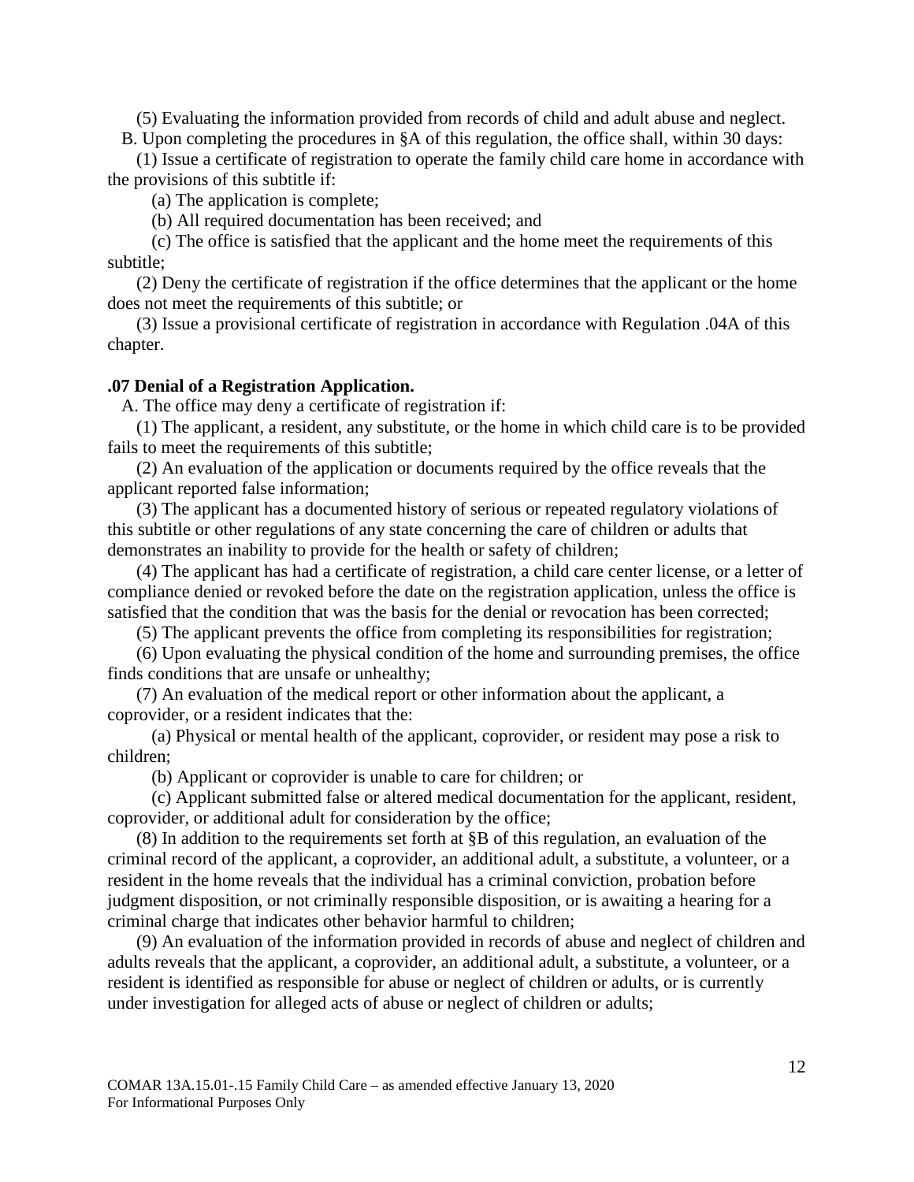(5) Evaluating the information provided from records of child and adult abuse and neglect.

B. Upon completing the procedures in §A of this regulation, the office shall, within 30 days:

(1) Issue a certificate of registration to operate the family child care home in accordance with the provisions of this subtitle if:

(a) The application is complete;

(b) All required documentation has been received; and

(c) The office is satisfied that the applicant and the home meet the requirements of this subtitle;

(2) Deny the certificate of registration if the office determines that the applicant or the home does not meet the requirements of this subtitle; or

(3) Issue a provisional certificate of registration in accordance with Regulation .04A of this chapter.

**.07 Denial of a Registration Application.**

A. The office may deny a certificate of registration if:

(1) The applicant, a resident, any substitute, or the home in which child care is to be provided fails to meet the requirements of this subtitle;

(2) An evaluation of the application or documents required by the office reveals that the applicant reported false information;

(3) The applicant has a documented history of serious or repeated regulatory violations of this subtitle or other regulations of any state concerning the care of children or adults that demonstrates an inability to provide for the health or safety of children;

(4) The applicant has had a certificate of registration, a child care center license, or a letter of compliance denied or revoked before the date on the registration application, unless the office is satisfied that the condition that was the basis for the denial or revocation has been corrected;

(5) The applicant prevents the office from completing its responsibilities for registration;

(6) Upon evaluating the physical condition of the home and surrounding premises, the office finds conditions that are unsafe or unhealthy;

(7) An evaluation of the medical report or other information about the applicant, a coprovider, or a resident indicates that the:

(a) Physical or mental health of the applicant, coprovider, or resident may pose a risk to children;

(b) Applicant or coprovider is unable to care for children; or

(c) Applicant submitted false or altered medical documentation for the applicant, resident, coprovider, or additional adult for consideration by the office;

(8) In addition to the requirements set forth at §B of this regulation, an evaluation of the criminal record of the applicant, a coprovider, an additional adult, a substitute, a volunteer, or a resident in the home reveals that the individual has a criminal conviction, probation before judgment disposition, or not criminally responsible disposition, or is awaiting a hearing for a criminal charge that indicates other behavior harmful to children;

(9) An evaluation of the information provided in records of abuse and neglect of children and adults reveals that the applicant, a coprovider, an additional adult, a substitute, a volunteer, or a resident is identified as responsible for abuse or neglect of children or adults, or is currently under investigation for alleged acts of abuse or neglect of children or adults;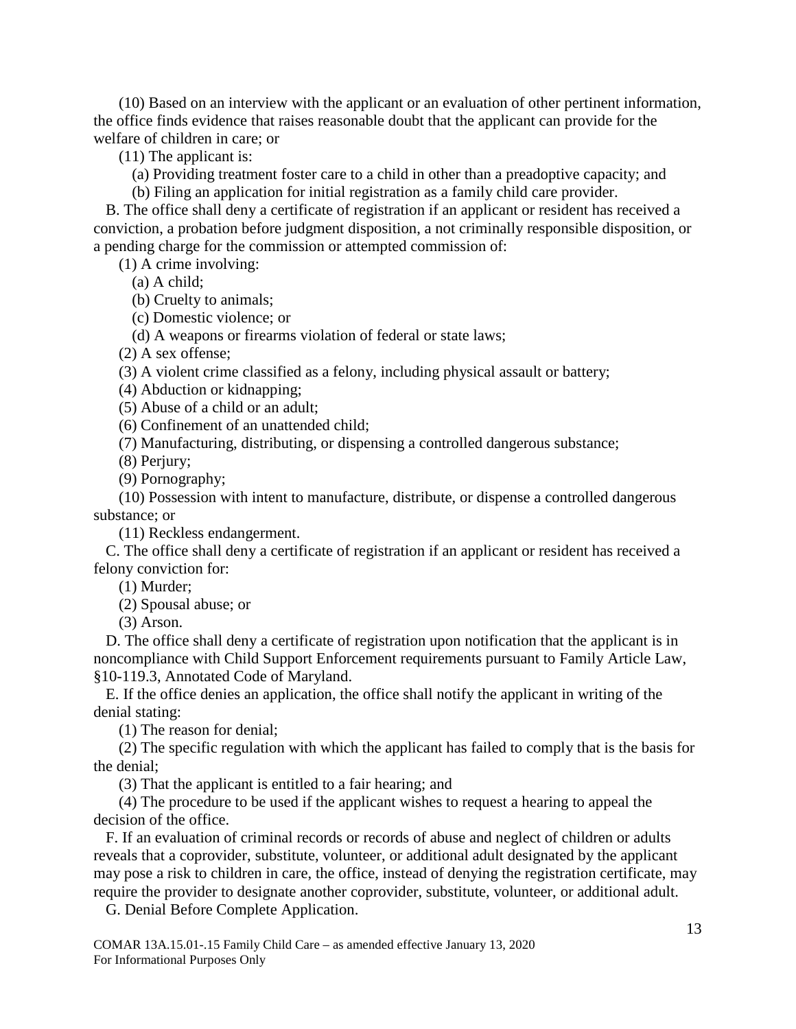(10) Based on an interview with the applicant or an evaluation of other pertinent information, the office finds evidence that raises reasonable doubt that the applicant can provide for the welfare of children in care; or

(11) The applicant is:

(a) Providing treatment foster care to a child in other than a preadoptive capacity; and

(b) Filing an application for initial registration as a family child care provider.

B. The office shall deny a certificate of registration if an applicant or resident has received a conviction, a probation before judgment disposition, a not criminally responsible disposition, or a pending charge for the commission or attempted commission of:

(1) A crime involving:

(a) A child;

(b) Cruelty to animals;

(c) Domestic violence; or

(d) A weapons or firearms violation of federal or state laws;

(2) A sex offense;

(3) A violent crime classified as a felony, including physical assault or battery;

(4) Abduction or kidnapping;

(5) Abuse of a child or an adult;

(6) Confinement of an unattended child;

(7) Manufacturing, distributing, or dispensing a controlled dangerous substance;

(8) Perjury;

(9) Pornography;

(10) Possession with intent to manufacture, distribute, or dispense a controlled dangerous substance; or

(11) Reckless endangerment.

C. The office shall deny a certificate of registration if an applicant or resident has received a felony conviction for:

(1) Murder;

(2) Spousal abuse; or

(3) Arson.

D. The office shall deny a certificate of registration upon notification that the applicant is in noncompliance with Child Support Enforcement requirements pursuant to Family Article Law, §10-119.3, Annotated Code of Maryland.

E. If the office denies an application, the office shall notify the applicant in writing of the denial stating:

(1) The reason for denial;

(2) The specific regulation with which the applicant has failed to comply that is the basis for the denial;

(3) That the applicant is entitled to a fair hearing; and

(4) The procedure to be used if the applicant wishes to request a hearing to appeal the decision of the office.

F. If an evaluation of criminal records or records of abuse and neglect of children or adults reveals that a coprovider, substitute, volunteer, or additional adult designated by the applicant may pose a risk to children in care, the office, instead of denying the registration certificate, may require the provider to designate another coprovider, substitute, volunteer, or additional adult.

G. Denial Before Complete Application.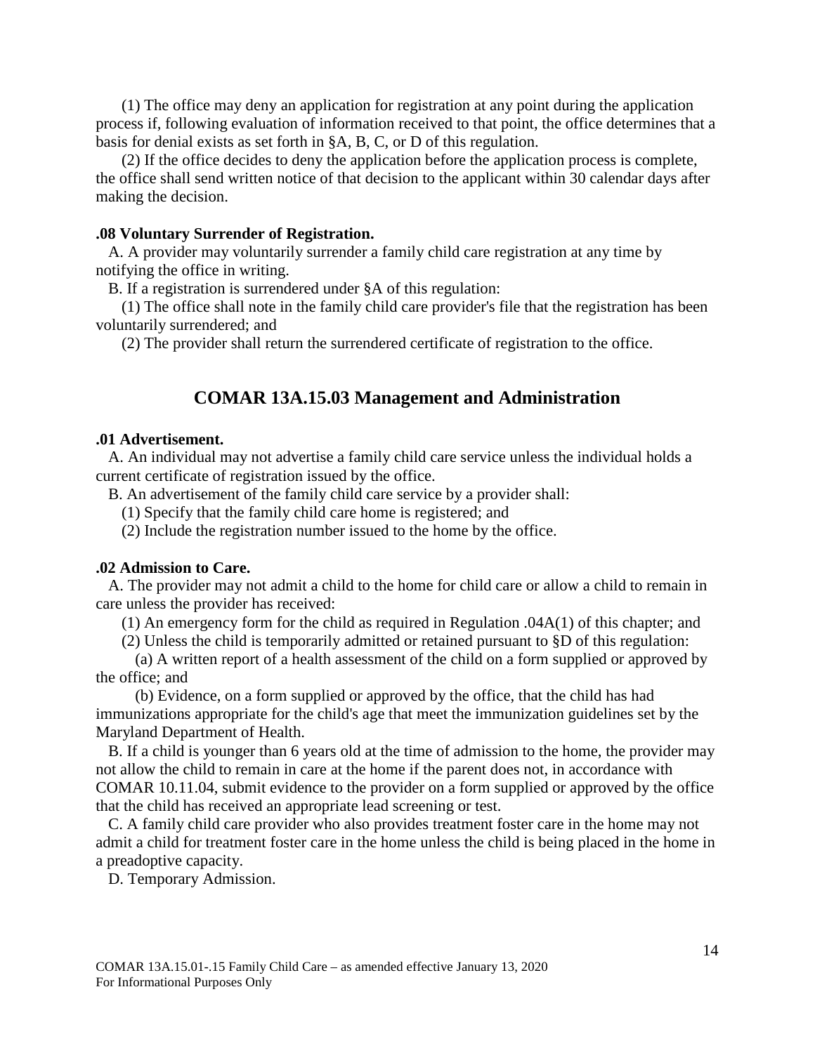(1) The office may deny an application for registration at any point during the application process if, following evaluation of information received to that point, the office determines that a basis for denial exists as set forth in §A, B, C, or D of this regulation.

(2) If the office decides to deny the application before the application process is complete, the office shall send written notice of that decision to the applicant within 30 calendar days after making the decision.

**.08 Voluntary Surrender of Registration.**

A. A provider may voluntarily surrender a family child care registration at any time by notifying the office in writing.

B. If a registration is surrendered under §A of this regulation:

(1) The office shall note in the family child care provider's file that the registration has been voluntarily surrendered; and

(2) The provider shall return the surrendered certificate of registration to the office.

## COMAR 13A.15.03 Management and Administration

**.01 Advertisement.**

A. An individual may not advertise a family child care service unless the individual holds a current certificate of registration issued by the office.

B. An advertisement of the family child care service by a provider shall:

(1) Specify that the family child care home is registered; and

(2) Include the registration number issued to the home by the office.

**.02 Admission to Care.**

A. The provider may not admit a child to the home for child care or allow a child to remain in care unless the provider has received:

(1) An emergency form for the child as required in Regulation .04A(1) of this chapter; and

(2) Unless the child is temporarily admitted or retained pursuant to §D of this regulation:

(a) A written report of a health assessment of the child on a form supplied or approved by the office; and

(b) Evidence, on a form supplied or approved by the office, that the child has had immunizations appropriate for the child's age that meet the immunization guidelines set by the Maryland Department of Health.

B. If a child is younger than 6 years old at the time of admission to the home, the provider may not allow the child to remain in care at the home if the parent does not, in accordance with COMAR 10.11.04, submit evidence to the provider on a form supplied or approved by the office that the child has received an appropriate lead screening or test.

C. A family child care provider who also provides treatment foster care in the home may not admit a child for treatment foster care in the home unless the child is being placed in the home in a preadoptive capacity.

D. Temporary Admission.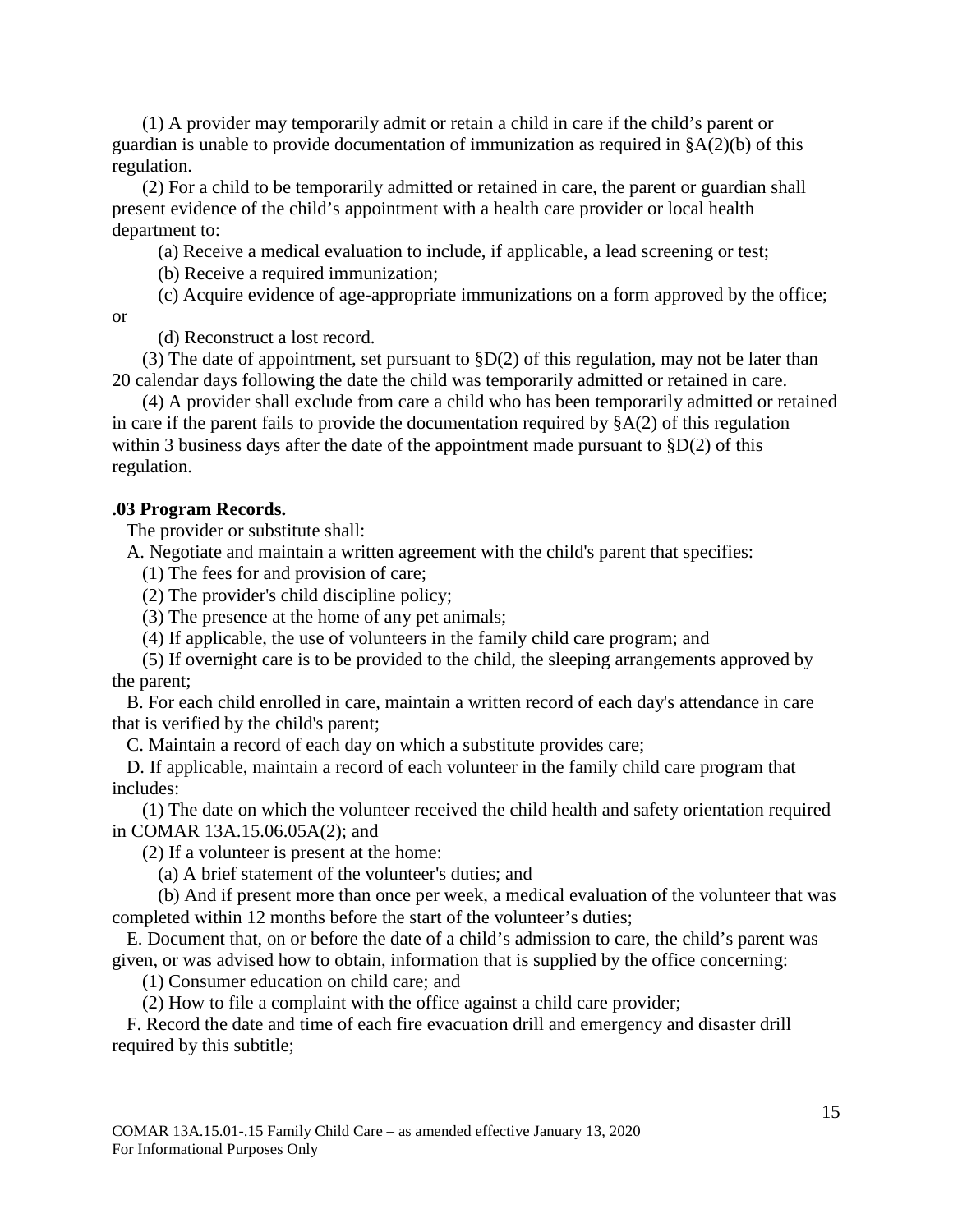(1) A provider may temporarily admit or retain a child in care if the child's parent or guardian is unable to provide documentation of immunization as required in §A(2)(b) of this regulation.

(2) For a child to be temporarily admitted or retained in care, the parent or guardian shall present evidence of the child's appointment with a health care provider or local health department to:

(a) Receive a medical evaluation to include, if applicable, a lead screening or test;

(b) Receive a required immunization;

(c) Acquire evidence of age-appropriate immunizations on a form approved by the office; or

(d) Reconstruct a lost record.

(3) The date of appointment, set pursuant to §D(2) of this regulation, may not be later than 20 calendar days following the date the child was temporarily admitted or retained in care.

(4) A provider shall exclude from care a child who has been temporarily admitted or retained in care if the parent fails to provide the documentation required by §A(2) of this regulation within 3 business days after the date of the appointment made pursuant to §D(2) of this regulation.

**.03 Program Records.**

The provider or substitute shall:

A. Negotiate and maintain a written agreement with the child's parent that specifies:

(1) The fees for and provision of care;

(2) The provider's child discipline policy;

(3) The presence at the home of any pet animals;

(4) If applicable, the use of volunteers in the family child care program; and

(5) If overnight care is to be provided to the child, the sleeping arrangements approved by the parent;

B. For each child enrolled in care, maintain a written record of each day's attendance in care that is verified by the child's parent;

C. Maintain a record of each day on which a substitute provides care;

D. If applicable, maintain a record of each volunteer in the family child care program that includes:

(1) The date on which the volunteer received the child health and safety orientation required in COMAR 13A.15.06.05A(2); and

(2) If a volunteer is present at the home:

(a) A brief statement of the volunteer's duties; and

(b) And if present more than once per week, a medical evaluation of the volunteer that was completed within 12 months before the start of the volunteer's duties;

E. Document that, on or before the date of a child's admission to care, the child's parent was given, or was advised how to obtain, information that is supplied by the office concerning:

(1) Consumer education on child care; and

(2) How to file a complaint with the office against a child care provider;

F. Record the date and time of each fire evacuation drill and emergency and disaster drill required by this subtitle;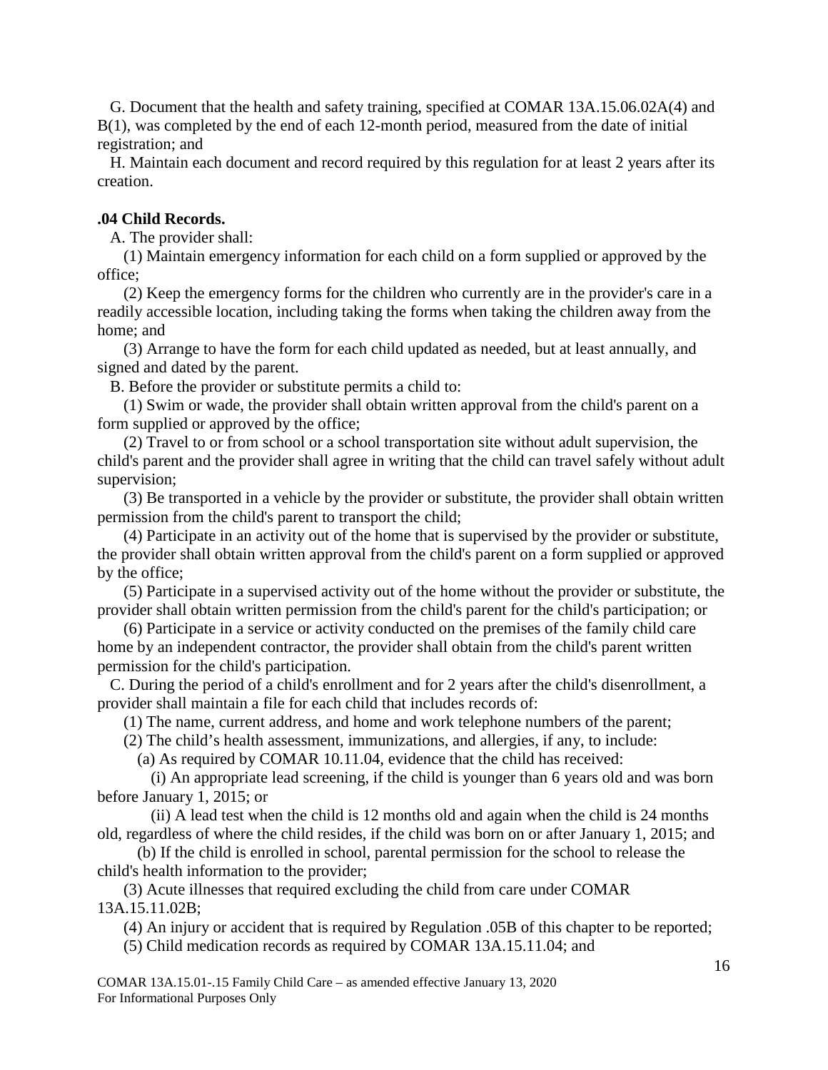G. Document that the health and safety training, specified at COMAR 13A.15.06.02A(4) and B(1), was completed by the end of each 12-month period, measured from the date of initial registration; and

H. Maintain each document and record required by this regulation for at least 2 years after its creation.

**.04 Child Records.**

A. The provider shall:

(1) Maintain emergency information for each child on a form supplied or approved by the office;

(2) Keep the emergency forms for the children who currently are in the provider's care in a readily accessible location, including taking the forms when taking the children away from the home; and

(3) Arrange to have the form for each child updated as needed, but at least annually, and signed and dated by the parent.

B. Before the provider or substitute permits a child to:

(1) Swim or wade, the provider shall obtain written approval from the child's parent on a form supplied or approved by the office;

(2) Travel to or from school or a school transportation site without adult supervision, the child's parent and the provider shall agree in writing that the child can travel safely without adult supervision;

(3) Be transported in a vehicle by the provider or substitute, the provider shall obtain written permission from the child's parent to transport the child;

(4) Participate in an activity out of the home that is supervised by the provider or substitute, the provider shall obtain written approval from the child's parent on a form supplied or approved by the office;

(5) Participate in a supervised activity out of the home without the provider or substitute, the provider shall obtain written permission from the child's parent for the child's participation; or

(6) Participate in a service or activity conducted on the premises of the family child care home by an independent contractor, the provider shall obtain from the child's parent written permission for the child's participation.

C. During the period of a child's enrollment and for 2 years after the child's disenrollment, a provider shall maintain a file for each child that includes records of:

(1) The name, current address, and home and work telephone numbers of the parent;

(2) The child's health assessment, immunizations, and allergies, if any, to include:

(a) As required by COMAR 10.11.04, evidence that the child has received:

(i) An appropriate lead screening, if the child is younger than 6 years old and was born before January 1, 2015; or

(ii) A lead test when the child is 12 months old and again when the child is 24 months old, regardless of where the child resides, if the child was born on or after January 1, 2015; and

(b) If the child is enrolled in school, parental permission for the school to release the child's health information to the provider;

(3) Acute illnesses that required excluding the child from care under COMAR 13A.15.11.02B;

(4) An injury or accident that is required by Regulation .05B of this chapter to be reported;

(5) Child medication records as required by COMAR 13A.15.11.04; and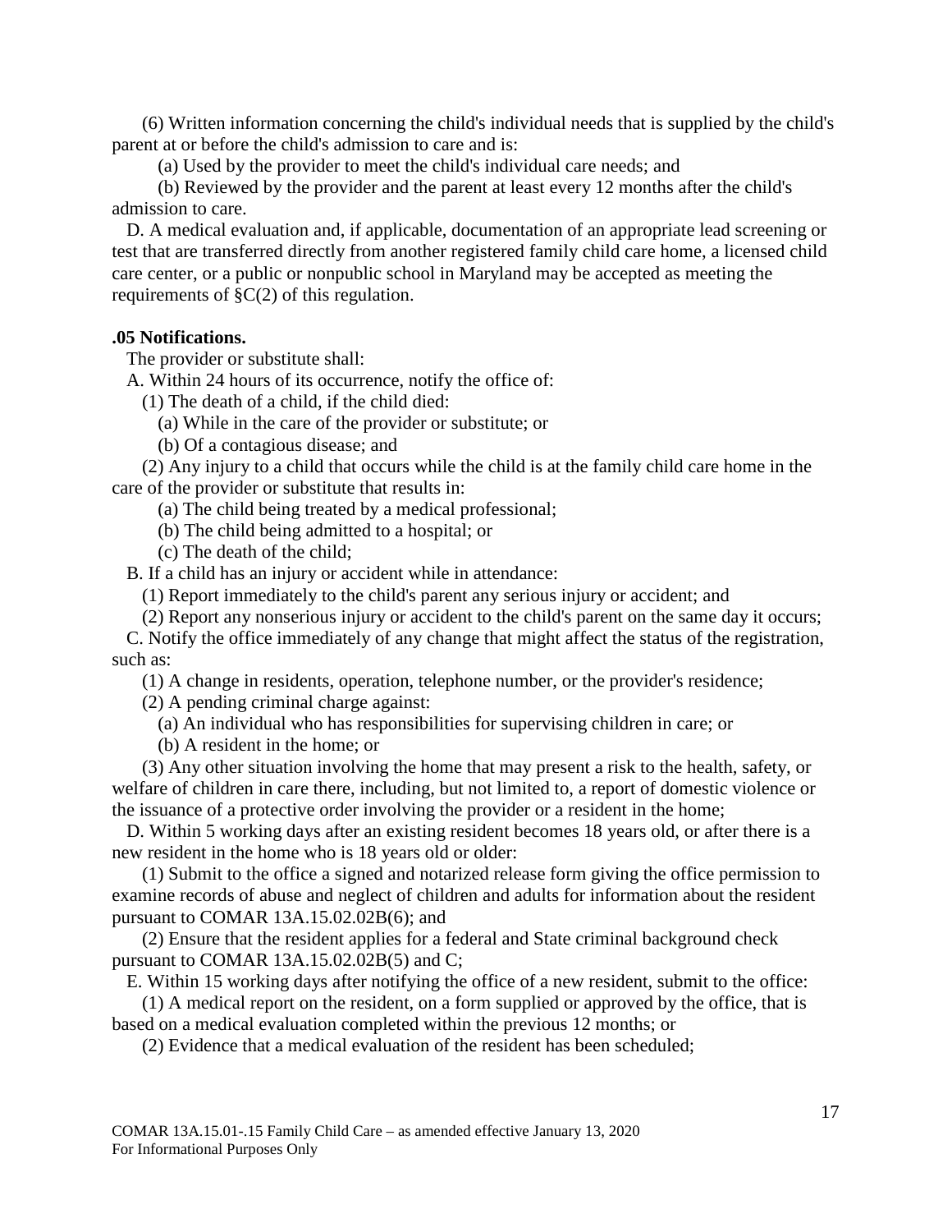(6) Written information concerning the child's individual needs that is supplied by the child's parent at or before the child's admission to care and is:

(a) Used by the provider to meet the child's individual care needs; and

(b) Reviewed by the provider and the parent at least every 12 months after the child's admission to care.

D. A medical evaluation and, if applicable, documentation of an appropriate lead screening or test that are transferred directly from another registered family child care home, a licensed child care center, or a public or nonpublic school in Maryland may be accepted as meeting the requirements of §C(2) of this regulation.

**.05 Notifications.**

The provider or substitute shall:

A. Within 24 hours of its occurrence, notify the office of:

(1) The death of a child, if the child died:

(a) While in the care of the provider or substitute; or

(b) Of a contagious disease; and

(2) Any injury to a child that occurs while the child is at the family child care home in the care of the provider or substitute that results in:

(a) The child being treated by a medical professional;

(b) The child being admitted to a hospital; or

(c) The death of the child;

B. If a child has an injury or accident while in attendance:

(1) Report immediately to the child's parent any serious injury or accident; and

(2) Report any nonserious injury or accident to the child's parent on the same day it occurs;

C. Notify the office immediately of any change that might affect the status of the registration, such as:

(1) A change in residents, operation, telephone number, or the provider's residence;

(2) A pending criminal charge against:

(a) An individual who has responsibilities for supervising children in care; or

(b) A resident in the home; or

(3) Any other situation involving the home that may present a risk to the health, safety, or welfare of children in care there, including, but not limited to, a report of domestic violence or the issuance of a protective order involving the provider or a resident in the home;

D. Within 5 working days after an existing resident becomes 18 years old, or after there is a new resident in the home who is 18 years old or older:

(1) Submit to the office a signed and notarized release form giving the office permission to examine records of abuse and neglect of children and adults for information about the resident pursuant to COMAR 13A.15.02.02B(6); and

(2) Ensure that the resident applies for a federal and State criminal background check pursuant to COMAR 13A.15.02.02B(5) and C;

E. Within 15 working days after notifying the office of a new resident, submit to the office:

(1) A medical report on the resident, on a form supplied or approved by the office, that is based on a medical evaluation completed within the previous 12 months; or

(2) Evidence that a medical evaluation of the resident has been scheduled;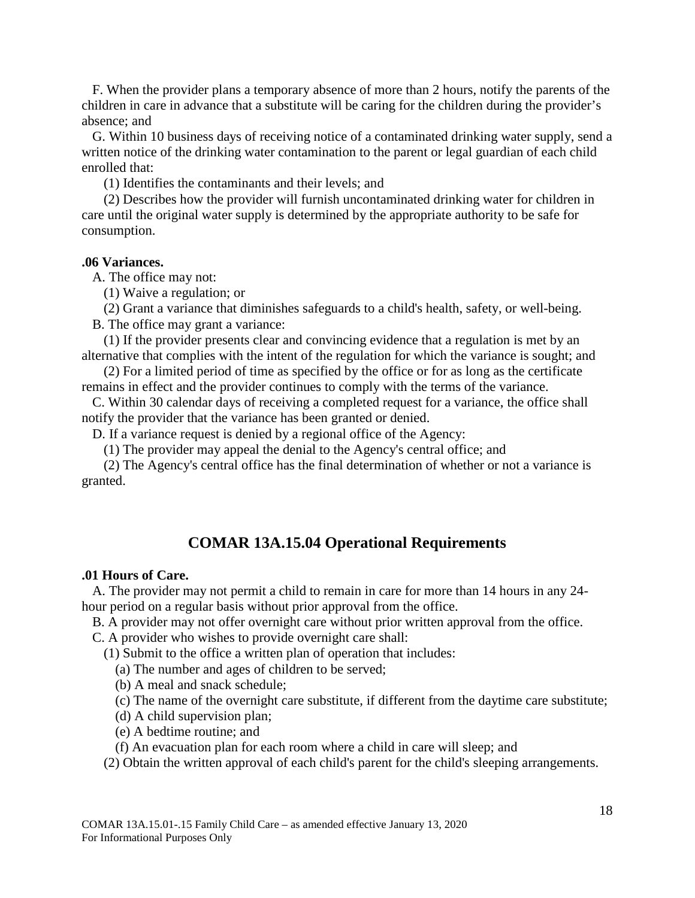F. When the provider plans a temporary absence of more than 2 hours, notify the parents of the children in care in advance that a substitute will be caring for the children during the provider's absence; and

G. Within 10 business days of receiving notice of a contaminated drinking water supply, send a written notice of the drinking water contamination to the parent or legal guardian of each child enrolled that:

(1) Identifies the contaminants and their levels; and

(2) Describes how the provider will furnish uncontaminated drinking water for children in care until the original water supply is determined by the appropriate authority to be safe for consumption.

**.06 Variances.**

A. The office may not:

(1) Waive a regulation; or

(2) Grant a variance that diminishes safeguards to a child's health, safety, or well-being.

B. The office may grant a variance:

(1) If the provider presents clear and convincing evidence that a regulation is met by an alternative that complies with the intent of the regulation for which the variance is sought; and

(2) For a limited period of time as specified by the office or for as long as the certificate remains in effect and the provider continues to comply with the terms of the variance.

C. Within 30 calendar days of receiving a completed request for a variance, the office shall notify the provider that the variance has been granted or denied.

D. If a variance request is denied by a regional office of the Agency:

(1) The provider may appeal the denial to the Agency's central office; and

(2) The Agency's central office has the final determination of whether or not a variance is granted.

## COMAR 13A.15.04 Operational Requirements

**.01 Hours of Care.**

A. The provider may not permit a child to remain in care for more than 14 hours in any 24-hour period on a regular basis without prior approval from the office.

B. A provider may not offer overnight care without prior written approval from the office.

C. A provider who wishes to provide overnight care shall:

(1) Submit to the office a written plan of operation that includes:

(a) The number and ages of children to be served;

(b) A meal and snack schedule;

(c) The name of the overnight care substitute, if different from the daytime care substitute;

(d) A child supervision plan;

(e) A bedtime routine; and

(f) An evacuation plan for each room where a child in care will sleep; and

(2) Obtain the written approval of each child's parent for the child's sleeping arrangements.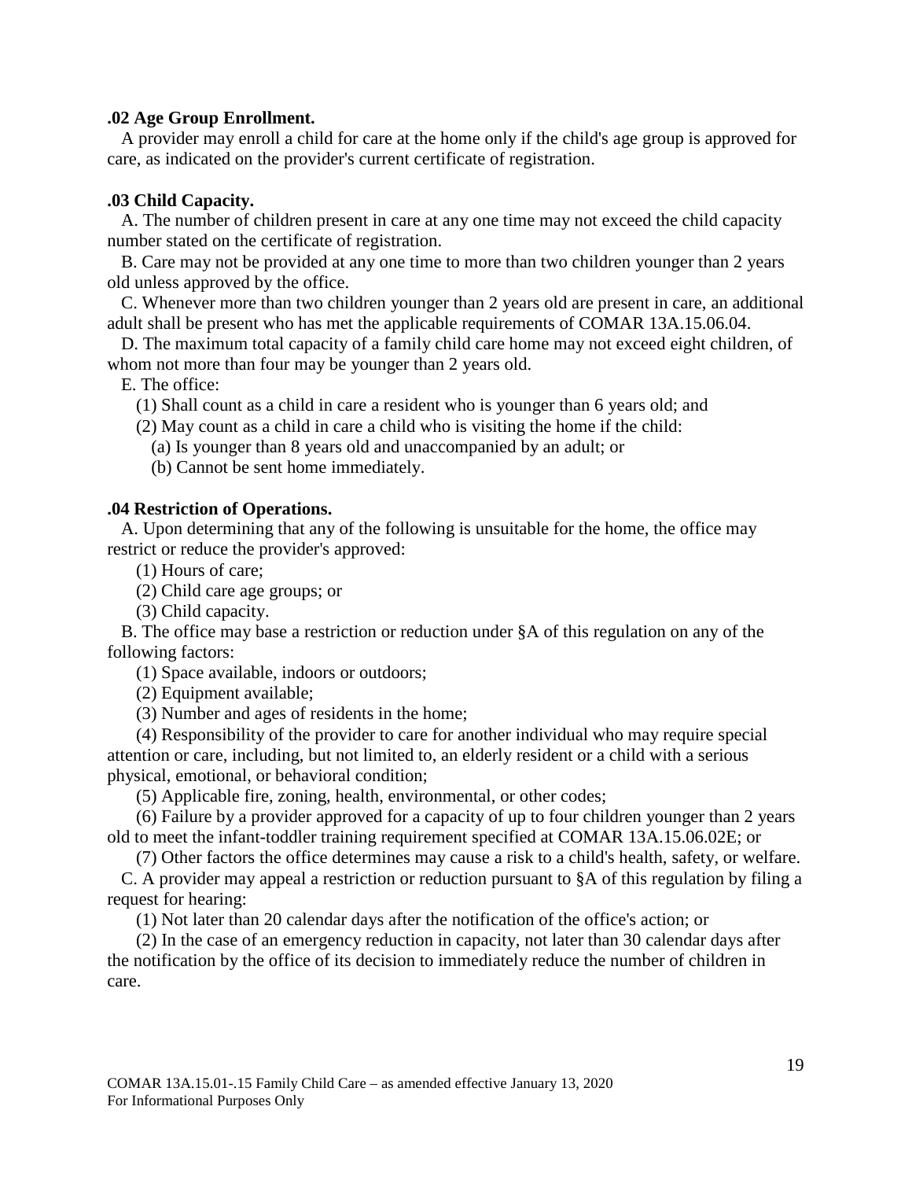**.02 Age Group Enrollment.**

A provider may enroll a child for care at the home only if the child's age group is approved for care, as indicated on the provider's current certificate of registration.

**.03 Child Capacity.**

A. The number of children present in care at any one time may not exceed the child capacity number stated on the certificate of registration.

B. Care may not be provided at any one time to more than two children younger than 2 years old unless approved by the office.

C. Whenever more than two children younger than 2 years old are present in care, an additional adult shall be present who has met the applicable requirements of COMAR 13A.15.06.04.

D. The maximum total capacity of a family child care home may not exceed eight children, of whom not more than four may be younger than 2 years old.

E. The office:

(1) Shall count as a child in care a resident who is younger than 6 years old; and

(2) May count as a child in care a child who is visiting the home if the child:

(a) Is younger than 8 years old and unaccompanied by an adult; or

(b) Cannot be sent home immediately.

**.04 Restriction of Operations.**

A. Upon determining that any of the following is unsuitable for the home, the office may restrict or reduce the provider's approved:

(1) Hours of care;

(2) Child care age groups; or

(3) Child capacity.

B. The office may base a restriction or reduction under §A of this regulation on any of the following factors:

(1) Space available, indoors or outdoors;

(2) Equipment available;

(3) Number and ages of residents in the home;

(4) Responsibility of the provider to care for another individual who may require special attention or care, including, but not limited to, an elderly resident or a child with a serious physical, emotional, or behavioral condition;

(5) Applicable fire, zoning, health, environmental, or other codes;

(6) Failure by a provider approved for a capacity of up to four children younger than 2 years old to meet the infant-toddler training requirement specified at COMAR 13A.15.06.02E; or

(7) Other factors the office determines may cause a risk to a child's health, safety, or welfare.

C. A provider may appeal a restriction or reduction pursuant to §A of this regulation by filing a request for hearing:

(1) Not later than 20 calendar days after the notification of the office's action; or

(2) In the case of an emergency reduction in capacity, not later than 30 calendar days after the notification by the office of its decision to immediately reduce the number of children in care.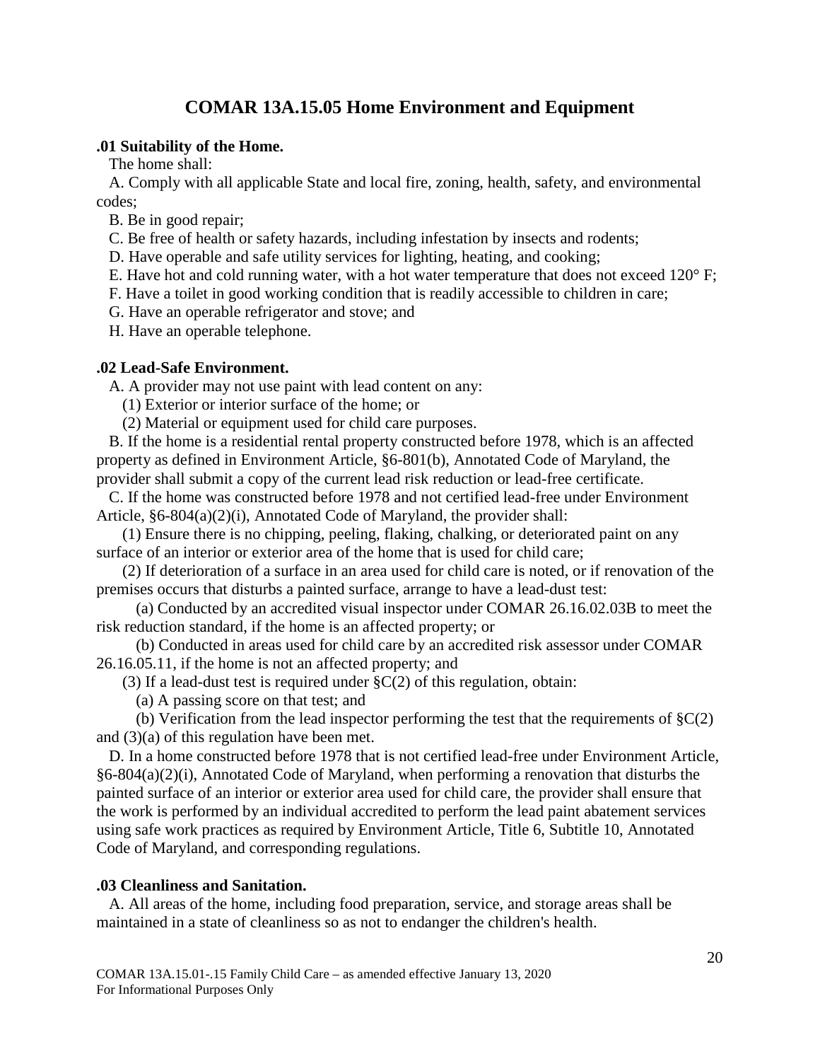# COMAR 13A.15.05 Home Environment and Equipment

**.01 Suitability of the Home.**

The home shall:

A. Comply with all applicable State and local fire, zoning, health, safety, and environmental codes;

B. Be in good repair;

C. Be free of health or safety hazards, including infestation by insects and rodents;

D. Have operable and safe utility services for lighting, heating, and cooking;

E. Have hot and cold running water, with a hot water temperature that does not exceed 120° F;

F. Have a toilet in good working condition that is readily accessible to children in care;

G. Have an operable refrigerator and stove; and

H. Have an operable telephone.

**.02 Lead-Safe Environment.**

A. A provider may not use paint with lead content on any:

(1) Exterior or interior surface of the home; or

(2) Material or equipment used for child care purposes.

B. If the home is a residential rental property constructed before 1978, which is an affected property as defined in Environment Article, §6-801(b), Annotated Code of Maryland, the provider shall submit a copy of the current lead risk reduction or lead-free certificate.

C. If the home was constructed before 1978 and not certified lead-free under Environment Article, §6-804(a)(2)(i), Annotated Code of Maryland, the provider shall:

(1) Ensure there is no chipping, peeling, flaking, chalking, or deteriorated paint on any surface of an interior or exterior area of the home that is used for child care;

(2) If deterioration of a surface in an area used for child care is noted, or if renovation of the premises occurs that disturbs a painted surface, arrange to have a lead-dust test:

(a) Conducted by an accredited visual inspector under COMAR 26.16.02.03B to meet the risk reduction standard, if the home is an affected property; or

(b) Conducted in areas used for child care by an accredited risk assessor under COMAR 26.16.05.11, if the home is not an affected property; and

(3) If a lead-dust test is required under §C(2) of this regulation, obtain:

(a) A passing score on that test; and

(b) Verification from the lead inspector performing the test that the requirements of §C(2) and (3)(a) of this regulation have been met.

D. In a home constructed before 1978 that is not certified lead-free under Environment Article, §6-804(a)(2)(i), Annotated Code of Maryland, when performing a renovation that disturbs the painted surface of an interior or exterior area used for child care, the provider shall ensure that the work is performed by an individual accredited to perform the lead paint abatement services using safe work practices as required by Environment Article, Title 6, Subtitle 10, Annotated Code of Maryland, and corresponding regulations.

**.03 Cleanliness and Sanitation.**

A. All areas of the home, including food preparation, service, and storage areas shall be maintained in a state of cleanliness so as not to endanger the children's health.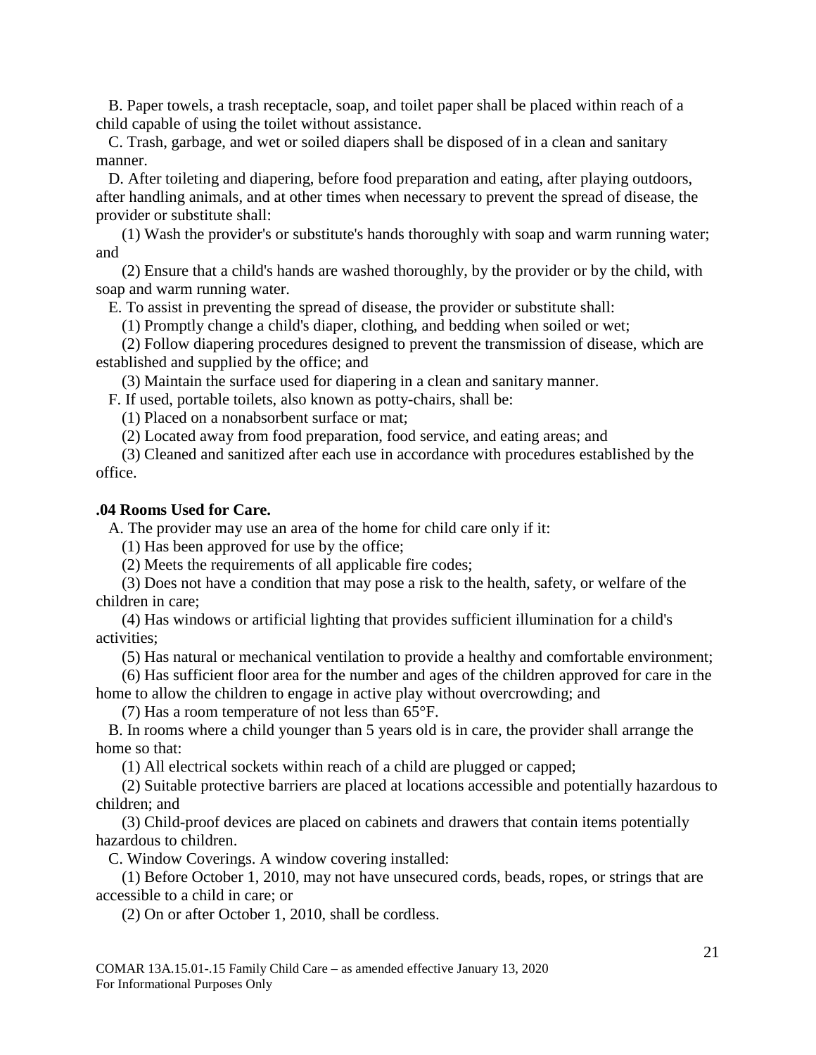B. Paper towels, a trash receptacle, soap, and toilet paper shall be placed within reach of a child capable of using the toilet without assistance.

C. Trash, garbage, and wet or soiled diapers shall be disposed of in a clean and sanitary manner.

D. After toileting and diapering, before food preparation and eating, after playing outdoors, after handling animals, and at other times when necessary to prevent the spread of disease, the provider or substitute shall:

(1) Wash the provider's or substitute's hands thoroughly with soap and warm running water; and

(2) Ensure that a child's hands are washed thoroughly, by the provider or by the child, with soap and warm running water.

E. To assist in preventing the spread of disease, the provider or substitute shall:

(1) Promptly change a child's diaper, clothing, and bedding when soiled or wet;

(2) Follow diapering procedures designed to prevent the transmission of disease, which are established and supplied by the office; and

(3) Maintain the surface used for diapering in a clean and sanitary manner.

F. If used, portable toilets, also known as potty-chairs, shall be:

(1) Placed on a nonabsorbent surface or mat;

(2) Located away from food preparation, food service, and eating areas; and

(3) Cleaned and sanitized after each use in accordance with procedures established by the office.

**.04 Rooms Used for Care.**

A. The provider may use an area of the home for child care only if it:

(1) Has been approved for use by the office;

(2) Meets the requirements of all applicable fire codes;

(3) Does not have a condition that may pose a risk to the health, safety, or welfare of the children in care;

(4) Has windows or artificial lighting that provides sufficient illumination for a child's activities;

(5) Has natural or mechanical ventilation to provide a healthy and comfortable environment;

(6) Has sufficient floor area for the number and ages of the children approved for care in the home to allow the children to engage in active play without overcrowding; and

(7) Has a room temperature of not less than 65°F.

B. In rooms where a child younger than 5 years old is in care, the provider shall arrange the home so that:

(1) All electrical sockets within reach of a child are plugged or capped;

(2) Suitable protective barriers are placed at locations accessible and potentially hazardous to children; and

(3) Child-proof devices are placed on cabinets and drawers that contain items potentially hazardous to children.

C. Window Coverings. A window covering installed:

(1) Before October 1, 2010, may not have unsecured cords, beads, ropes, or strings that are accessible to a child in care; or

(2) On or after October 1, 2010, shall be cordless.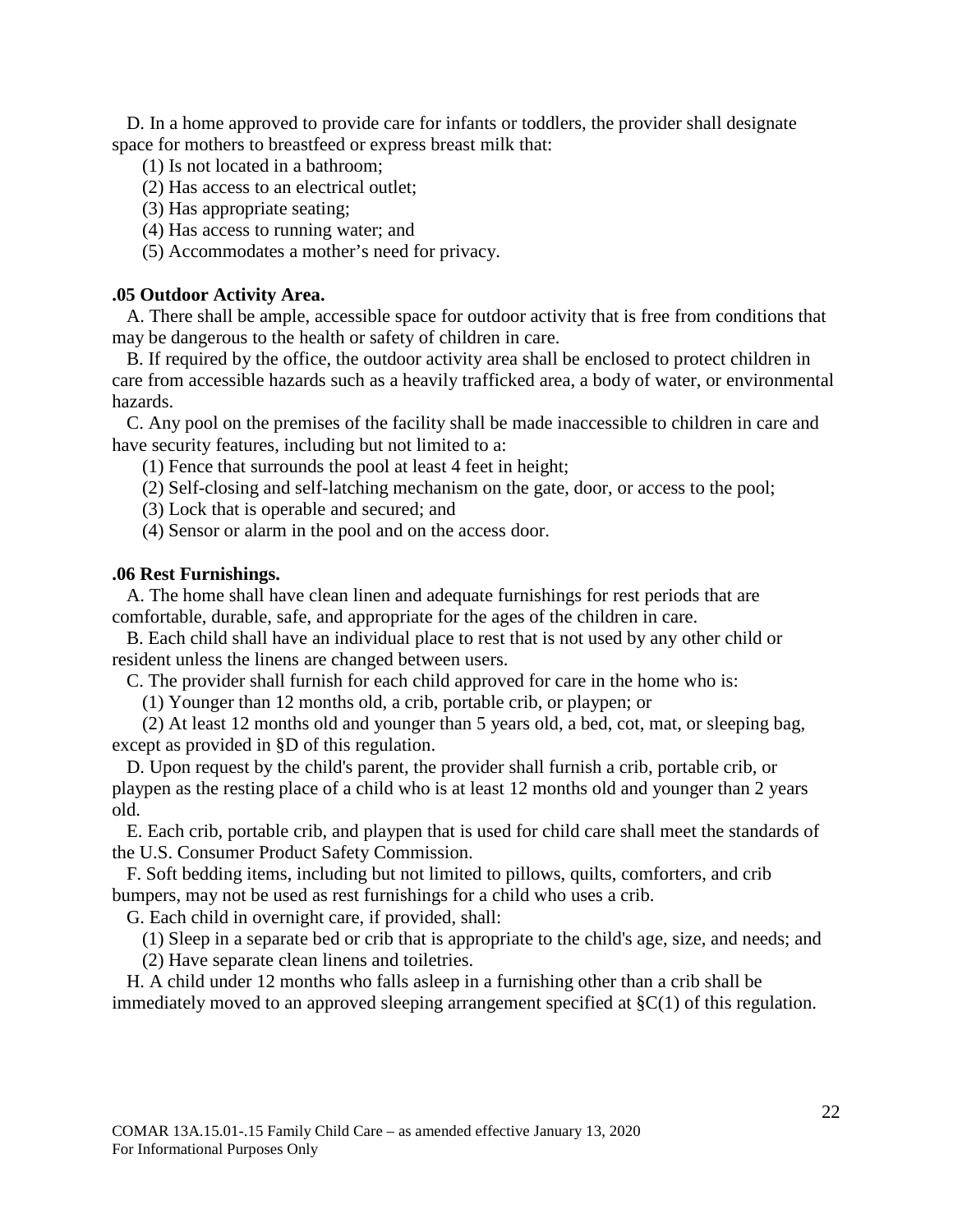D. In a home approved to provide care for infants or toddlers, the provider shall designate space for mothers to breastfeed or express breast milk that:

(1) Is not located in a bathroom;

(2) Has access to an electrical outlet;

(3) Has appropriate seating;

(4) Has access to running water; and

(5) Accommodates a mother's need for privacy.

**.05 Outdoor Activity Area.**

A. There shall be ample, accessible space for outdoor activity that is free from conditions that may be dangerous to the health or safety of children in care.

B. If required by the office, the outdoor activity area shall be enclosed to protect children in care from accessible hazards such as a heavily trafficked area, a body of water, or environmental hazards.

C. Any pool on the premises of the facility shall be made inaccessible to children in care and have security features, including but not limited to a:

(1) Fence that surrounds the pool at least 4 feet in height;

(2) Self-closing and self-latching mechanism on the gate, door, or access to the pool;

(3) Lock that is operable and secured; and

(4) Sensor or alarm in the pool and on the access door.

**.06 Rest Furnishings.**

A. The home shall have clean linen and adequate furnishings for rest periods that are comfortable, durable, safe, and appropriate for the ages of the children in care.

B. Each child shall have an individual place to rest that is not used by any other child or resident unless the linens are changed between users.

C. The provider shall furnish for each child approved for care in the home who is:

(1) Younger than 12 months old, a crib, portable crib, or playpen; or

(2) At least 12 months old and younger than 5 years old, a bed, cot, mat, or sleeping bag, except as provided in §D of this regulation.

D. Upon request by the child's parent, the provider shall furnish a crib, portable crib, or playpen as the resting place of a child who is at least 12 months old and younger than 2 years old.

E. Each crib, portable crib, and playpen that is used for child care shall meet the standards of the U.S. Consumer Product Safety Commission.

F. Soft bedding items, including but not limited to pillows, quilts, comforters, and crib bumpers, may not be used as rest furnishings for a child who uses a crib.

G. Each child in overnight care, if provided, shall:

(1) Sleep in a separate bed or crib that is appropriate to the child's age, size, and needs; and

(2) Have separate clean linens and toiletries.

H. A child under 12 months who falls asleep in a furnishing other than a crib shall be immediately moved to an approved sleeping arrangement specified at §C(1) of this regulation.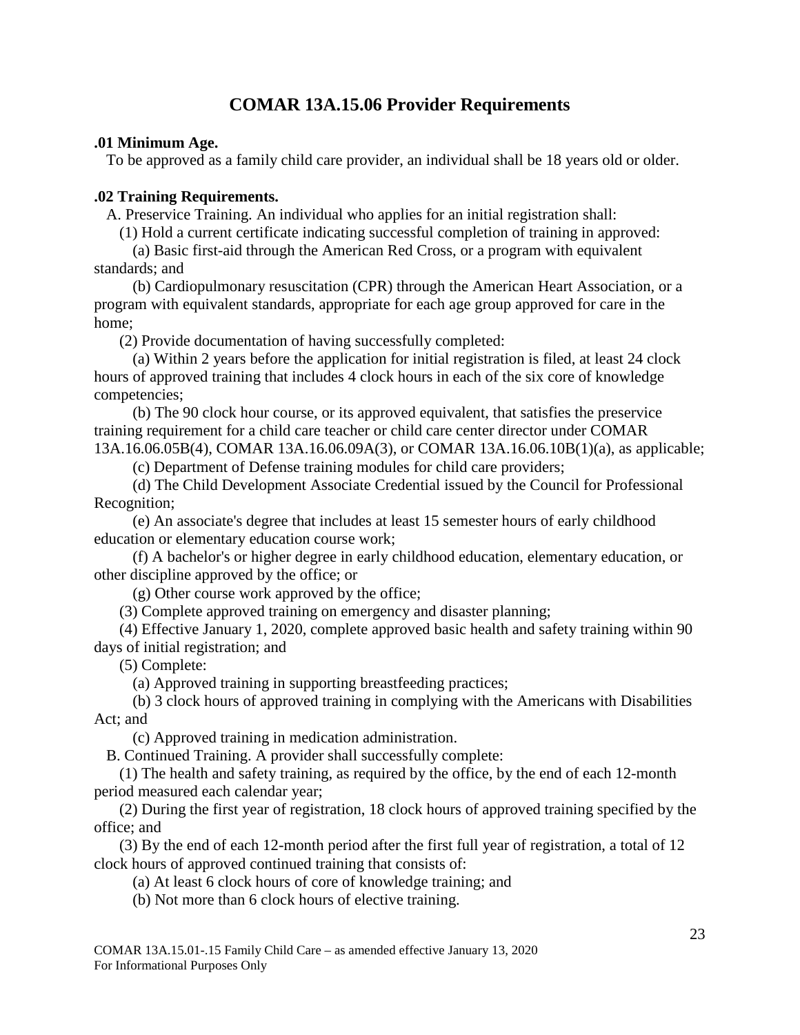# COMAR 13A.15.06 Provider Requirements

**.01 Minimum Age.**

To be approved as a family child care provider, an individual shall be 18 years old or older.

**.02 Training Requirements.**

A. Preservice Training. An individual who applies for an initial registration shall:

(1) Hold a current certificate indicating successful completion of training in approved:

(a) Basic first-aid through the American Red Cross, or a program with equivalent standards; and

(b) Cardiopulmonary resuscitation (CPR) through the American Heart Association, or a program with equivalent standards, appropriate for each age group approved for care in the home;

(2) Provide documentation of having successfully completed:

(a) Within 2 years before the application for initial registration is filed, at least 24 clock hours of approved training that includes 4 clock hours in each of the six core of knowledge competencies;

(b) The 90 clock hour course, or its approved equivalent, that satisfies the preservice training requirement for a child care teacher or child care center director under COMAR 13A.16.06.05B(4), COMAR 13A.16.06.09A(3), or COMAR 13A.16.06.10B(1)(a), as applicable;

(c) Department of Defense training modules for child care providers;

(d) The Child Development Associate Credential issued by the Council for Professional Recognition;

(e) An associate's degree that includes at least 15 semester hours of early childhood education or elementary education course work;

(f) A bachelor's or higher degree in early childhood education, elementary education, or other discipline approved by the office; or

(g) Other course work approved by the office;

(3) Complete approved training on emergency and disaster planning;

(4) Effective January 1, 2020, complete approved basic health and safety training within 90 days of initial registration; and

(5) Complete:

(a) Approved training in supporting breastfeeding practices;

(b) 3 clock hours of approved training in complying with the Americans with Disabilities Act; and

(c) Approved training in medication administration.

B. Continued Training. A provider shall successfully complete:

(1) The health and safety training, as required by the office, by the end of each 12-month period measured each calendar year;

(2) During the first year of registration, 18 clock hours of approved training specified by the office; and

(3) By the end of each 12-month period after the first full year of registration, a total of 12 clock hours of approved continued training that consists of:

(a) At least 6 clock hours of core of knowledge training; and

(b) Not more than 6 clock hours of elective training.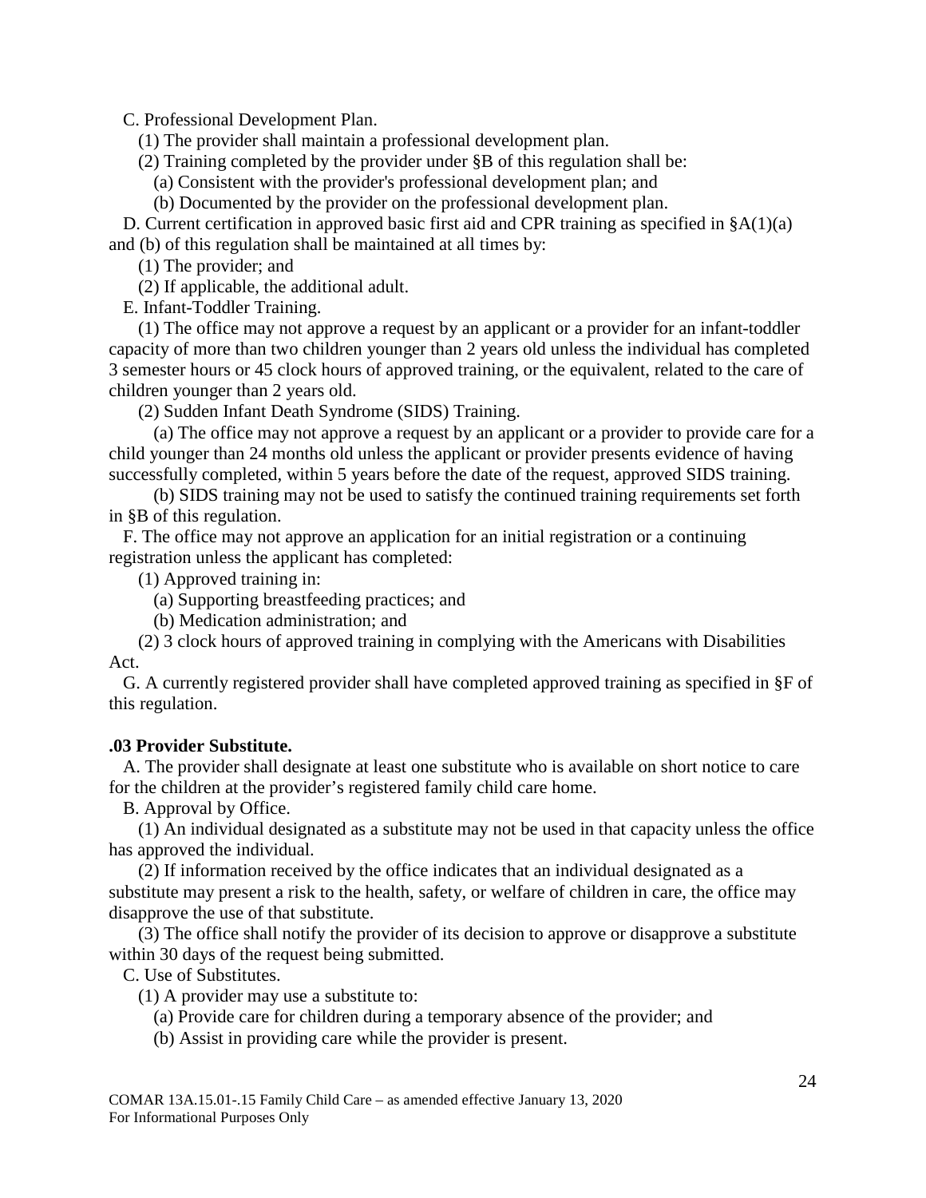C. Professional Development Plan.

(1) The provider shall maintain a professional development plan.

(2) Training completed by the provider under §B of this regulation shall be:

(a) Consistent with the provider's professional development plan; and

(b) Documented by the provider on the professional development plan.

D. Current certification in approved basic first aid and CPR training as specified in §A(1)(a) and (b) of this regulation shall be maintained at all times by:

(1) The provider; and

(2) If applicable, the additional adult.

E. Infant-Toddler Training.

(1) The office may not approve a request by an applicant or a provider for an infant-toddler capacity of more than two children younger than 2 years old unless the individual has completed 3 semester hours or 45 clock hours of approved training, or the equivalent, related to the care of children younger than 2 years old.

(2) Sudden Infant Death Syndrome (SIDS) Training.

(a) The office may not approve a request by an applicant or a provider to provide care for a child younger than 24 months old unless the applicant or provider presents evidence of having successfully completed, within 5 years before the date of the request, approved SIDS training.

(b) SIDS training may not be used to satisfy the continued training requirements set forth in §B of this regulation.

F. The office may not approve an application for an initial registration or a continuing registration unless the applicant has completed:

(1) Approved training in:

(a) Supporting breastfeeding practices; and

(b) Medication administration; and

(2) 3 clock hours of approved training in complying with the Americans with Disabilities Act.

G. A currently registered provider shall have completed approved training as specified in §F of this regulation.

**.03 Provider Substitute.**

A. The provider shall designate at least one substitute who is available on short notice to care for the children at the provider's registered family child care home.

B. Approval by Office.

(1) An individual designated as a substitute may not be used in that capacity unless the office has approved the individual.

(2) If information received by the office indicates that an individual designated as a substitute may present a risk to the health, safety, or welfare of children in care, the office may disapprove the use of that substitute.

(3) The office shall notify the provider of its decision to approve or disapprove a substitute within 30 days of the request being submitted.

C. Use of Substitutes.

(1) A provider may use a substitute to:

(a) Provide care for children during a temporary absence of the provider; and

(b) Assist in providing care while the provider is present.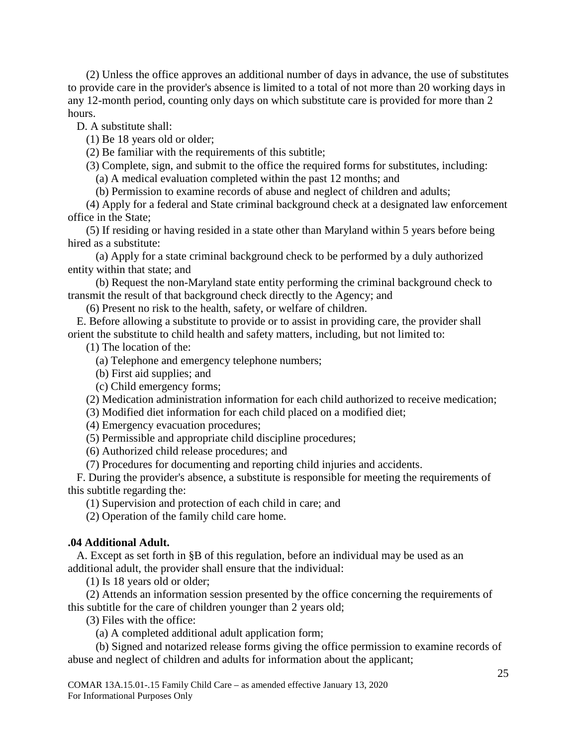(2) Unless the office approves an additional number of days in advance, the use of substitutes to provide care in the provider's absence is limited to a total of not more than 20 working days in any 12-month period, counting only days on which substitute care is provided for more than 2 hours.

D. A substitute shall:

(1) Be 18 years old or older;

(2) Be familiar with the requirements of this subtitle;

(3) Complete, sign, and submit to the office the required forms for substitutes, including:

(a) A medical evaluation completed within the past 12 months; and

(b) Permission to examine records of abuse and neglect of children and adults;

(4) Apply for a federal and State criminal background check at a designated law enforcement office in the State;

(5) If residing or having resided in a state other than Maryland within 5 years before being hired as a substitute:

(a) Apply for a state criminal background check to be performed by a duly authorized entity within that state; and

(b) Request the non-Maryland state entity performing the criminal background check to transmit the result of that background check directly to the Agency; and

(6) Present no risk to the health, safety, or welfare of children.

E. Before allowing a substitute to provide or to assist in providing care, the provider shall orient the substitute to child health and safety matters, including, but not limited to:

(1) The location of the:

(a) Telephone and emergency telephone numbers;

(b) First aid supplies; and

(c) Child emergency forms;

(2) Medication administration information for each child authorized to receive medication;

(3) Modified diet information for each child placed on a modified diet;

(4) Emergency evacuation procedures;

(5) Permissible and appropriate child discipline procedures;

(6) Authorized child release procedures; and

(7) Procedures for documenting and reporting child injuries and accidents.

F. During the provider's absence, a substitute is responsible for meeting the requirements of this subtitle regarding the:

(1) Supervision and protection of each child in care; and

(2) Operation of the family child care home.

**.04 Additional Adult.**

A. Except as set forth in §B of this regulation, before an individual may be used as an additional adult, the provider shall ensure that the individual:

(1) Is 18 years old or older;

(2) Attends an information session presented by the office concerning the requirements of this subtitle for the care of children younger than 2 years old;

(3) Files with the office:

(a) A completed additional adult application form;

(b) Signed and notarized release forms giving the office permission to examine records of abuse and neglect of children and adults for information about the applicant;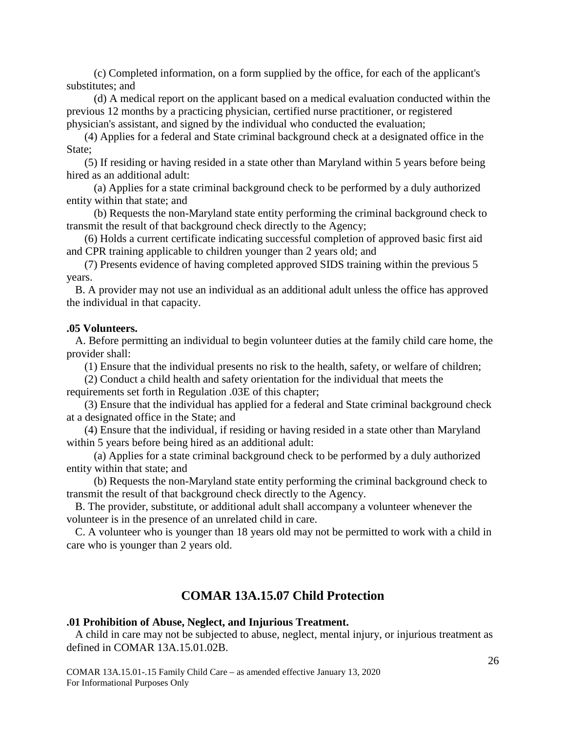(c) Completed information, on a form supplied by the office, for each of the applicant's substitutes; and

(d) A medical report on the applicant based on a medical evaluation conducted within the previous 12 months by a practicing physician, certified nurse practitioner, or registered physician's assistant, and signed by the individual who conducted the evaluation;

(4) Applies for a federal and State criminal background check at a designated office in the State;

(5) If residing or having resided in a state other than Maryland within 5 years before being hired as an additional adult:

(a) Applies for a state criminal background check to be performed by a duly authorized entity within that state; and

(b) Requests the non-Maryland state entity performing the criminal background check to transmit the result of that background check directly to the Agency;

(6) Holds a current certificate indicating successful completion of approved basic first aid and CPR training applicable to children younger than 2 years old; and

(7) Presents evidence of having completed approved SIDS training within the previous 5 years.

B. A provider may not use an individual as an additional adult unless the office has approved the individual in that capacity.

**.05 Volunteers.**

A. Before permitting an individual to begin volunteer duties at the family child care home, the provider shall:

(1) Ensure that the individual presents no risk to the health, safety, or welfare of children;

(2) Conduct a child health and safety orientation for the individual that meets the requirements set forth in Regulation .03E of this chapter;

(3) Ensure that the individual has applied for a federal and State criminal background check at a designated office in the State; and

(4) Ensure that the individual, if residing or having resided in a state other than Maryland within 5 years before being hired as an additional adult:

(a) Applies for a state criminal background check to be performed by a duly authorized entity within that state; and

(b) Requests the non-Maryland state entity performing the criminal background check to transmit the result of that background check directly to the Agency.

B. The provider, substitute, or additional adult shall accompany a volunteer whenever the volunteer is in the presence of an unrelated child in care.

C. A volunteer who is younger than 18 years old may not be permitted to work with a child in care who is younger than 2 years old.

## COMAR 13A.15.07 Child Protection

**.01 Prohibition of Abuse, Neglect, and Injurious Treatment.**

A child in care may not be subjected to abuse, neglect, mental injury, or injurious treatment as defined in COMAR 13A.15.01.02B.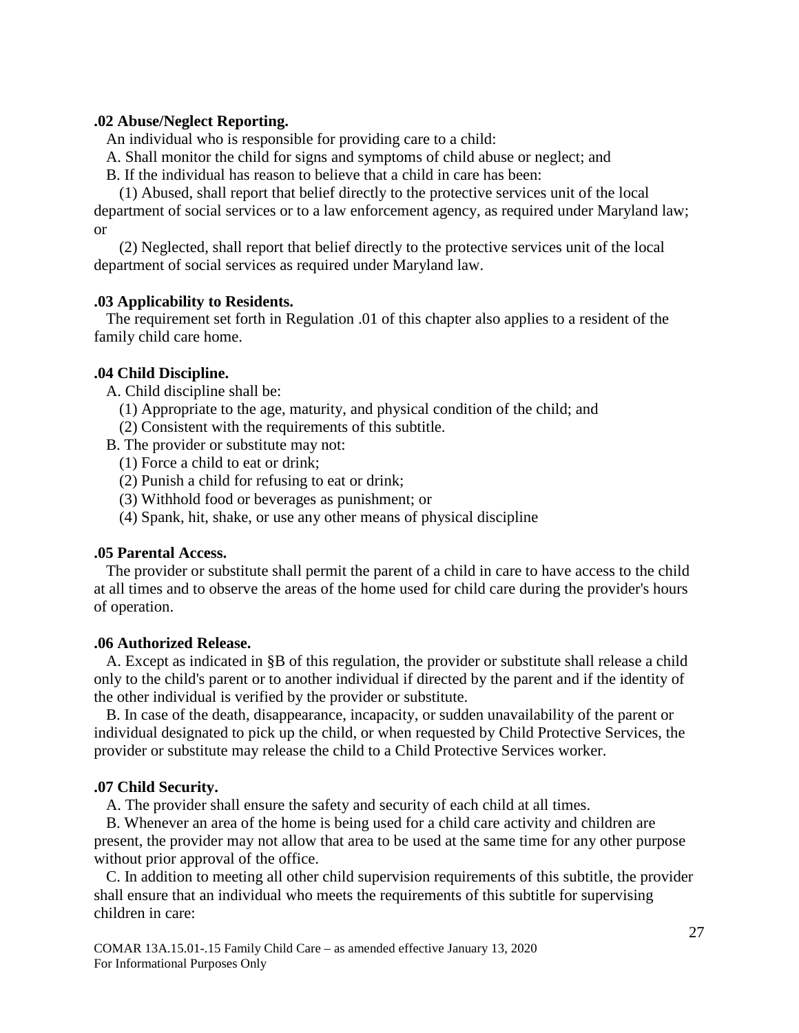**.02 Abuse/Neglect Reporting.**

An individual who is responsible for providing care to a child:

A. Shall monitor the child for signs and symptoms of child abuse or neglect; and

B. If the individual has reason to believe that a child in care has been:

(1) Abused, shall report that belief directly to the protective services unit of the local department of social services or to a law enforcement agency, as required under Maryland law; or

(2) Neglected, shall report that belief directly to the protective services unit of the local department of social services as required under Maryland law.

**.03 Applicability to Residents.**

The requirement set forth in Regulation .01 of this chapter also applies to a resident of the family child care home.

**.04 Child Discipline.**

A. Child discipline shall be:

(1) Appropriate to the age, maturity, and physical condition of the child; and

(2) Consistent with the requirements of this subtitle.

B. The provider or substitute may not:

(1) Force a child to eat or drink;

(2) Punish a child for refusing to eat or drink;

(3) Withhold food or beverages as punishment; or

(4) Spank, hit, shake, or use any other means of physical discipline

**.05 Parental Access.**

The provider or substitute shall permit the parent of a child in care to have access to the child at all times and to observe the areas of the home used for child care during the provider's hours of operation.

**.06 Authorized Release.**

A. Except as indicated in §B of this regulation, the provider or substitute shall release a child only to the child's parent or to another individual if directed by the parent and if the identity of the other individual is verified by the provider or substitute.

B. In case of the death, disappearance, incapacity, or sudden unavailability of the parent or individual designated to pick up the child, or when requested by Child Protective Services, the provider or substitute may release the child to a Child Protective Services worker.

**.07 Child Security.**

A. The provider shall ensure the safety and security of each child at all times.

B. Whenever an area of the home is being used for a child care activity and children are present, the provider may not allow that area to be used at the same time for any other purpose without prior approval of the office.

C. In addition to meeting all other child supervision requirements of this subtitle, the provider shall ensure that an individual who meets the requirements of this subtitle for supervising children in care: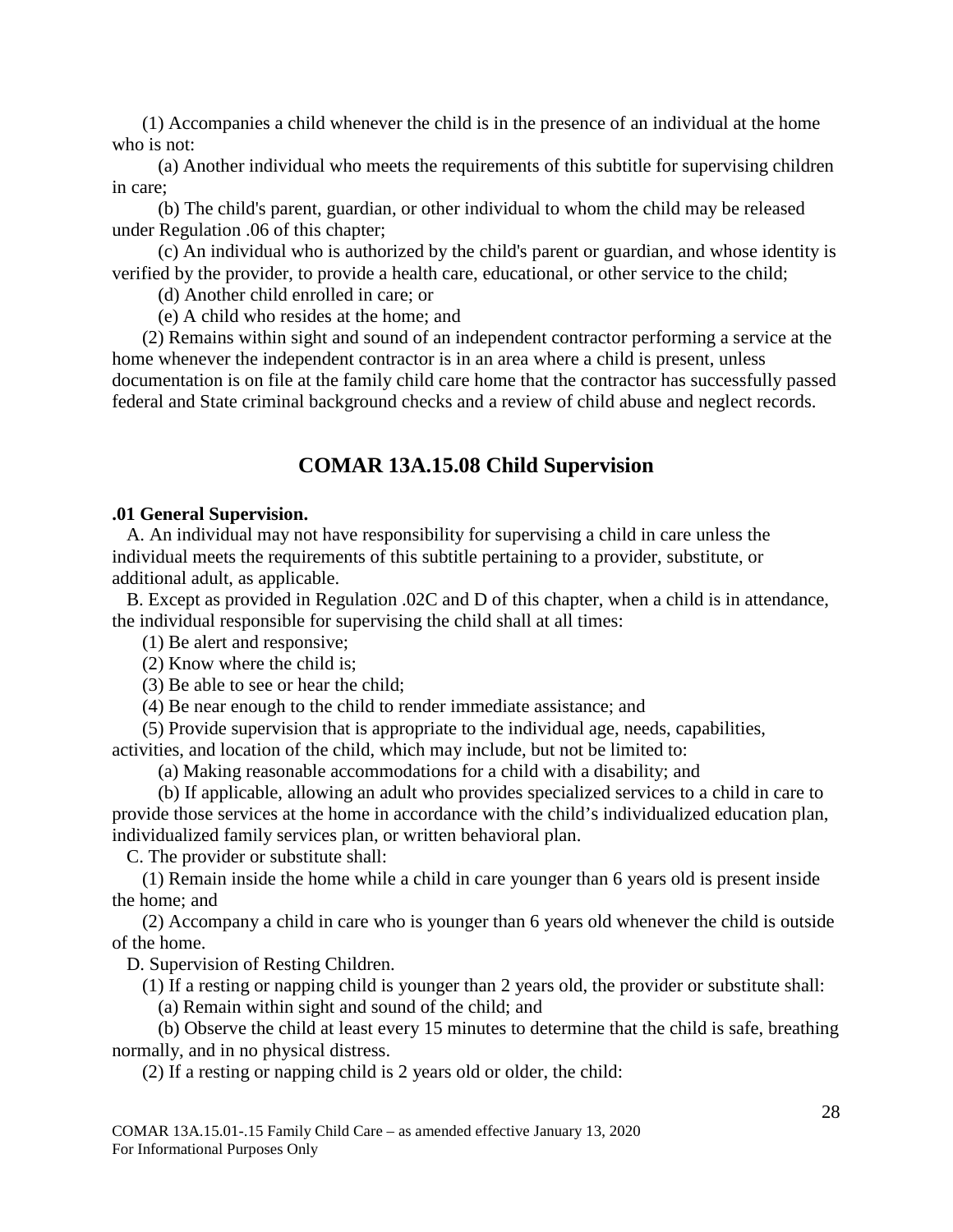(1) Accompanies a child whenever the child is in the presence of an individual at the home who is not:

(a) Another individual who meets the requirements of this subtitle for supervising children in care;

(b) The child's parent, guardian, or other individual to whom the child may be released under Regulation .06 of this chapter;

(c) An individual who is authorized by the child's parent or guardian, and whose identity is verified by the provider, to provide a health care, educational, or other service to the child;

(d) Another child enrolled in care; or

(e) A child who resides at the home; and

(2) Remains within sight and sound of an independent contractor performing a service at the home whenever the independent contractor is in an area where a child is present, unless documentation is on file at the family child care home that the contractor has successfully passed federal and State criminal background checks and a review of child abuse and neglect records.

## COMAR 13A.15.08 Child Supervision

**.01 General Supervision.**

A. An individual may not have responsibility for supervising a child in care unless the individual meets the requirements of this subtitle pertaining to a provider, substitute, or additional adult, as applicable.

B. Except as provided in Regulation .02C and D of this chapter, when a child is in attendance, the individual responsible for supervising the child shall at all times:

(1) Be alert and responsive;

(2) Know where the child is;

(3) Be able to see or hear the child;

(4) Be near enough to the child to render immediate assistance; and

(5) Provide supervision that is appropriate to the individual age, needs, capabilities, activities, and location of the child, which may include, but not be limited to:

(a) Making reasonable accommodations for a child with a disability; and

(b) If applicable, allowing an adult who provides specialized services to a child in care to provide those services at the home in accordance with the child's individualized education plan, individualized family services plan, or written behavioral plan.

C. The provider or substitute shall:

(1) Remain inside the home while a child in care younger than 6 years old is present inside the home; and

(2) Accompany a child in care who is younger than 6 years old whenever the child is outside of the home.

D. Supervision of Resting Children.

(1) If a resting or napping child is younger than 2 years old, the provider or substitute shall:

(a) Remain within sight and sound of the child; and

(b) Observe the child at least every 15 minutes to determine that the child is safe, breathing normally, and in no physical distress.

(2) If a resting or napping child is 2 years old or older, the child: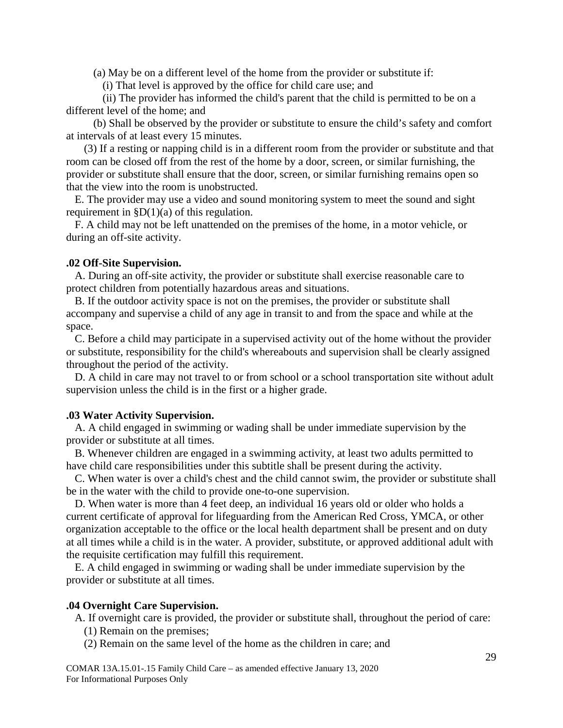(a) May be on a different level of the home from the provider or substitute if:

(i) That level is approved by the office for child care use; and

(ii) The provider has informed the child's parent that the child is permitted to be on a different level of the home; and

(b) Shall be observed by the provider or substitute to ensure the child's safety and comfort at intervals of at least every 15 minutes.

(3) If a resting or napping child is in a different room from the provider or substitute and that room can be closed off from the rest of the home by a door, screen, or similar furnishing, the provider or substitute shall ensure that the door, screen, or similar furnishing remains open so that the view into the room is unobstructed.

E. The provider may use a video and sound monitoring system to meet the sound and sight requirement in §D(1)(a) of this regulation.

F. A child may not be left unattended on the premises of the home, in a motor vehicle, or during an off-site activity.

**.02 Off-Site Supervision.**

A. During an off-site activity, the provider or substitute shall exercise reasonable care to protect children from potentially hazardous areas and situations.

B. If the outdoor activity space is not on the premises, the provider or substitute shall accompany and supervise a child of any age in transit to and from the space and while at the space.

C. Before a child may participate in a supervised activity out of the home without the provider or substitute, responsibility for the child's whereabouts and supervision shall be clearly assigned throughout the period of the activity.

D. A child in care may not travel to or from school or a school transportation site without adult supervision unless the child is in the first or a higher grade.

**.03 Water Activity Supervision.**

A. A child engaged in swimming or wading shall be under immediate supervision by the provider or substitute at all times.

B. Whenever children are engaged in a swimming activity, at least two adults permitted to have child care responsibilities under this subtitle shall be present during the activity.

C. When water is over a child's chest and the child cannot swim, the provider or substitute shall be in the water with the child to provide one-to-one supervision.

D. When water is more than 4 feet deep, an individual 16 years old or older who holds a current certificate of approval for lifeguarding from the American Red Cross, YMCA, or other organization acceptable to the office or the local health department shall be present and on duty at all times while a child is in the water. A provider, substitute, or approved additional adult with the requisite certification may fulfill this requirement.

E. A child engaged in swimming or wading shall be under immediate supervision by the provider or substitute at all times.

**.04 Overnight Care Supervision.**

A. If overnight care is provided, the provider or substitute shall, throughout the period of care:

(1) Remain on the premises;

(2) Remain on the same level of the home as the children in care; and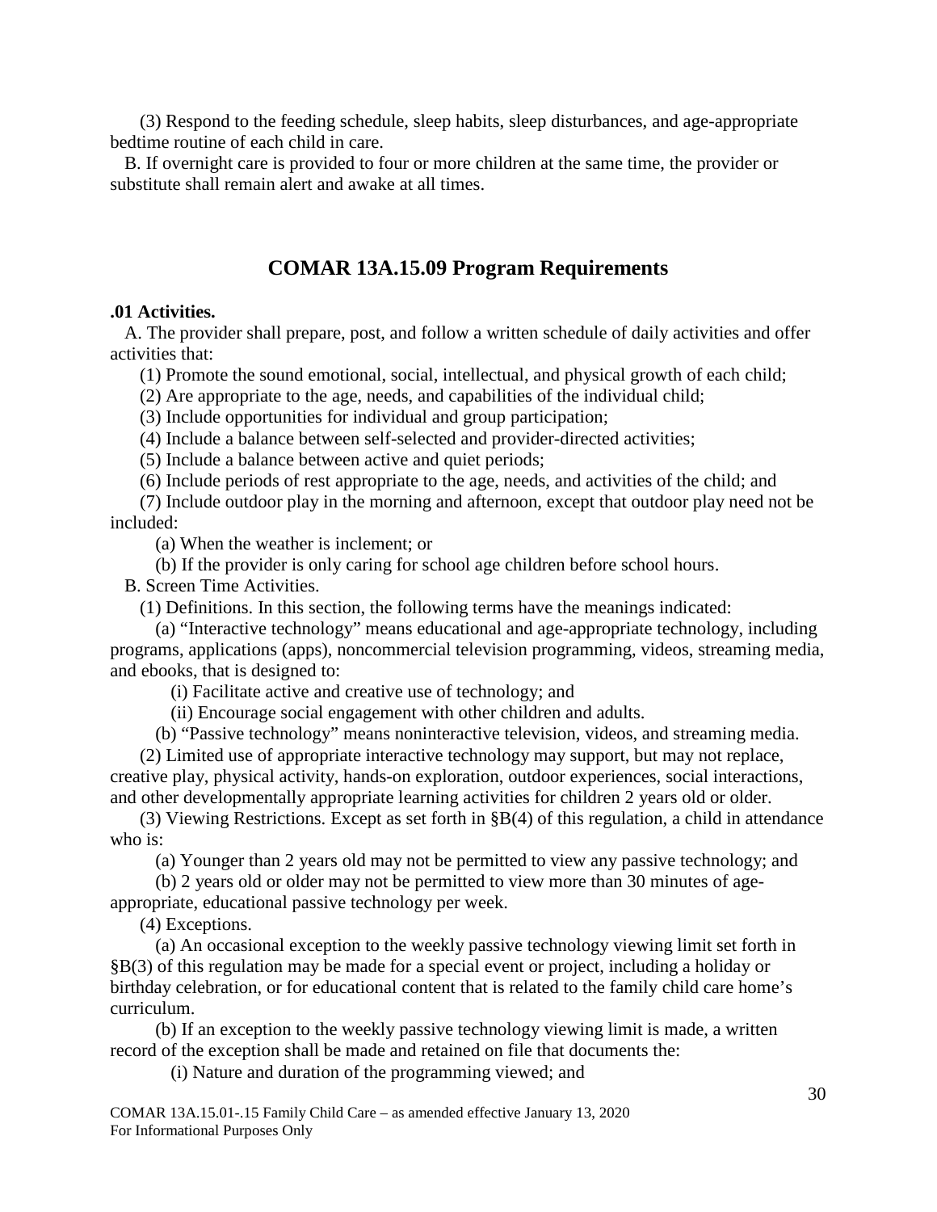(3) Respond to the feeding schedule, sleep habits, sleep disturbances, and age-appropriate bedtime routine of each child in care.

B. If overnight care is provided to four or more children at the same time, the provider or substitute shall remain alert and awake at all times.

## COMAR 13A.15.09 Program Requirements

**.01 Activities.**

A. The provider shall prepare, post, and follow a written schedule of daily activities and offer activities that:

(1) Promote the sound emotional, social, intellectual, and physical growth of each child;

(2) Are appropriate to the age, needs, and capabilities of the individual child;

(3) Include opportunities for individual and group participation;

(4) Include a balance between self-selected and provider-directed activities;

(5) Include a balance between active and quiet periods;

(6) Include periods of rest appropriate to the age, needs, and activities of the child; and

(7) Include outdoor play in the morning and afternoon, except that outdoor play need not be included:

(a) When the weather is inclement; or

(b) If the provider is only caring for school age children before school hours.

B. Screen Time Activities.

(1) Definitions. In this section, the following terms have the meanings indicated:

(a) "Interactive technology" means educational and age-appropriate technology, including programs, applications (apps), noncommercial television programming, videos, streaming media, and ebooks, that is designed to:

(i) Facilitate active and creative use of technology; and

(ii) Encourage social engagement with other children and adults.

(b) "Passive technology" means noninteractive television, videos, and streaming media.

(2) Limited use of appropriate interactive technology may support, but may not replace, creative play, physical activity, hands-on exploration, outdoor experiences, social interactions, and other developmentally appropriate learning activities for children 2 years old or older.

(3) Viewing Restrictions. Except as set forth in §B(4) of this regulation, a child in attendance who is:

(a) Younger than 2 years old may not be permitted to view any passive technology; and

(b) 2 years old or older may not be permitted to view more than 30 minutes of age-appropriate, educational passive technology per week.

(4) Exceptions.

(a) An occasional exception to the weekly passive technology viewing limit set forth in §B(3) of this regulation may be made for a special event or project, including a holiday or birthday celebration, or for educational content that is related to the family child care home's curriculum.

(b) If an exception to the weekly passive technology viewing limit is made, a written record of the exception shall be made and retained on file that documents the:

(i) Nature and duration of the programming viewed; and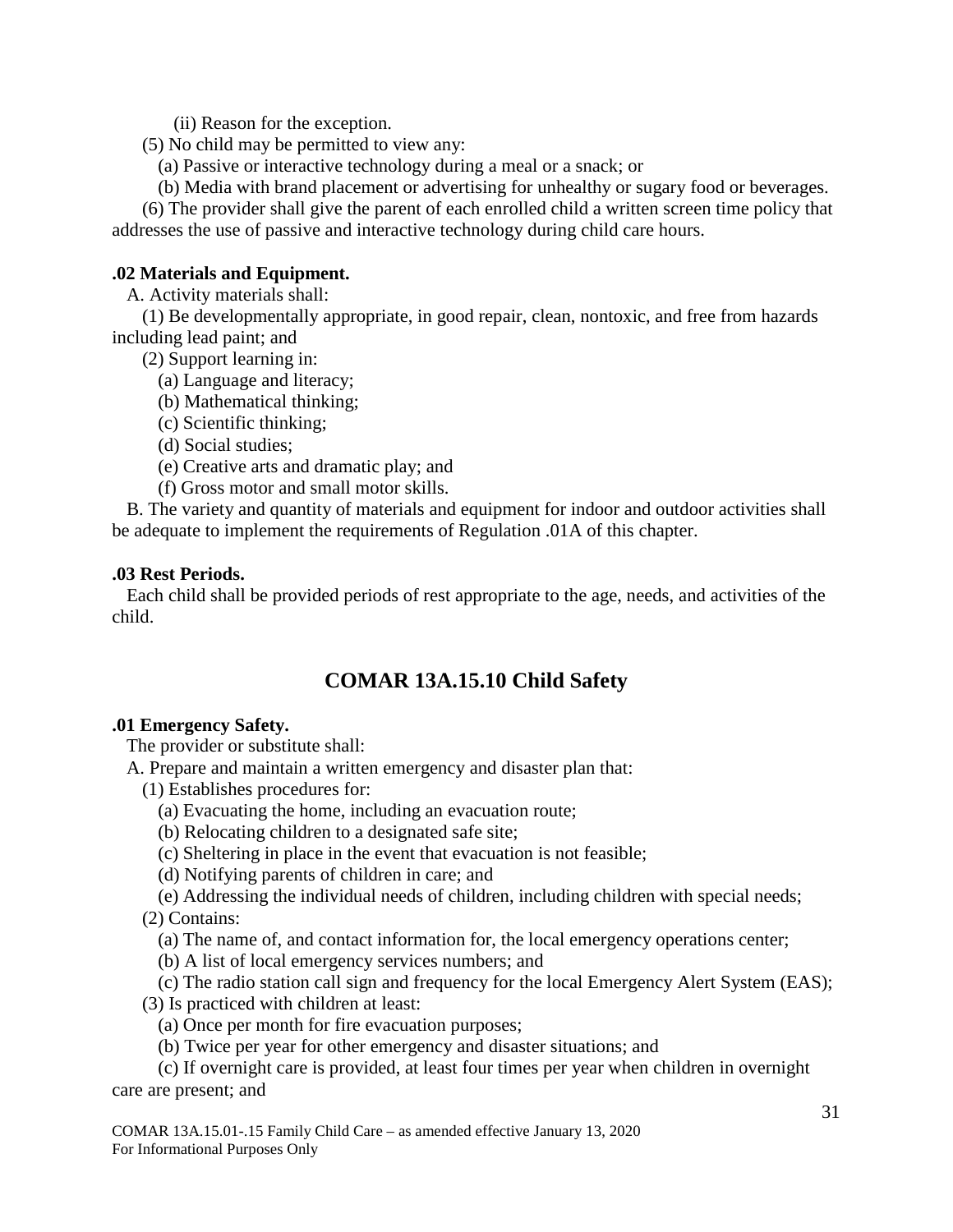(ii) Reason for the exception.

(5) No child may be permitted to view any:

(a) Passive or interactive technology during a meal or a snack; or

(b) Media with brand placement or advertising for unhealthy or sugary food or beverages.

(6) The provider shall give the parent of each enrolled child a written screen time policy that addresses the use of passive and interactive technology during child care hours.

**.02 Materials and Equipment.**

A. Activity materials shall:

(1) Be developmentally appropriate, in good repair, clean, nontoxic, and free from hazards including lead paint; and

(2) Support learning in:

(a) Language and literacy;

(b) Mathematical thinking;

(c) Scientific thinking;

(d) Social studies;

(e) Creative arts and dramatic play; and

(f) Gross motor and small motor skills.

B. The variety and quantity of materials and equipment for indoor and outdoor activities shall be adequate to implement the requirements of Regulation .01A of this chapter.

**.03 Rest Periods.**

Each child shall be provided periods of rest appropriate to the age, needs, and activities of the child.

## COMAR 13A.15.10 Child Safety

**.01 Emergency Safety.**

The provider or substitute shall:

A. Prepare and maintain a written emergency and disaster plan that:

(1) Establishes procedures for:

(a) Evacuating the home, including an evacuation route;

(b) Relocating children to a designated safe site;

(c) Sheltering in place in the event that evacuation is not feasible;

(d) Notifying parents of children in care; and

(e) Addressing the individual needs of children, including children with special needs;

(2) Contains:

(a) The name of, and contact information for, the local emergency operations center;

(b) A list of local emergency services numbers; and

(c) The radio station call sign and frequency for the local Emergency Alert System (EAS);

(3) Is practiced with children at least:

(a) Once per month for fire evacuation purposes;

(b) Twice per year for other emergency and disaster situations; and

(c) If overnight care is provided, at least four times per year when children in overnight care are present; and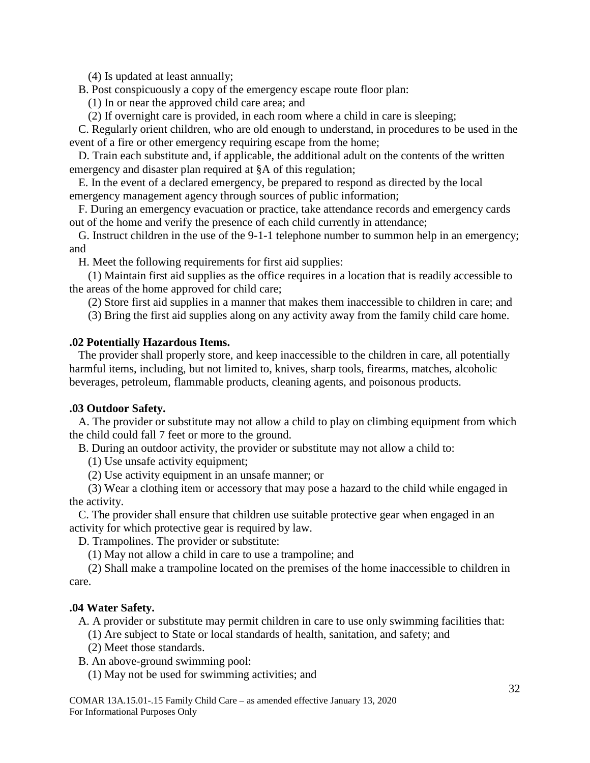(4) Is updated at least annually;

B. Post conspicuously a copy of the emergency escape route floor plan:

(1) In or near the approved child care area; and

(2) If overnight care is provided, in each room where a child in care is sleeping;

C. Regularly orient children, who are old enough to understand, in procedures to be used in the event of a fire or other emergency requiring escape from the home;

D. Train each substitute and, if applicable, the additional adult on the contents of the written emergency and disaster plan required at §A of this regulation;

E. In the event of a declared emergency, be prepared to respond as directed by the local emergency management agency through sources of public information;

F. During an emergency evacuation or practice, take attendance records and emergency cards out of the home and verify the presence of each child currently in attendance;

G. Instruct children in the use of the 9-1-1 telephone number to summon help in an emergency; and

H. Meet the following requirements for first aid supplies:

(1) Maintain first aid supplies as the office requires in a location that is readily accessible to the areas of the home approved for child care;

(2) Store first aid supplies in a manner that makes them inaccessible to children in care; and

(3) Bring the first aid supplies along on any activity away from the family child care home.

**.02 Potentially Hazardous Items.**

The provider shall properly store, and keep inaccessible to the children in care, all potentially harmful items, including, but not limited to, knives, sharp tools, firearms, matches, alcoholic beverages, petroleum, flammable products, cleaning agents, and poisonous products.

**.03 Outdoor Safety.**

A. The provider or substitute may not allow a child to play on climbing equipment from which the child could fall 7 feet or more to the ground.

B. During an outdoor activity, the provider or substitute may not allow a child to:

(1) Use unsafe activity equipment;

(2) Use activity equipment in an unsafe manner; or

(3) Wear a clothing item or accessory that may pose a hazard to the child while engaged in the activity.

C. The provider shall ensure that children use suitable protective gear when engaged in an activity for which protective gear is required by law.

D. Trampolines. The provider or substitute:

(1) May not allow a child in care to use a trampoline; and

(2) Shall make a trampoline located on the premises of the home inaccessible to children in care.

**.04 Water Safety.**

A. A provider or substitute may permit children in care to use only swimming facilities that:

(1) Are subject to State or local standards of health, sanitation, and safety; and

(2) Meet those standards.

B. An above-ground swimming pool:

(1) May not be used for swimming activities; and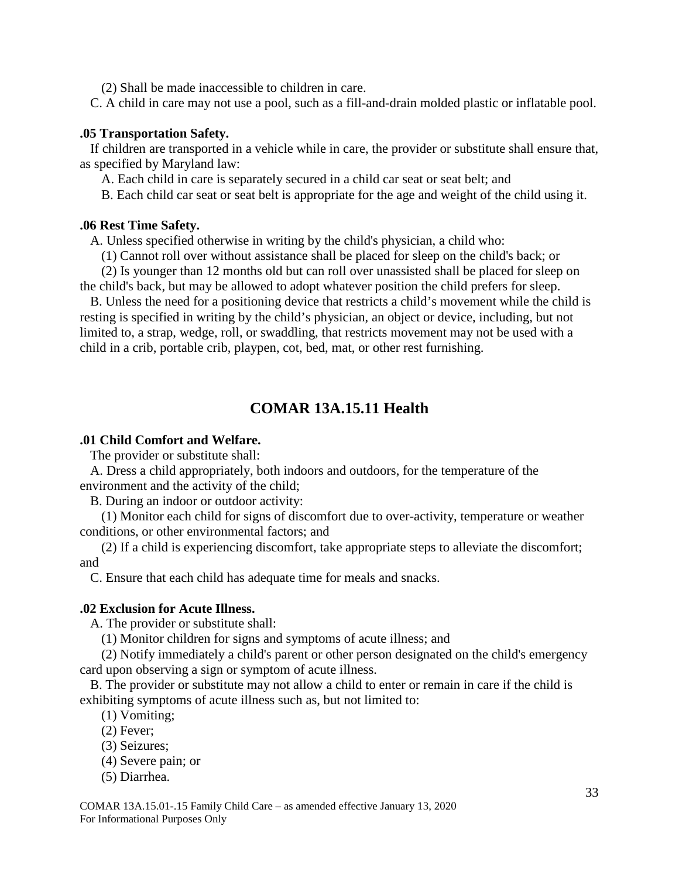(2) Shall be made inaccessible to children in care.

C. A child in care may not use a pool, such as a fill-and-drain molded plastic or inflatable pool.

**.05 Transportation Safety.**

If children are transported in a vehicle while in care, the provider or substitute shall ensure that, as specified by Maryland law:

A. Each child in care is separately secured in a child car seat or seat belt; and

B. Each child car seat or seat belt is appropriate for the age and weight of the child using it.

**.06 Rest Time Safety.**

A. Unless specified otherwise in writing by the child's physician, a child who:

(1) Cannot roll over without assistance shall be placed for sleep on the child's back; or

(2) Is younger than 12 months old but can roll over unassisted shall be placed for sleep on the child's back, but may be allowed to adopt whatever position the child prefers for sleep.

B. Unless the need for a positioning device that restricts a child's movement while the child is resting is specified in writing by the child's physician, an object or device, including, but not limited to, a strap, wedge, roll, or swaddling, that restricts movement may not be used with a child in a crib, portable crib, playpen, cot, bed, mat, or other rest furnishing.

## COMAR 13A.15.11 Health

**.01 Child Comfort and Welfare.**

The provider or substitute shall:

A. Dress a child appropriately, both indoors and outdoors, for the temperature of the environment and the activity of the child;

B. During an indoor or outdoor activity:

(1) Monitor each child for signs of discomfort due to over-activity, temperature or weather conditions, or other environmental factors; and

(2) If a child is experiencing discomfort, take appropriate steps to alleviate the discomfort; and

C. Ensure that each child has adequate time for meals and snacks.

**.02 Exclusion for Acute Illness.**

A. The provider or substitute shall:

(1) Monitor children for signs and symptoms of acute illness; and

(2) Notify immediately a child's parent or other person designated on the child's emergency card upon observing a sign or symptom of acute illness.

B. The provider or substitute may not allow a child to enter or remain in care if the child is exhibiting symptoms of acute illness such as, but not limited to:

(1) Vomiting;

(2) Fever;

(3) Seizures;

(4) Severe pain; or

(5) Diarrhea.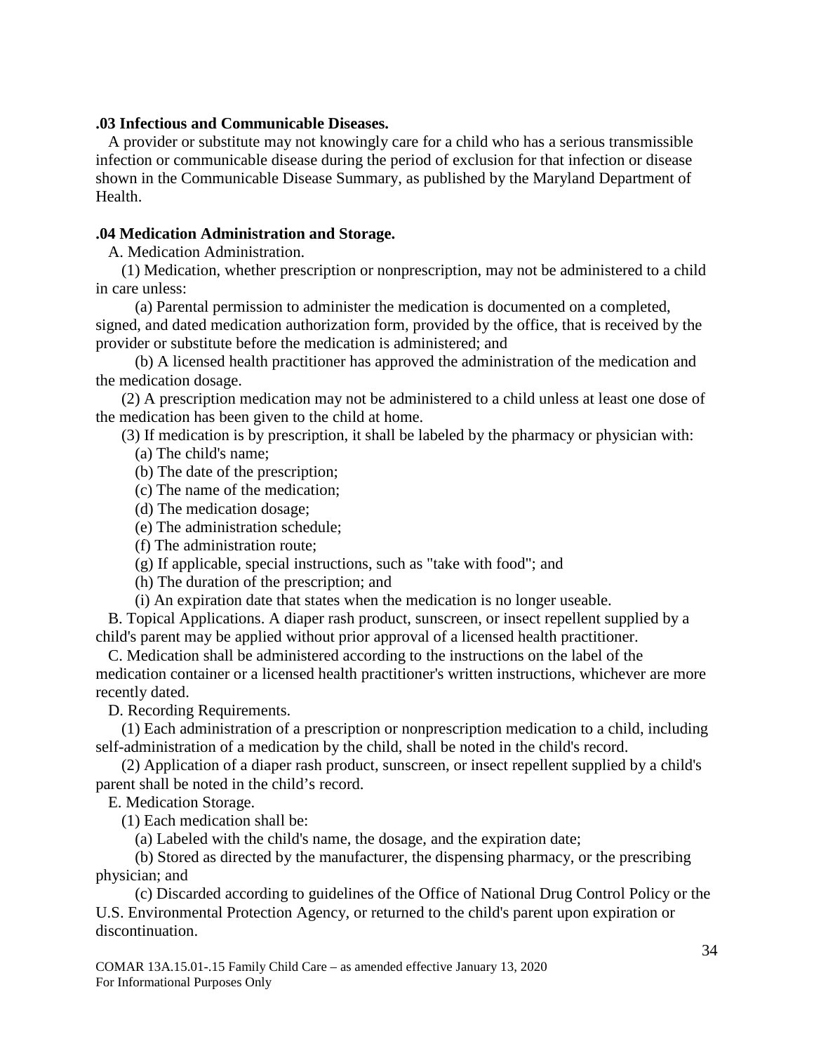**.03 Infectious and Communicable Diseases.**

A provider or substitute may not knowingly care for a child who has a serious transmissible infection or communicable disease during the period of exclusion for that infection or disease shown in the Communicable Disease Summary, as published by the Maryland Department of Health.

**.04 Medication Administration and Storage.**

A. Medication Administration.

(1) Medication, whether prescription or nonprescription, may not be administered to a child in care unless:

(a) Parental permission to administer the medication is documented on a completed, signed, and dated medication authorization form, provided by the office, that is received by the provider or substitute before the medication is administered; and

(b) A licensed health practitioner has approved the administration of the medication and the medication dosage.

(2) A prescription medication may not be administered to a child unless at least one dose of the medication has been given to the child at home.

(3) If medication is by prescription, it shall be labeled by the pharmacy or physician with:

(a) The child's name;

(b) The date of the prescription;

(c) The name of the medication;

(d) The medication dosage;

(e) The administration schedule;

(f) The administration route;

(g) If applicable, special instructions, such as "take with food"; and

(h) The duration of the prescription; and

(i) An expiration date that states when the medication is no longer useable.

B. Topical Applications. A diaper rash product, sunscreen, or insect repellent supplied by a child's parent may be applied without prior approval of a licensed health practitioner.

C. Medication shall be administered according to the instructions on the label of the medication container or a licensed health practitioner's written instructions, whichever are more recently dated.

D. Recording Requirements.

(1) Each administration of a prescription or nonprescription medication to a child, including self-administration of a medication by the child, shall be noted in the child's record.

(2) Application of a diaper rash product, sunscreen, or insect repellent supplied by a child's parent shall be noted in the child's record.

E. Medication Storage.

(1) Each medication shall be:

(a) Labeled with the child's name, the dosage, and the expiration date;

(b) Stored as directed by the manufacturer, the dispensing pharmacy, or the prescribing physician; and

(c) Discarded according to guidelines of the Office of National Drug Control Policy or the U.S. Environmental Protection Agency, or returned to the child's parent upon expiration or discontinuation.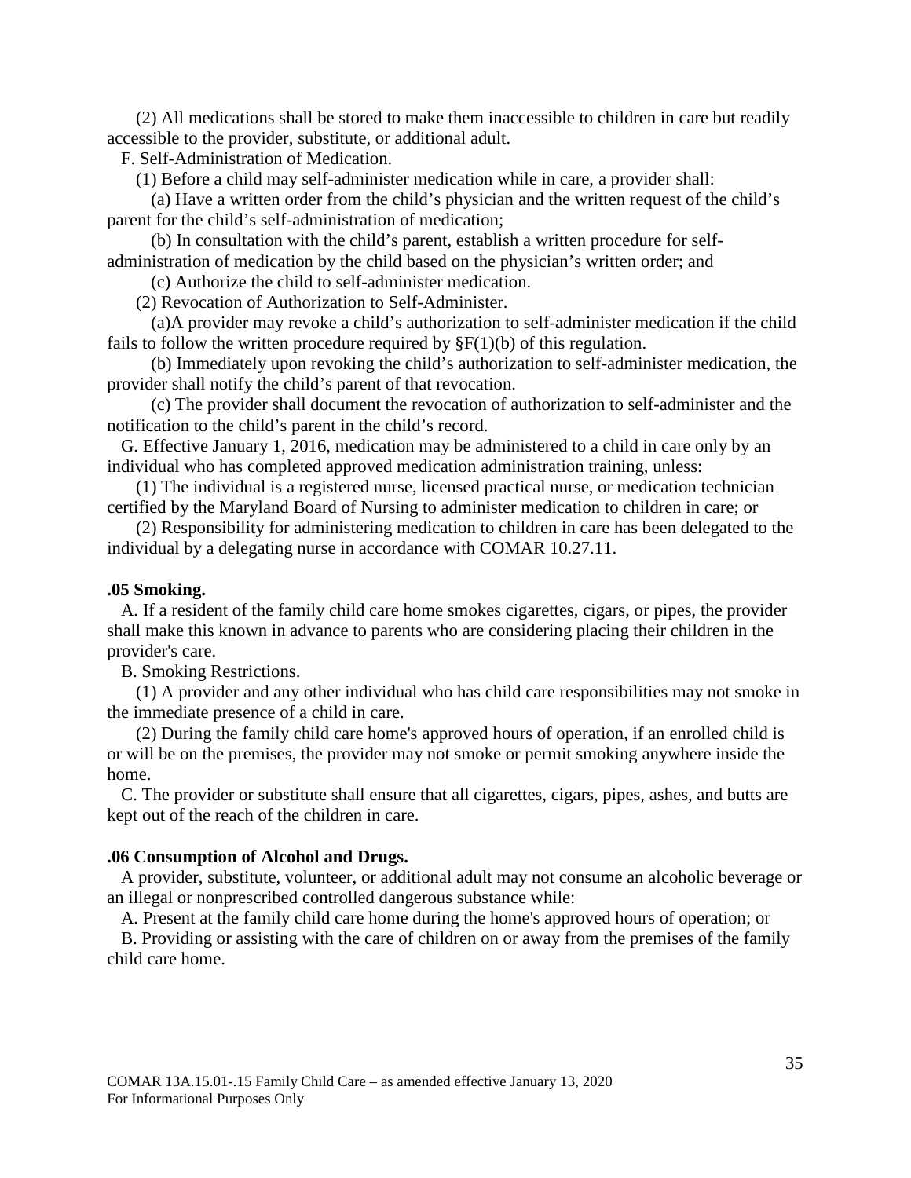(2) All medications shall be stored to make them inaccessible to children in care but readily accessible to the provider, substitute, or additional adult.

F. Self-Administration of Medication.

(1) Before a child may self-administer medication while in care, a provider shall:

(a) Have a written order from the child's physician and the written request of the child's parent for the child's self-administration of medication;

(b) In consultation with the child's parent, establish a written procedure for self-administration of medication by the child based on the physician's written order; and

(c) Authorize the child to self-administer medication.

(2) Revocation of Authorization to Self-Administer.

(a)A provider may revoke a child's authorization to self-administer medication if the child fails to follow the written procedure required by §F(1)(b) of this regulation.

(b) Immediately upon revoking the child's authorization to self-administer medication, the provider shall notify the child's parent of that revocation.

(c) The provider shall document the revocation of authorization to self-administer and the notification to the child's parent in the child's record.

G. Effective January 1, 2016, medication may be administered to a child in care only by an individual who has completed approved medication administration training, unless:

(1) The individual is a registered nurse, licensed practical nurse, or medication technician certified by the Maryland Board of Nursing to administer medication to children in care; or

(2) Responsibility for administering medication to children in care has been delegated to the individual by a delegating nurse in accordance with COMAR 10.27.11.

**.05 Smoking.**

A. If a resident of the family child care home smokes cigarettes, cigars, or pipes, the provider shall make this known in advance to parents who are considering placing their children in the provider's care.

B. Smoking Restrictions.

(1) A provider and any other individual who has child care responsibilities may not smoke in the immediate presence of a child in care.

(2) During the family child care home's approved hours of operation, if an enrolled child is or will be on the premises, the provider may not smoke or permit smoking anywhere inside the home.

C. The provider or substitute shall ensure that all cigarettes, cigars, pipes, ashes, and butts are kept out of the reach of the children in care.

**.06 Consumption of Alcohol and Drugs.**

A provider, substitute, volunteer, or additional adult may not consume an alcoholic beverage or an illegal or nonprescribed controlled dangerous substance while:

A. Present at the family child care home during the home's approved hours of operation; or

B. Providing or assisting with the care of children on or away from the premises of the family child care home.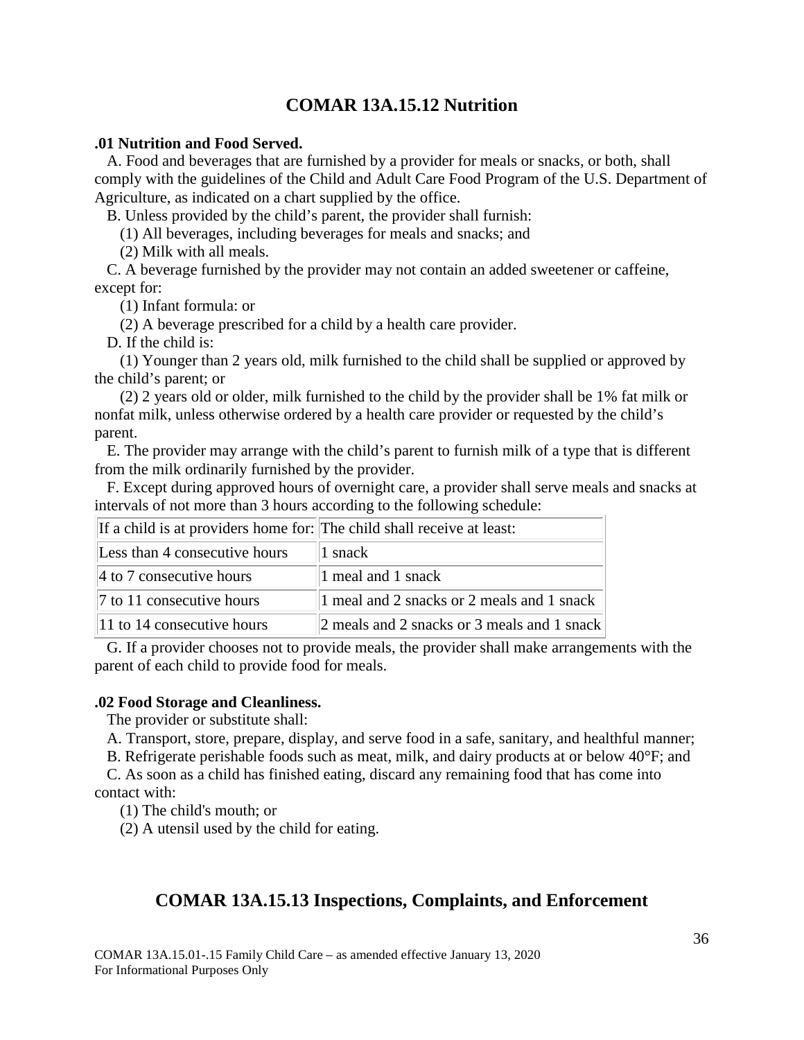## COMAR 13A.15.12 Nutrition

**.01 Nutrition and Food Served.**

A. Food and beverages that are furnished by a provider for meals or snacks, or both, shall comply with the guidelines of the Child and Adult Care Food Program of the U.S. Department of Agriculture, as indicated on a chart supplied by the office.

B. Unless provided by the child's parent, the provider shall furnish:

(1) All beverages, including beverages for meals and snacks; and

(2) Milk with all meals.

C. A beverage furnished by the provider may not contain an added sweetener or caffeine, except for:

(1) Infant formula: or

(2) A beverage prescribed for a child by a health care provider.

D. If the child is:

(1) Younger than 2 years old, milk furnished to the child shall be supplied or approved by the child's parent; or

(2) 2 years old or older, milk furnished to the child by the provider shall be 1% fat milk or nonfat milk, unless otherwise ordered by a health care provider or requested by the child's parent.

E. The provider may arrange with the child's parent to furnish milk of a type that is different from the milk ordinarily furnished by the provider.

F. Except during approved hours of overnight care, a provider shall serve meals and snacks at intervals of not more than 3 hours according to the following schedule:

| If a child is at providers home for: | The child shall receive at least: |
|---|---|
| Less than 4 consecutive hours | 1 snack |
| 4 to 7 consecutive hours | 1 meal and 1 snack |
| 7 to 11 consecutive hours | 1 meal and 2 snacks or 2 meals and 1 snack |
| 11 to 14 consecutive hours | 2 meals and 2 snacks or 3 meals and 1 snack |

G. If a provider chooses not to provide meals, the provider shall make arrangements with the parent of each child to provide food for meals.

**.02 Food Storage and Cleanliness.**

The provider or substitute shall:

A. Transport, store, prepare, display, and serve food in a safe, sanitary, and healthful manner;

B. Refrigerate perishable foods such as meat, milk, and dairy products at or below 40°F; and

C. As soon as a child has finished eating, discard any remaining food that has come into contact with:

(1) The child's mouth; or

(2) A utensil used by the child for eating.

## COMAR 13A.15.13 Inspections, Complaints, and Enforcement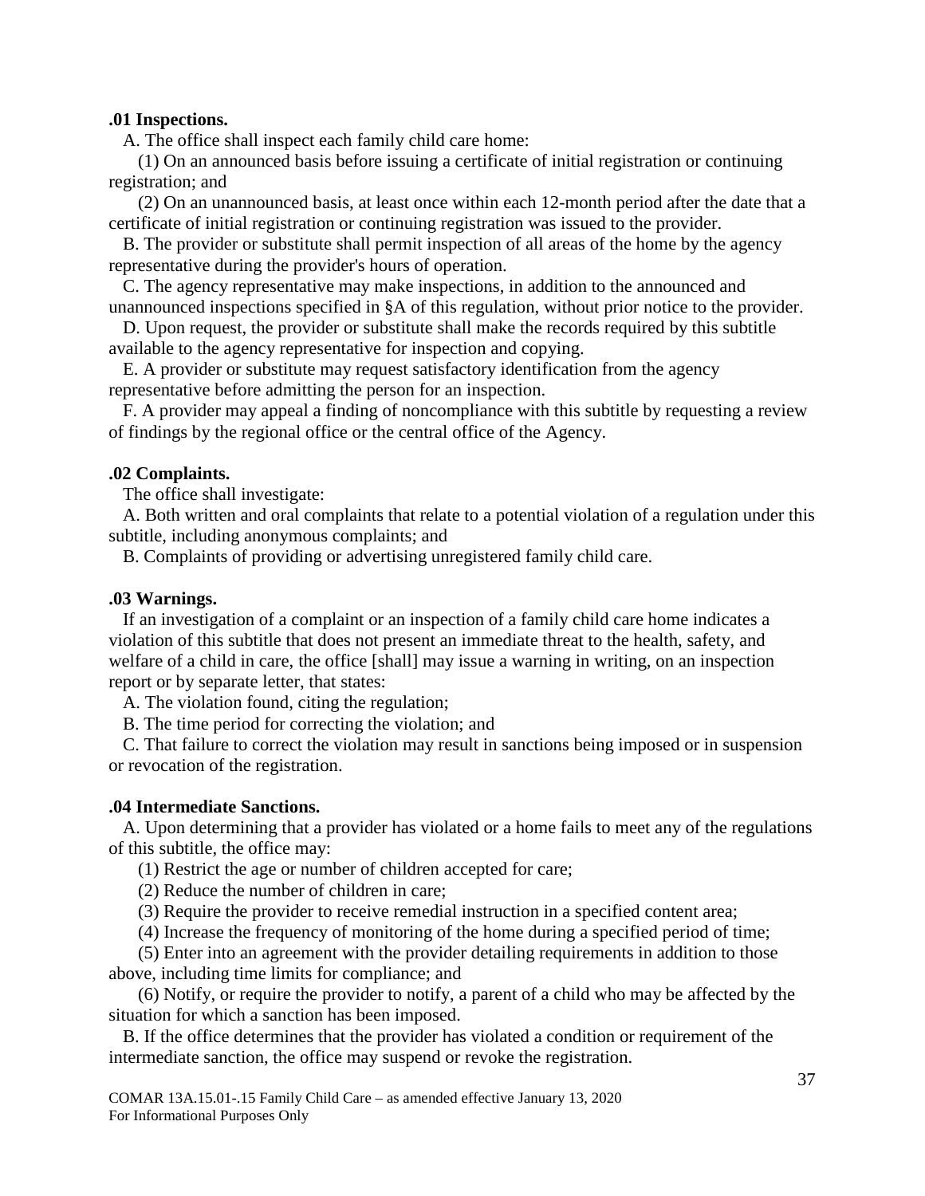**.01 Inspections.**

A. The office shall inspect each family child care home:

(1) On an announced basis before issuing a certificate of initial registration or continuing registration; and

(2) On an unannounced basis, at least once within each 12-month period after the date that a certificate of initial registration or continuing registration was issued to the provider.

B. The provider or substitute shall permit inspection of all areas of the home by the agency representative during the provider's hours of operation.

C. The agency representative may make inspections, in addition to the announced and unannounced inspections specified in §A of this regulation, without prior notice to the provider.

D. Upon request, the provider or substitute shall make the records required by this subtitle available to the agency representative for inspection and copying.

E. A provider or substitute may request satisfactory identification from the agency representative before admitting the person for an inspection.

F. A provider may appeal a finding of noncompliance with this subtitle by requesting a review of findings by the regional office or the central office of the Agency.

**.02 Complaints.**

The office shall investigate:

A. Both written and oral complaints that relate to a potential violation of a regulation under this subtitle, including anonymous complaints; and

B. Complaints of providing or advertising unregistered family child care.

**.03 Warnings.**

If an investigation of a complaint or an inspection of a family child care home indicates a violation of this subtitle that does not present an immediate threat to the health, safety, and welfare of a child in care, the office [shall] may issue a warning in writing, on an inspection report or by separate letter, that states:

A. The violation found, citing the regulation;

B. The time period for correcting the violation; and

C. That failure to correct the violation may result in sanctions being imposed or in suspension or revocation of the registration.

**.04 Intermediate Sanctions.**

A. Upon determining that a provider has violated or a home fails to meet any of the regulations of this subtitle, the office may:

(1) Restrict the age or number of children accepted for care;

(2) Reduce the number of children in care;

(3) Require the provider to receive remedial instruction in a specified content area;

(4) Increase the frequency of monitoring of the home during a specified period of time;

(5) Enter into an agreement with the provider detailing requirements in addition to those above, including time limits for compliance; and

(6) Notify, or require the provider to notify, a parent of a child who may be affected by the situation for which a sanction has been imposed.

B. If the office determines that the provider has violated a condition or requirement of the intermediate sanction, the office may suspend or revoke the registration.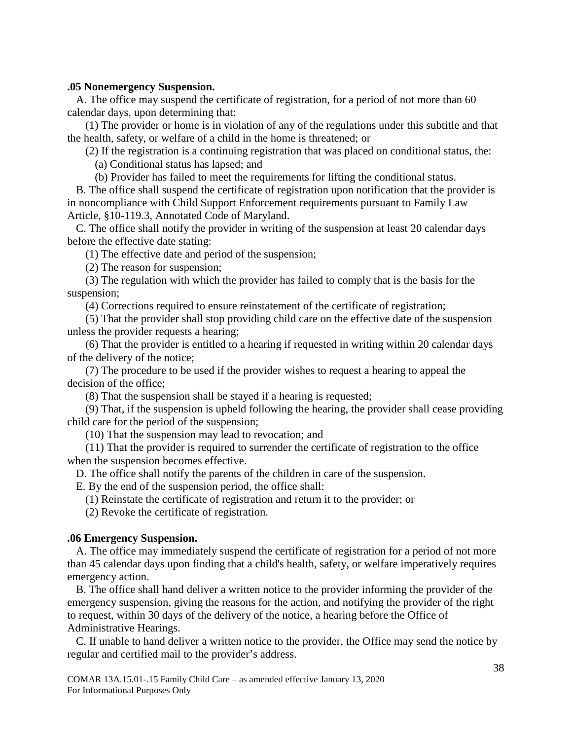**.05 Nonemergency Suspension.**

A. The office may suspend the certificate of registration, for a period of not more than 60 calendar days, upon determining that:

(1) The provider or home is in violation of any of the regulations under this subtitle and that the health, safety, or welfare of a child in the home is threatened; or

(2) If the registration is a continuing registration that was placed on conditional status, the:

(a) Conditional status has lapsed; and

(b) Provider has failed to meet the requirements for lifting the conditional status.

B. The office shall suspend the certificate of registration upon notification that the provider is in noncompliance with Child Support Enforcement requirements pursuant to Family Law Article, §10-119.3, Annotated Code of Maryland.

C. The office shall notify the provider in writing of the suspension at least 20 calendar days before the effective date stating:

(1) The effective date and period of the suspension;

(2) The reason for suspension;

(3) The regulation with which the provider has failed to comply that is the basis for the suspension;

(4) Corrections required to ensure reinstatement of the certificate of registration;

(5) That the provider shall stop providing child care on the effective date of the suspension unless the provider requests a hearing;

(6) That the provider is entitled to a hearing if requested in writing within 20 calendar days of the delivery of the notice;

(7) The procedure to be used if the provider wishes to request a hearing to appeal the decision of the office;

(8) That the suspension shall be stayed if a hearing is requested;

(9) That, if the suspension is upheld following the hearing, the provider shall cease providing child care for the period of the suspension;

(10) That the suspension may lead to revocation; and

(11) That the provider is required to surrender the certificate of registration to the office when the suspension becomes effective.

D. The office shall notify the parents of the children in care of the suspension.

E. By the end of the suspension period, the office shall:

(1) Reinstate the certificate of registration and return it to the provider; or

(2) Revoke the certificate of registration.

**.06 Emergency Suspension.**

A. The office may immediately suspend the certificate of registration for a period of not more than 45 calendar days upon finding that a child's health, safety, or welfare imperatively requires emergency action.

B. The office shall hand deliver a written notice to the provider informing the provider of the emergency suspension, giving the reasons for the action, and notifying the provider of the right to request, within 30 days of the delivery of the notice, a hearing before the Office of Administrative Hearings.

C. If unable to hand deliver a written notice to the provider, the Office may send the notice by regular and certified mail to the provider's address.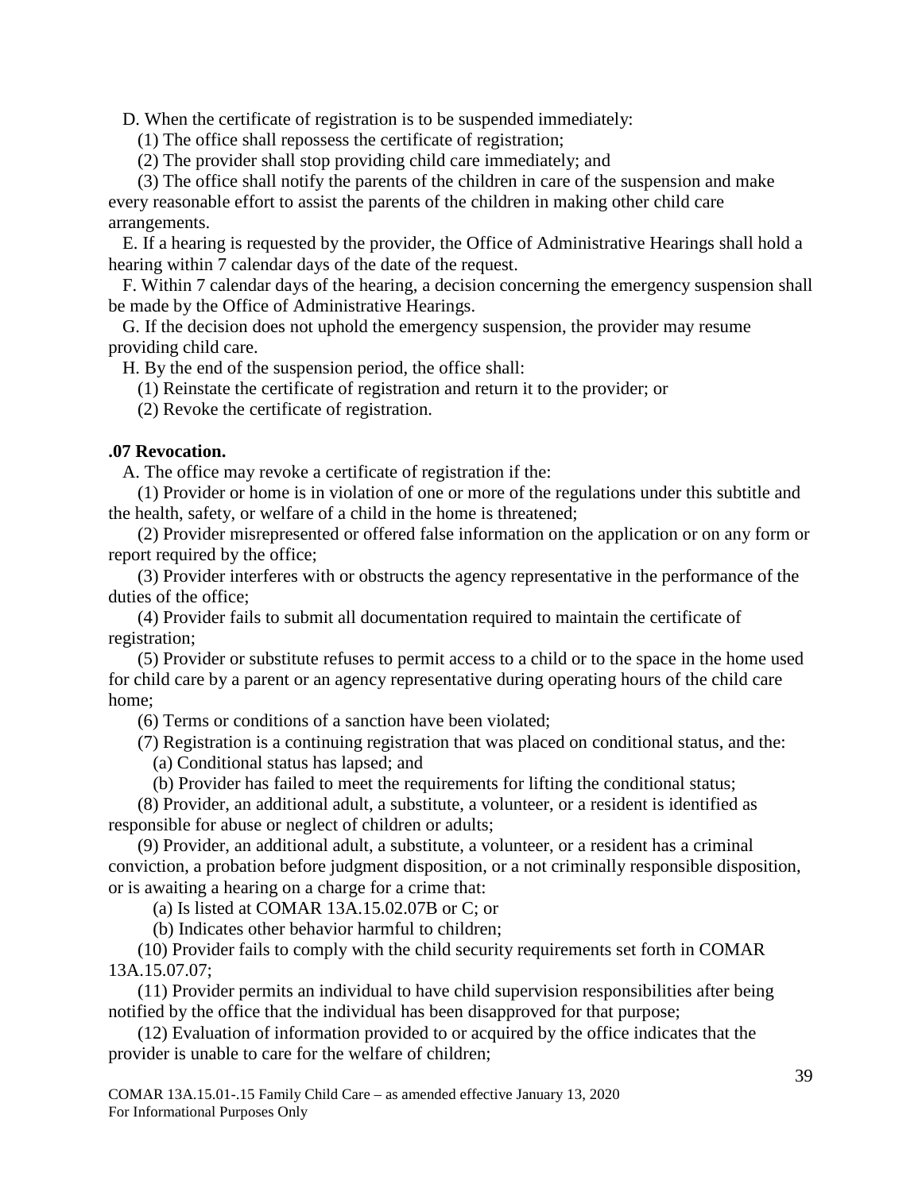D. When the certificate of registration is to be suspended immediately:

(1) The office shall repossess the certificate of registration;

(2) The provider shall stop providing child care immediately; and

(3) The office shall notify the parents of the children in care of the suspension and make every reasonable effort to assist the parents of the children in making other child care arrangements.

E. If a hearing is requested by the provider, the Office of Administrative Hearings shall hold a hearing within 7 calendar days of the date of the request.

F. Within 7 calendar days of the hearing, a decision concerning the emergency suspension shall be made by the Office of Administrative Hearings.

G. If the decision does not uphold the emergency suspension, the provider may resume providing child care.

H. By the end of the suspension period, the office shall:

(1) Reinstate the certificate of registration and return it to the provider; or

(2) Revoke the certificate of registration.

**.07 Revocation.**

A. The office may revoke a certificate of registration if the:

(1) Provider or home is in violation of one or more of the regulations under this subtitle and the health, safety, or welfare of a child in the home is threatened;

(2) Provider misrepresented or offered false information on the application or on any form or report required by the office;

(3) Provider interferes with or obstructs the agency representative in the performance of the duties of the office;

(4) Provider fails to submit all documentation required to maintain the certificate of registration;

(5) Provider or substitute refuses to permit access to a child or to the space in the home used for child care by a parent or an agency representative during operating hours of the child care home;

(6) Terms or conditions of a sanction have been violated;

(7) Registration is a continuing registration that was placed on conditional status, and the:

(a) Conditional status has lapsed; and

(b) Provider has failed to meet the requirements for lifting the conditional status;

(8) Provider, an additional adult, a substitute, a volunteer, or a resident is identified as responsible for abuse or neglect of children or adults;

(9) Provider, an additional adult, a substitute, a volunteer, or a resident has a criminal conviction, a probation before judgment disposition, or a not criminally responsible disposition, or is awaiting a hearing on a charge for a crime that:

(a) Is listed at COMAR 13A.15.02.07B or C; or

(b) Indicates other behavior harmful to children;

(10) Provider fails to comply with the child security requirements set forth in COMAR 13A.15.07.07;

(11) Provider permits an individual to have child supervision responsibilities after being notified by the office that the individual has been disapproved for that purpose;

(12) Evaluation of information provided to or acquired by the office indicates that the provider is unable to care for the welfare of children;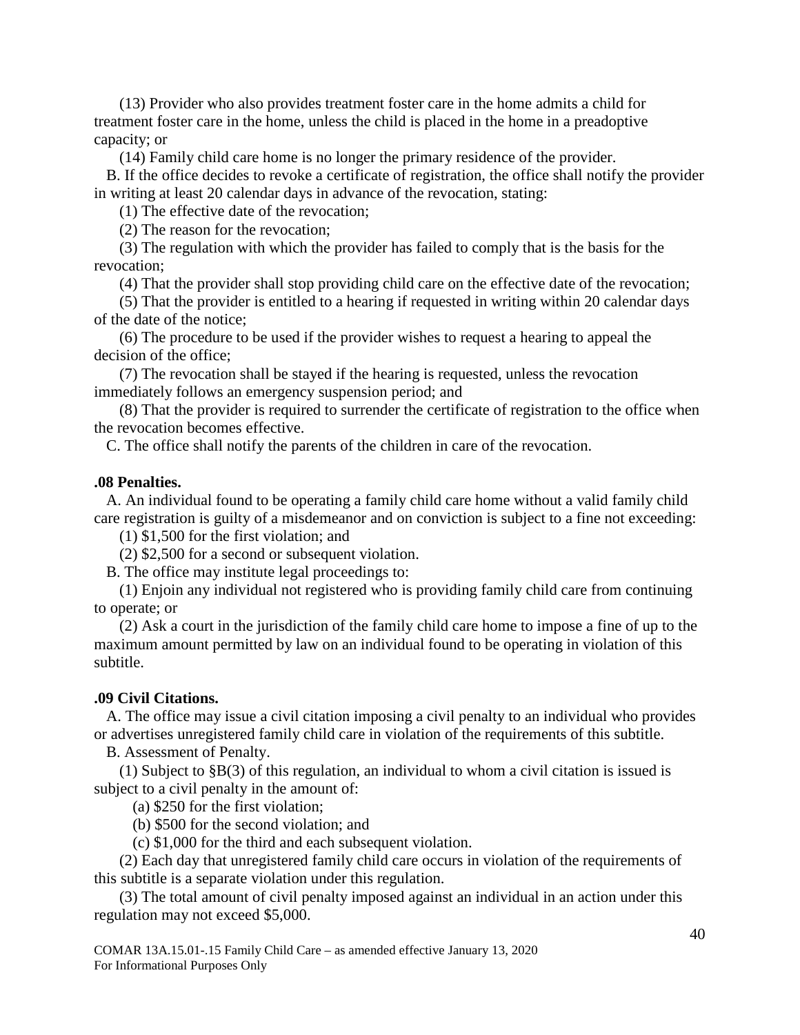(13) Provider who also provides treatment foster care in the home admits a child for treatment foster care in the home, unless the child is placed in the home in a preadoptive capacity; or

(14) Family child care home is no longer the primary residence of the provider.

B. If the office decides to revoke a certificate of registration, the office shall notify the provider in writing at least 20 calendar days in advance of the revocation, stating:

(1) The effective date of the revocation;

(2) The reason for the revocation;

(3) The regulation with which the provider has failed to comply that is the basis for the revocation;

(4) That the provider shall stop providing child care on the effective date of the revocation;

(5) That the provider is entitled to a hearing if requested in writing within 20 calendar days of the date of the notice;

(6) The procedure to be used if the provider wishes to request a hearing to appeal the decision of the office;

(7) The revocation shall be stayed if the hearing is requested, unless the revocation immediately follows an emergency suspension period; and

(8) That the provider is required to surrender the certificate of registration to the office when the revocation becomes effective.

C. The office shall notify the parents of the children in care of the revocation.

**.08 Penalties.**

A. An individual found to be operating a family child care home without a valid family child care registration is guilty of a misdemeanor and on conviction is subject to a fine not exceeding:

(1) $1,500 for the first violation; and

(2) $2,500 for a second or subsequent violation.

B. The office may institute legal proceedings to:

(1) Enjoin any individual not registered who is providing family child care from continuing to operate; or

(2) Ask a court in the jurisdiction of the family child care home to impose a fine of up to the maximum amount permitted by law on an individual found to be operating in violation of this subtitle.

**.09 Civil Citations.**

A. The office may issue a civil citation imposing a civil penalty to an individual who provides or advertises unregistered family child care in violation of the requirements of this subtitle.

B. Assessment of Penalty.

(1) Subject to §B(3) of this regulation, an individual to whom a civil citation is issued is subject to a civil penalty in the amount of:

(a) $250 for the first violation;

(b) $500 for the second violation; and

(c) $1,000 for the third and each subsequent violation.

(2) Each day that unregistered family child care occurs in violation of the requirements of this subtitle is a separate violation under this regulation.

(3) The total amount of civil penalty imposed against an individual in an action under this regulation may not exceed $5,000.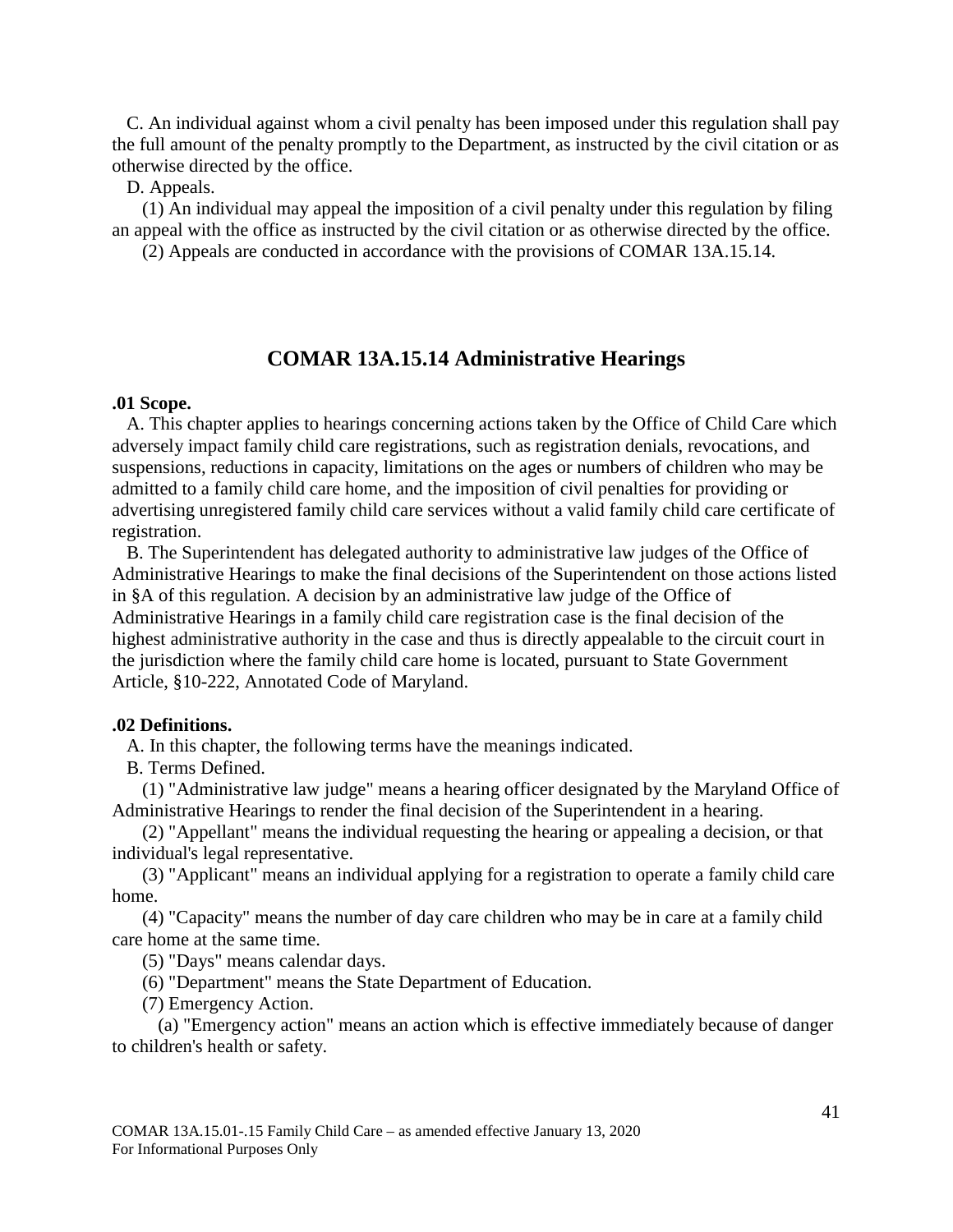C. An individual against whom a civil penalty has been imposed under this regulation shall pay the full amount of the penalty promptly to the Department, as instructed by the civil citation or as otherwise directed by the office.

D. Appeals.

(1) An individual may appeal the imposition of a civil penalty under this regulation by filing an appeal with the office as instructed by the civil citation or as otherwise directed by the office.

(2) Appeals are conducted in accordance with the provisions of COMAR 13A.15.14.

## COMAR 13A.15.14 Administrative Hearings

**.01 Scope.**

A. This chapter applies to hearings concerning actions taken by the Office of Child Care which adversely impact family child care registrations, such as registration denials, revocations, and suspensions, reductions in capacity, limitations on the ages or numbers of children who may be admitted to a family child care home, and the imposition of civil penalties for providing or advertising unregistered family child care services without a valid family child care certificate of registration.

B. The Superintendent has delegated authority to administrative law judges of the Office of Administrative Hearings to make the final decisions of the Superintendent on those actions listed in §A of this regulation. A decision by an administrative law judge of the Office of Administrative Hearings in a family child care registration case is the final decision of the highest administrative authority in the case and thus is directly appealable to the circuit court in the jurisdiction where the family child care home is located, pursuant to State Government Article, §10-222, Annotated Code of Maryland.

**.02 Definitions.**

A. In this chapter, the following terms have the meanings indicated.

B. Terms Defined.

(1) "Administrative law judge" means a hearing officer designated by the Maryland Office of Administrative Hearings to render the final decision of the Superintendent in a hearing.

(2) "Appellant" means the individual requesting the hearing or appealing a decision, or that individual's legal representative.

(3) "Applicant" means an individual applying for a registration to operate a family child care home.

(4) "Capacity" means the number of day care children who may be in care at a family child care home at the same time.

(5) "Days" means calendar days.

(6) "Department" means the State Department of Education.

(7) Emergency Action.

(a) "Emergency action" means an action which is effective immediately because of danger to children's health or safety.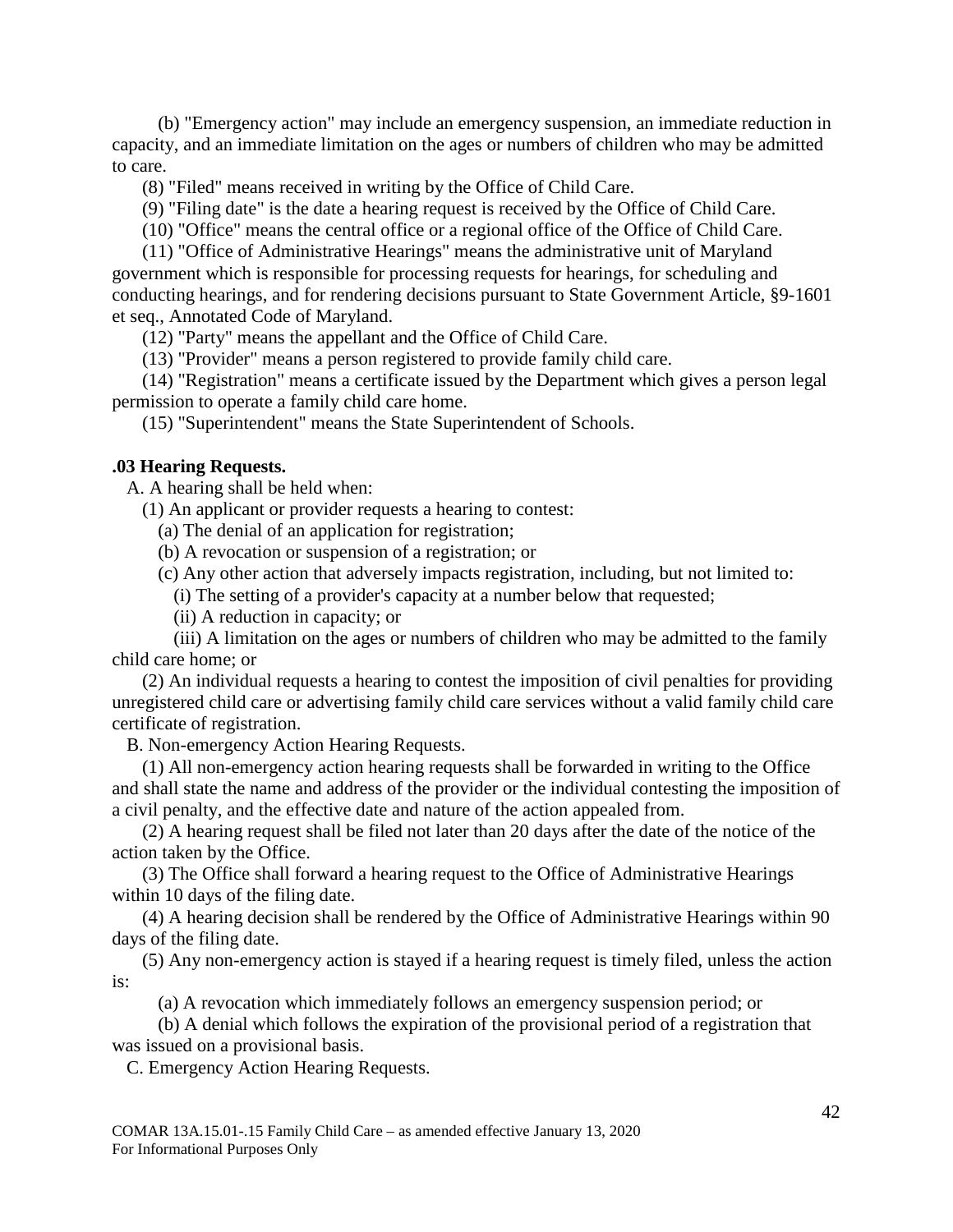(b) "Emergency action" may include an emergency suspension, an immediate reduction in capacity, and an immediate limitation on the ages or numbers of children who may be admitted to care.

(8) "Filed" means received in writing by the Office of Child Care.

(9) "Filing date" is the date a hearing request is received by the Office of Child Care.

(10) "Office" means the central office or a regional office of the Office of Child Care.

(11) "Office of Administrative Hearings" means the administrative unit of Maryland government which is responsible for processing requests for hearings, for scheduling and conducting hearings, and for rendering decisions pursuant to State Government Article, §9-1601 et seq., Annotated Code of Maryland.

(12) "Party" means the appellant and the Office of Child Care.

(13) "Provider" means a person registered to provide family child care.

(14) "Registration" means a certificate issued by the Department which gives a person legal permission to operate a family child care home.

(15) "Superintendent" means the State Superintendent of Schools.

**.03 Hearing Requests.**

A. A hearing shall be held when:

(1) An applicant or provider requests a hearing to contest:

(a) The denial of an application for registration;

(b) A revocation or suspension of a registration; or

(c) Any other action that adversely impacts registration, including, but not limited to:

(i) The setting of a provider's capacity at a number below that requested;

(ii) A reduction in capacity; or

(iii) A limitation on the ages or numbers of children who may be admitted to the family child care home; or

(2) An individual requests a hearing to contest the imposition of civil penalties for providing unregistered child care or advertising family child care services without a valid family child care certificate of registration.

B. Non-emergency Action Hearing Requests.

(1) All non-emergency action hearing requests shall be forwarded in writing to the Office and shall state the name and address of the provider or the individual contesting the imposition of a civil penalty, and the effective date and nature of the action appealed from.

(2) A hearing request shall be filed not later than 20 days after the date of the notice of the action taken by the Office.

(3) The Office shall forward a hearing request to the Office of Administrative Hearings within 10 days of the filing date.

(4) A hearing decision shall be rendered by the Office of Administrative Hearings within 90 days of the filing date.

(5) Any non-emergency action is stayed if a hearing request is timely filed, unless the action is:

(a) A revocation which immediately follows an emergency suspension period; or

(b) A denial which follows the expiration of the provisional period of a registration that was issued on a provisional basis.

C. Emergency Action Hearing Requests.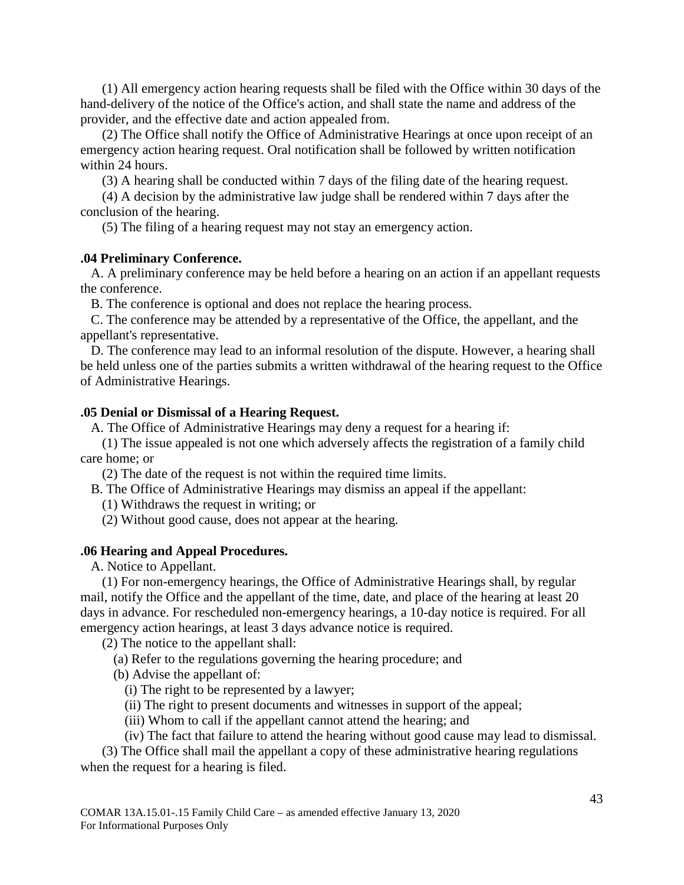(1) All emergency action hearing requests shall be filed with the Office within 30 days of the hand-delivery of the notice of the Office's action, and shall state the name and address of the provider, and the effective date and action appealed from.

(2) The Office shall notify the Office of Administrative Hearings at once upon receipt of an emergency action hearing request. Oral notification shall be followed by written notification within 24 hours.

(3) A hearing shall be conducted within 7 days of the filing date of the hearing request.

(4) A decision by the administrative law judge shall be rendered within 7 days after the conclusion of the hearing.

(5) The filing of a hearing request may not stay an emergency action.

**.04 Preliminary Conference.**

A. A preliminary conference may be held before a hearing on an action if an appellant requests the conference.

B. The conference is optional and does not replace the hearing process.

C. The conference may be attended by a representative of the Office, the appellant, and the appellant's representative.

D. The conference may lead to an informal resolution of the dispute. However, a hearing shall be held unless one of the parties submits a written withdrawal of the hearing request to the Office of Administrative Hearings.

**.05 Denial or Dismissal of a Hearing Request.**

A. The Office of Administrative Hearings may deny a request for a hearing if:

(1) The issue appealed is not one which adversely affects the registration of a family child care home; or

(2) The date of the request is not within the required time limits.

B. The Office of Administrative Hearings may dismiss an appeal if the appellant:

(1) Withdraws the request in writing; or

(2) Without good cause, does not appear at the hearing.

**.06 Hearing and Appeal Procedures.**

A. Notice to Appellant.

(1) For non-emergency hearings, the Office of Administrative Hearings shall, by regular mail, notify the Office and the appellant of the time, date, and place of the hearing at least 20 days in advance. For rescheduled non-emergency hearings, a 10-day notice is required. For all emergency action hearings, at least 3 days advance notice is required.

(2) The notice to the appellant shall:

(a) Refer to the regulations governing the hearing procedure; and

(b) Advise the appellant of:

(i) The right to be represented by a lawyer;

(ii) The right to present documents and witnesses in support of the appeal;

(iii) Whom to call if the appellant cannot attend the hearing; and

(iv) The fact that failure to attend the hearing without good cause may lead to dismissal.

(3) The Office shall mail the appellant a copy of these administrative hearing regulations when the request for a hearing is filed.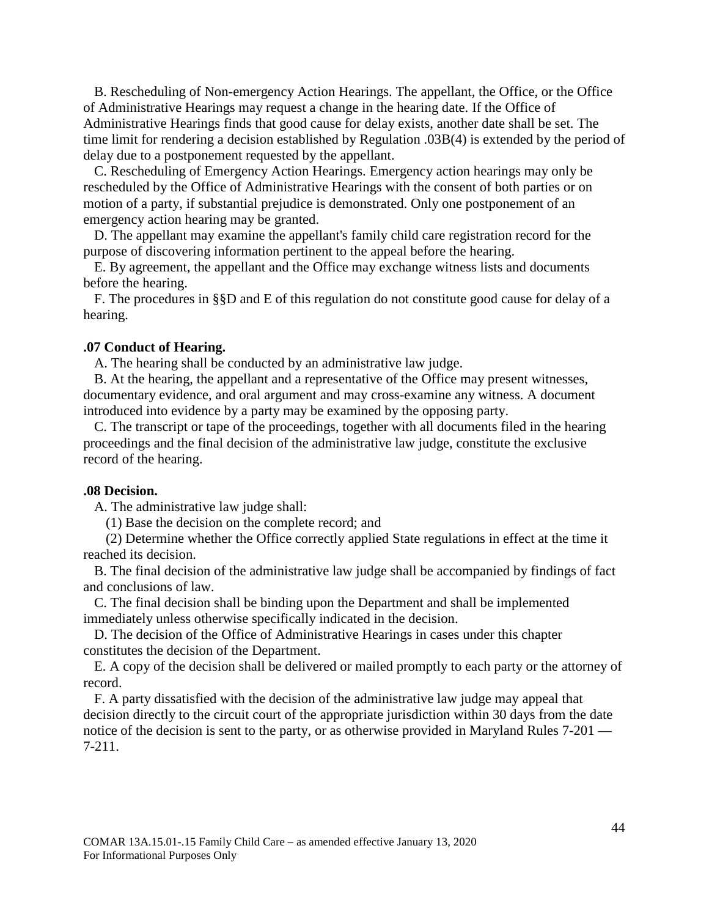B. Rescheduling of Non-emergency Action Hearings. The appellant, the Office, or the Office of Administrative Hearings may request a change in the hearing date. If the Office of Administrative Hearings finds that good cause for delay exists, another date shall be set. The time limit for rendering a decision established by Regulation .03B(4) is extended by the period of delay due to a postponement requested by the appellant.

C. Rescheduling of Emergency Action Hearings. Emergency action hearings may only be rescheduled by the Office of Administrative Hearings with the consent of both parties or on motion of a party, if substantial prejudice is demonstrated. Only one postponement of an emergency action hearing may be granted.

D. The appellant may examine the appellant's family child care registration record for the purpose of discovering information pertinent to the appeal before the hearing.

E. By agreement, the appellant and the Office may exchange witness lists and documents before the hearing.

F. The procedures in §§D and E of this regulation do not constitute good cause for delay of a hearing.

**.07 Conduct of Hearing.**

A. The hearing shall be conducted by an administrative law judge.

B. At the hearing, the appellant and a representative of the Office may present witnesses, documentary evidence, and oral argument and may cross-examine any witness. A document introduced into evidence by a party may be examined by the opposing party.

C. The transcript or tape of the proceedings, together with all documents filed in the hearing proceedings and the final decision of the administrative law judge, constitute the exclusive record of the hearing.

**.08 Decision.**

A. The administrative law judge shall:

(1) Base the decision on the complete record; and

(2) Determine whether the Office correctly applied State regulations in effect at the time it reached its decision.

B. The final decision of the administrative law judge shall be accompanied by findings of fact and conclusions of law.

C. The final decision shall be binding upon the Department and shall be implemented immediately unless otherwise specifically indicated in the decision.

D. The decision of the Office of Administrative Hearings in cases under this chapter constitutes the decision of the Department.

E. A copy of the decision shall be delivered or mailed promptly to each party or the attorney of record.

F. A party dissatisfied with the decision of the administrative law judge may appeal that decision directly to the circuit court of the appropriate jurisdiction within 30 days from the date notice of the decision is sent to the party, or as otherwise provided in Maryland Rules 7-201 — 7-211.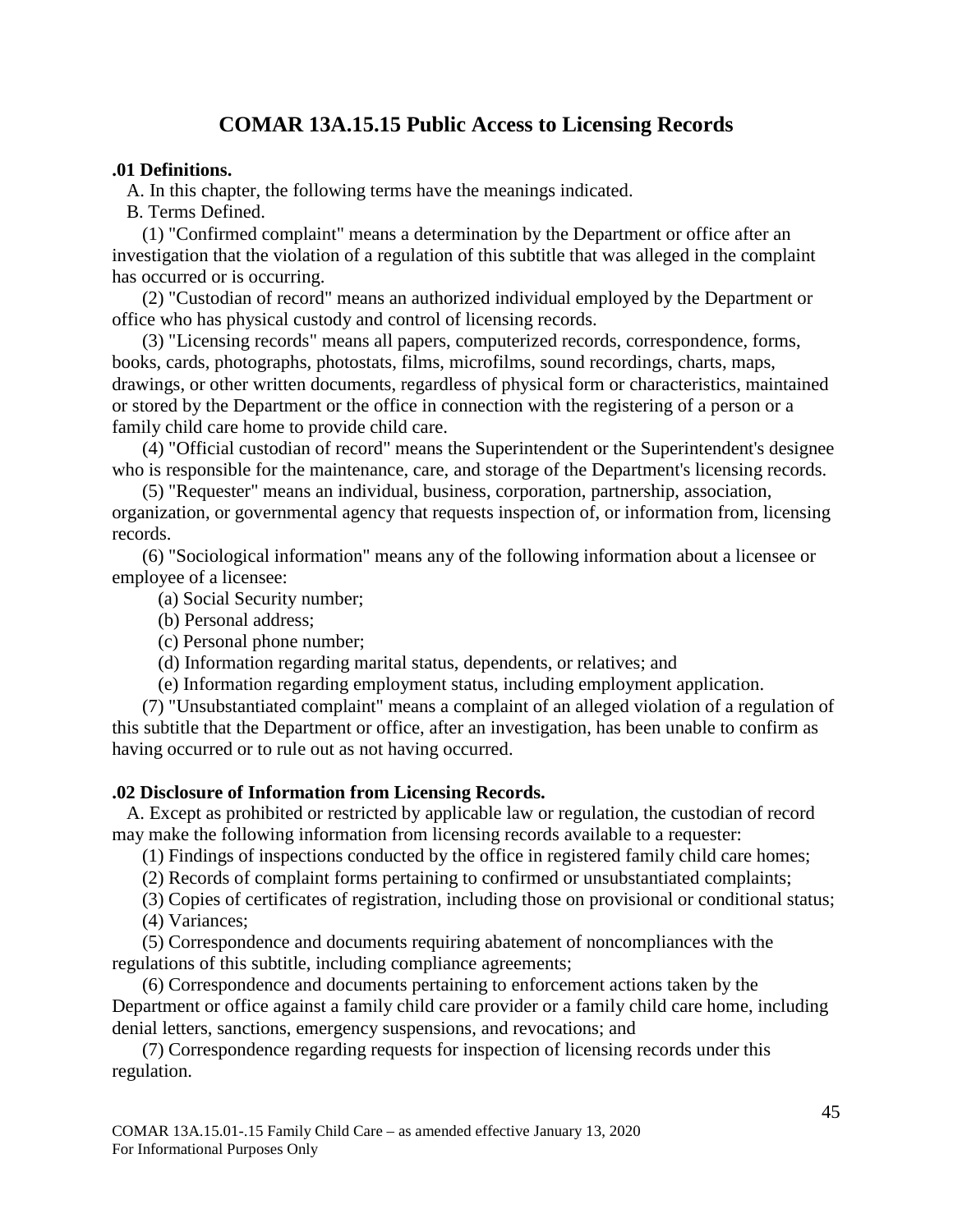# COMAR 13A.15.15 Public Access to Licensing Records

**.01 Definitions.**

A. In this chapter, the following terms have the meanings indicated.

B. Terms Defined.

(1) "Confirmed complaint" means a determination by the Department or office after an investigation that the violation of a regulation of this subtitle that was alleged in the complaint has occurred or is occurring.

(2) "Custodian of record" means an authorized individual employed by the Department or office who has physical custody and control of licensing records.

(3) "Licensing records" means all papers, computerized records, correspondence, forms, books, cards, photographs, photostats, films, microfilms, sound recordings, charts, maps, drawings, or other written documents, regardless of physical form or characteristics, maintained or stored by the Department or the office in connection with the registering of a person or a family child care home to provide child care.

(4) "Official custodian of record" means the Superintendent or the Superintendent's designee who is responsible for the maintenance, care, and storage of the Department's licensing records.

(5) "Requester" means an individual, business, corporation, partnership, association, organization, or governmental agency that requests inspection of, or information from, licensing records.

(6) "Sociological information" means any of the following information about a licensee or employee of a licensee:

(a) Social Security number;

(b) Personal address;

(c) Personal phone number;

(d) Information regarding marital status, dependents, or relatives; and

(e) Information regarding employment status, including employment application.

(7) "Unsubstantiated complaint" means a complaint of an alleged violation of a regulation of this subtitle that the Department or office, after an investigation, has been unable to confirm as having occurred or to rule out as not having occurred.

**.02 Disclosure of Information from Licensing Records.**

A. Except as prohibited or restricted by applicable law or regulation, the custodian of record may make the following information from licensing records available to a requester:

(1) Findings of inspections conducted by the office in registered family child care homes;

(2) Records of complaint forms pertaining to confirmed or unsubstantiated complaints;

(3) Copies of certificates of registration, including those on provisional or conditional status;

(4) Variances;

(5) Correspondence and documents requiring abatement of noncompliances with the regulations of this subtitle, including compliance agreements;

(6) Correspondence and documents pertaining to enforcement actions taken by the Department or office against a family child care provider or a family child care home, including denial letters, sanctions, emergency suspensions, and revocations; and

(7) Correspondence regarding requests for inspection of licensing records under this regulation.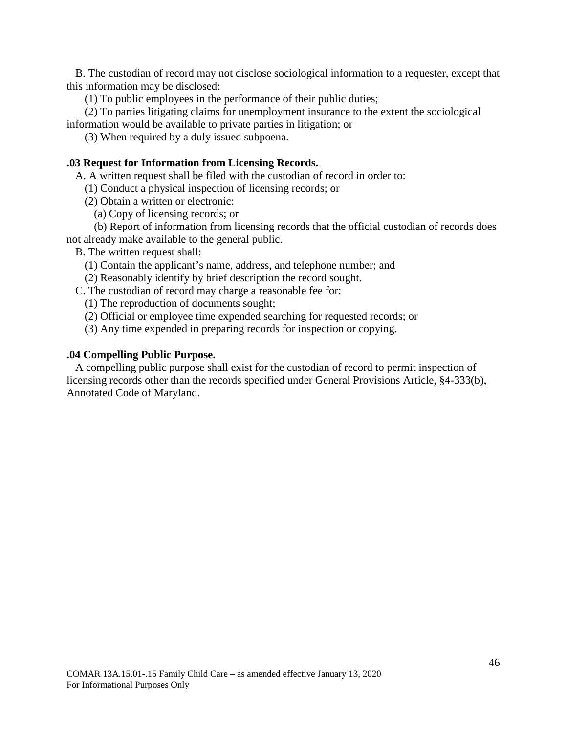B. The custodian of record may not disclose sociological information to a requester, except that this information may be disclosed:

(1) To public employees in the performance of their public duties;

(2) To parties litigating claims for unemployment insurance to the extent the sociological information would be available to private parties in litigation; or

(3) When required by a duly issued subpoena.

**.03 Request for Information from Licensing Records.**

A. A written request shall be filed with the custodian of record in order to:

(1) Conduct a physical inspection of licensing records; or

(2) Obtain a written or electronic:

(a) Copy of licensing records; or

(b) Report of information from licensing records that the official custodian of records does not already make available to the general public.

B. The written request shall:

(1) Contain the applicant's name, address, and telephone number; and

(2) Reasonably identify by brief description the record sought.

C. The custodian of record may charge a reasonable fee for:

(1) The reproduction of documents sought;

(2) Official or employee time expended searching for requested records; or

(3) Any time expended in preparing records for inspection or copying.

**.04 Compelling Public Purpose.**

A compelling public purpose shall exist for the custodian of record to permit inspection of licensing records other than the records specified under General Provisions Article, §4-333(b), Annotated Code of Maryland.